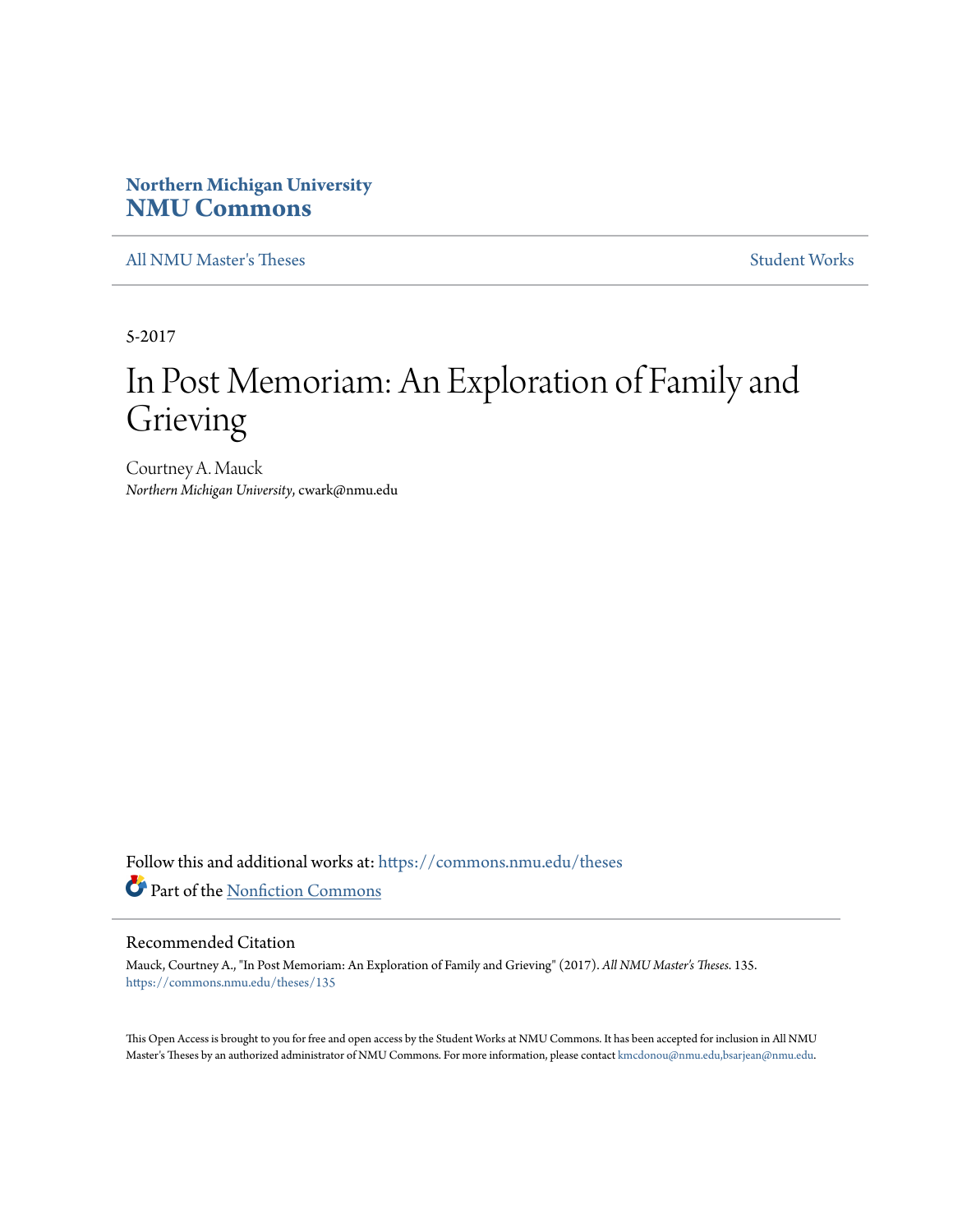**Northern Michigan University**
**NMU Commons**

All NMU Master's Theses | Student Works

5-2017

# In Post Memoriam: An Exploration of Family and Grieving

Courtney A. Mauck
*Northern Michigan University*, cwark@nmu.edu

Follow this and additional works at: https://commons.nmu.edu/theses

Part of the Nonfiction Commons

## Recommended Citation

Mauck, Courtney A., "In Post Memoriam: An Exploration of Family and Grieving" (2017). *All NMU Master's Theses*. 135.
https://commons.nmu.edu/theses/135

This Open Access is brought to you for free and open access by the Student Works at NMU Commons. It has been accepted for inclusion in All NMU Master's Theses by an authorized administrator of NMU Commons. For more information, please contact kmcdonou@nmu.edu,bsarjean@nmu.edu.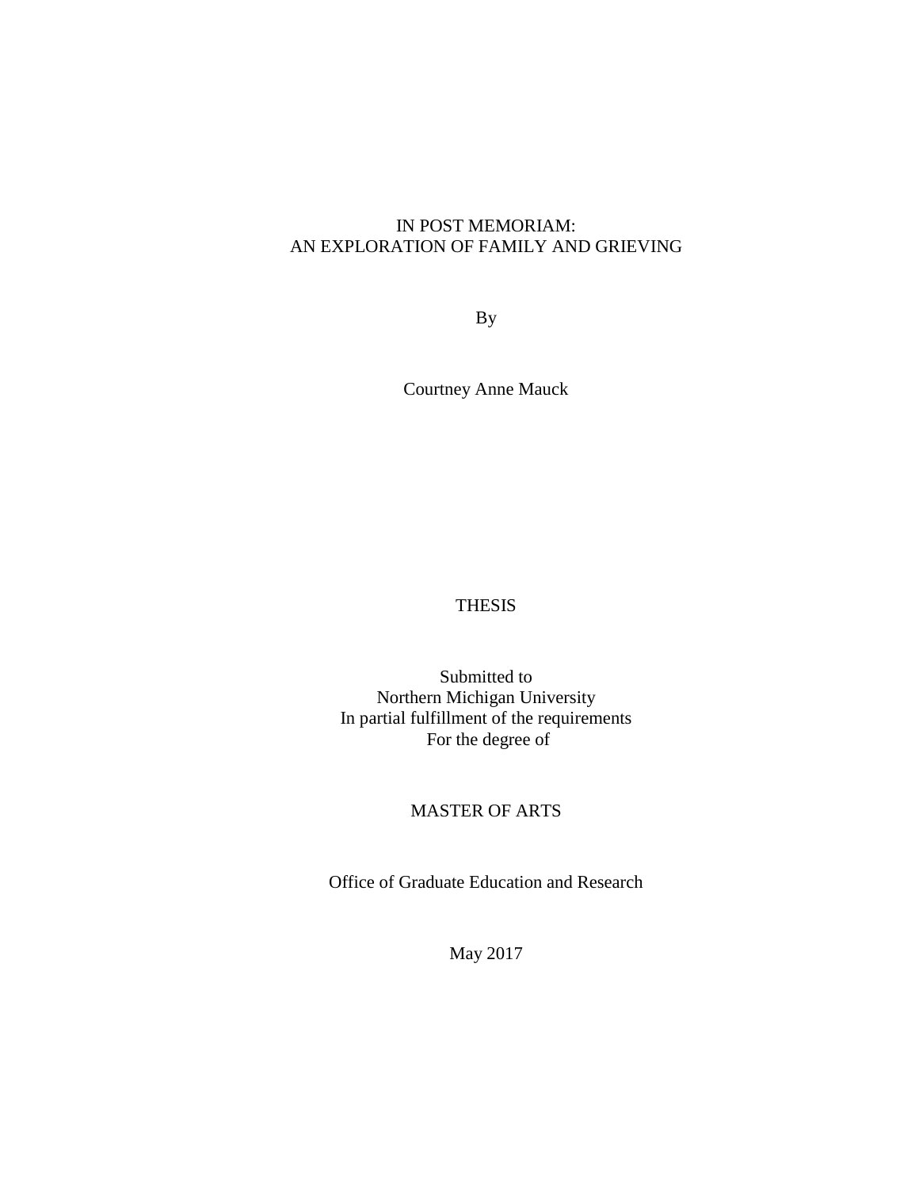# IN POST MEMORIAM:
# AN EXPLORATION OF FAMILY AND GRIEVING

By

Courtney Anne Mauck

THESIS

Submitted to
Northern Michigan University
In partial fulfillment of the requirements
For the degree of

MASTER OF ARTS

Office of Graduate Education and Research

May 2017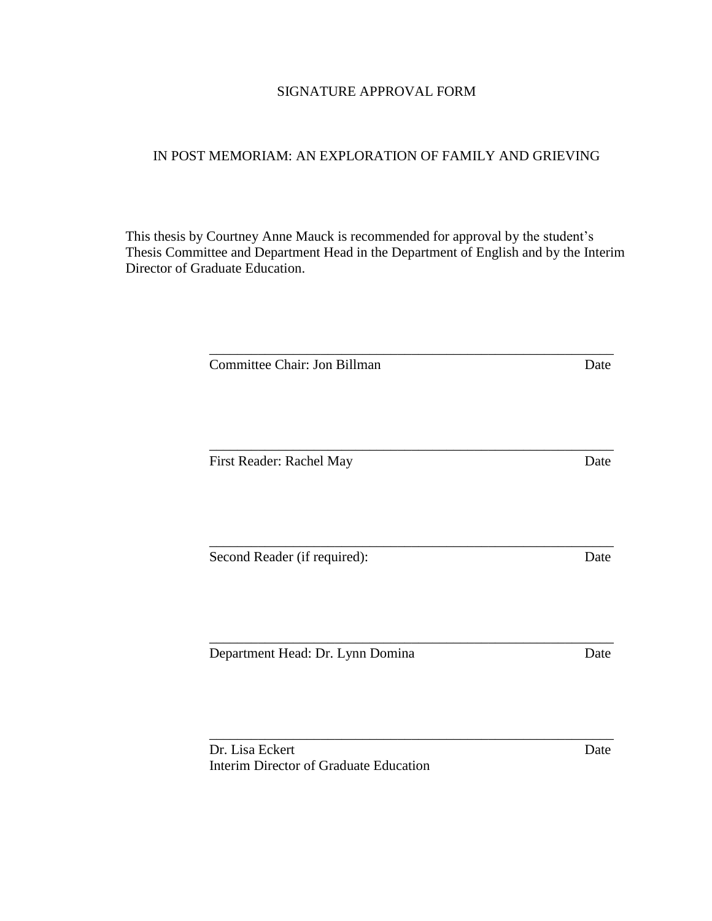SIGNATURE APPROVAL FORM

IN POST MEMORIAM: AN EXPLORATION OF FAMILY AND GRIEVING

This thesis by Courtney Anne Mauck is recommended for approval by the student's Thesis Committee and Department Head in the Department of English and by the Interim Director of Graduate Education.

\_\_\_\_\_\_\_\_\_\_\_\_\_\_\_\_\_\_\_\_\_\_\_\_\_\_\_\_\_\_\_\_\_\_\_\_\_\_\_\_\_\_\_\_\_\_\_\_\_\_\_\_\_\_\_\_

Committee Chair: Jon Billman                                        Date

\_\_\_\_\_\_\_\_\_\_\_\_\_\_\_\_\_\_\_\_\_\_\_\_\_\_\_\_\_\_\_\_\_\_\_\_\_\_\_\_\_\_\_\_\_\_\_\_\_\_\_\_\_\_\_\_

First Reader: Rachel May                                        Date

\_\_\_\_\_\_\_\_\_\_\_\_\_\_\_\_\_\_\_\_\_\_\_\_\_\_\_\_\_\_\_\_\_\_\_\_\_\_\_\_\_\_\_\_\_\_\_\_\_\_\_\_\_\_\_\_

Second Reader (if required):                                        Date

\_\_\_\_\_\_\_\_\_\_\_\_\_\_\_\_\_\_\_\_\_\_\_\_\_\_\_\_\_\_\_\_\_\_\_\_\_\_\_\_\_\_\_\_\_\_\_\_\_\_\_\_\_\_\_\_

Department Head: Dr. Lynn Domina                                        Date

\_\_\_\_\_\_\_\_\_\_\_\_\_\_\_\_\_\_\_\_\_\_\_\_\_\_\_\_\_\_\_\_\_\_\_\_\_\_\_\_\_\_\_\_\_\_\_\_\_\_\_\_\_\_\_\_

Dr. Lisa Eckert                                        Date  
Interim Director of Graduate Education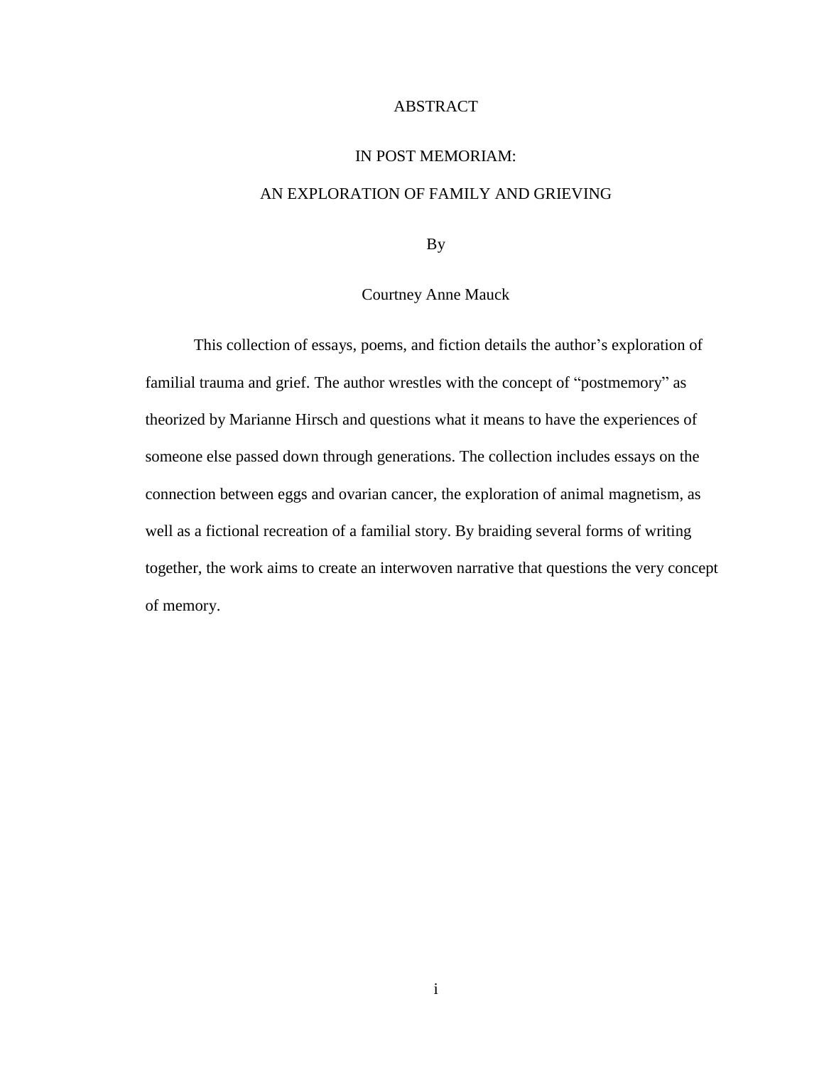# ABSTRACT

## IN POST MEMORIAM:

## AN EXPLORATION OF FAMILY AND GRIEVING

By

Courtney Anne Mauck

This collection of essays, poems, and fiction details the author's exploration of familial trauma and grief. The author wrestles with the concept of "postmemory" as theorized by Marianne Hirsch and questions what it means to have the experiences of someone else passed down through generations. The collection includes essays on the connection between eggs and ovarian cancer, the exploration of animal magnetism, as well as a fictional recreation of a familial story. By braiding several forms of writing together, the work aims to create an interwoven narrative that questions the very concept of memory.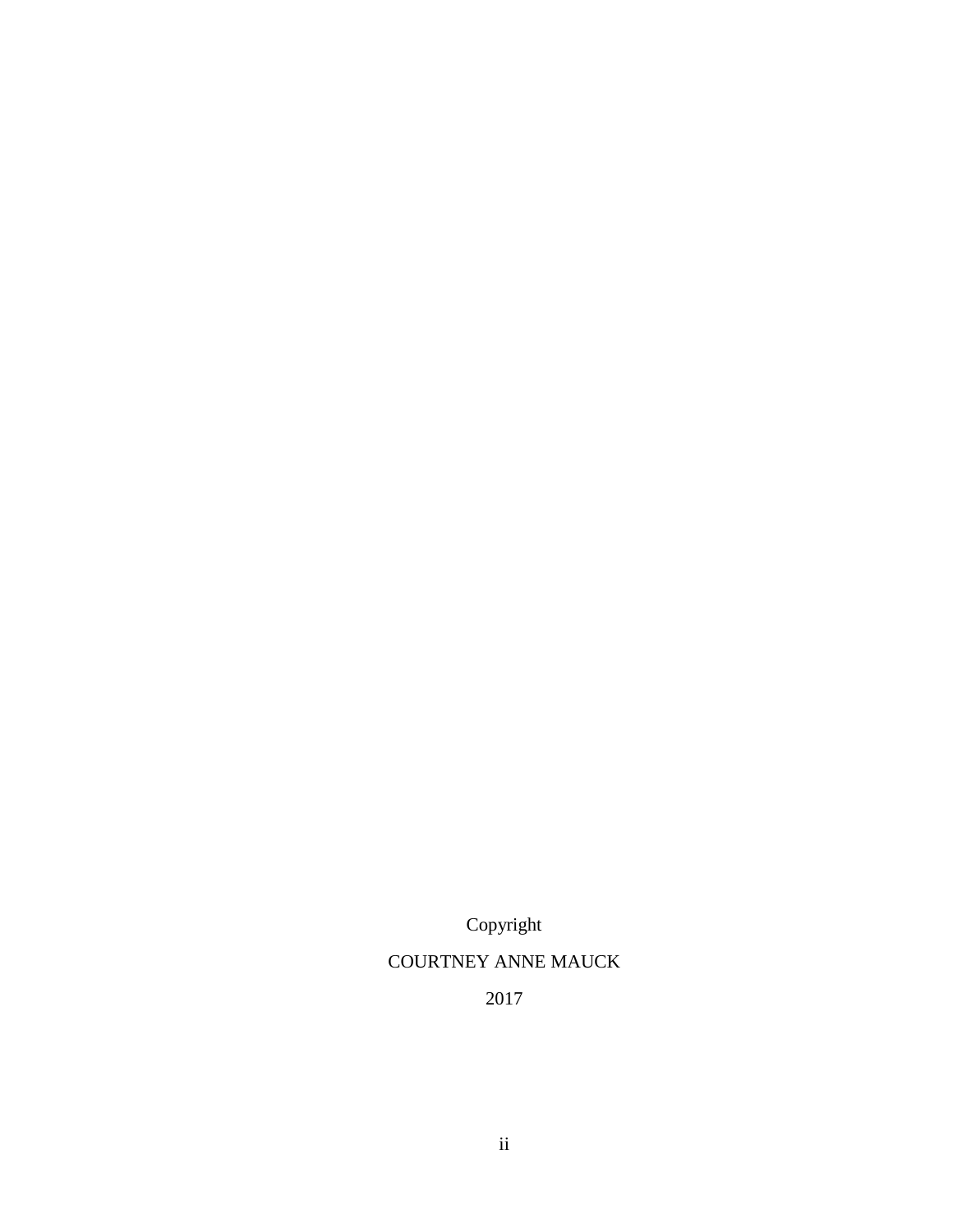Copyright

COURTNEY ANNE MAUCK

2017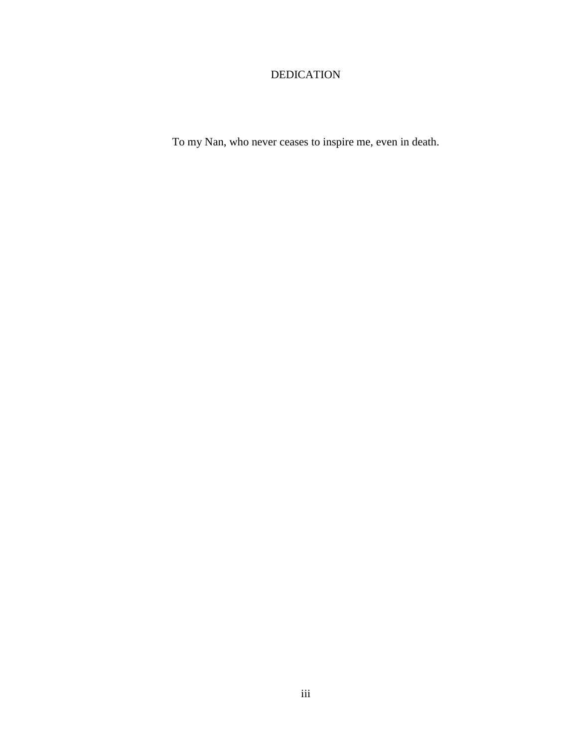# DEDICATION

To my Nan, who never ceases to inspire me, even in death.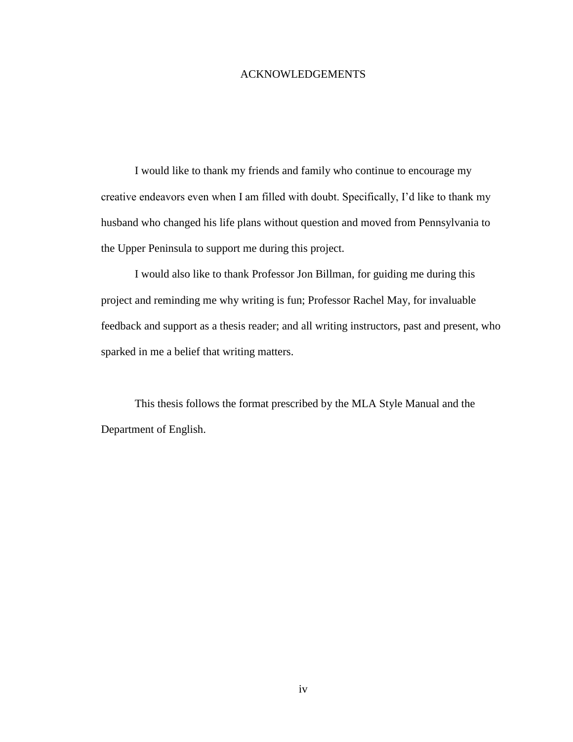# ACKNOWLEDGEMENTS

I would like to thank my friends and family who continue to encourage my creative endeavors even when I am filled with doubt. Specifically, I'd like to thank my husband who changed his life plans without question and moved from Pennsylvania to the Upper Peninsula to support me during this project.

I would also like to thank Professor Jon Billman, for guiding me during this project and reminding me why writing is fun; Professor Rachel May, for invaluable feedback and support as a thesis reader; and all writing instructors, past and present, who sparked in me a belief that writing matters.

This thesis follows the format prescribed by the MLA Style Manual and the Department of English.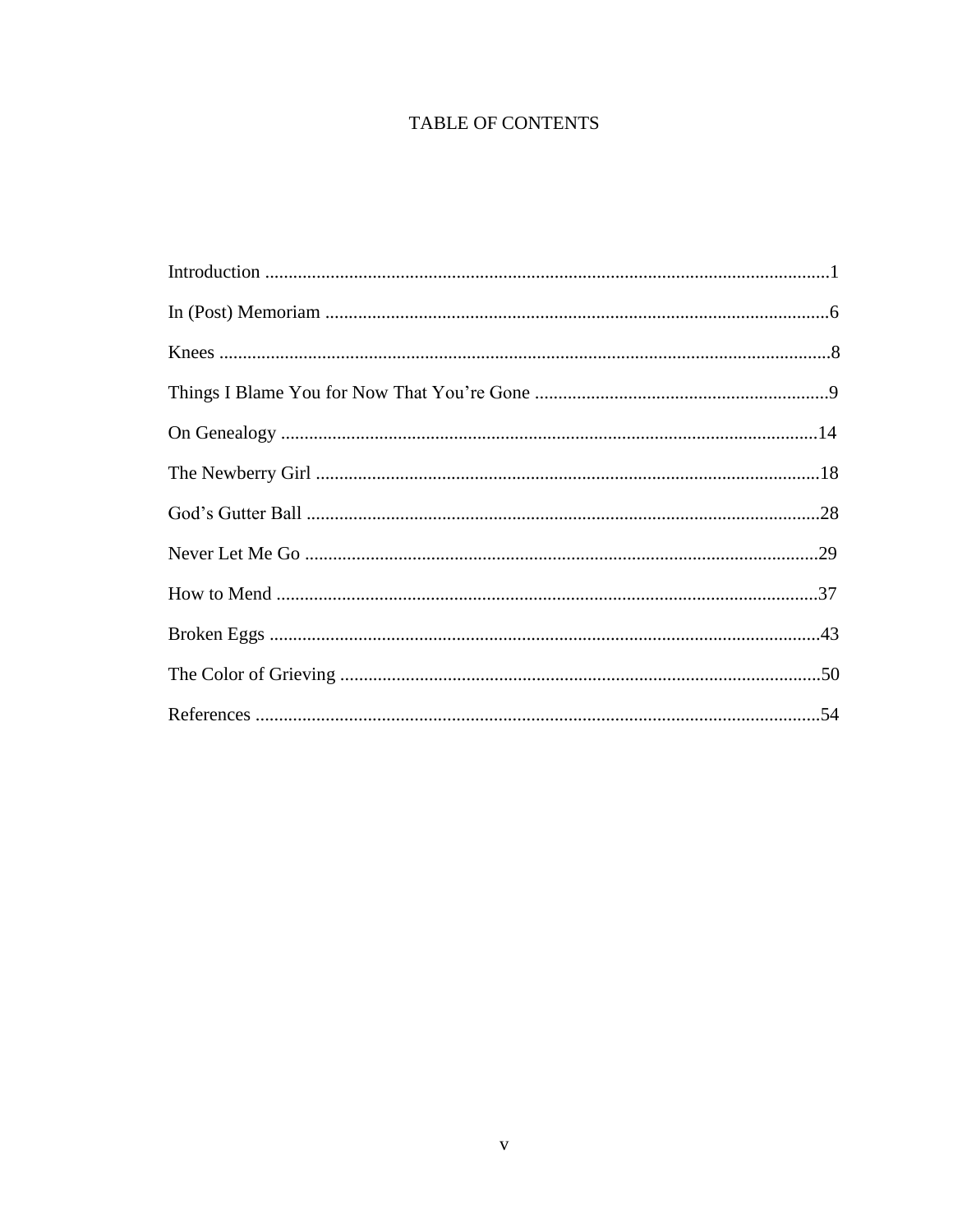# TABLE OF CONTENTS

Introduction ........................................................................................................................1

In (Post) Memoriam ...........................................................................................................6

Knees ..................................................................................................................................8

Things I Blame You for Now That You're Gone ...............................................................9

On Genealogy ...................................................................................................................14

The Newberry Girl ............................................................................................................18

God's Gutter Ball ..............................................................................................................28

Never Let Me Go ..............................................................................................................29

How to Mend ....................................................................................................................37

Broken Eggs ......................................................................................................................43

The Color of Grieving .......................................................................................................50

References .........................................................................................................................54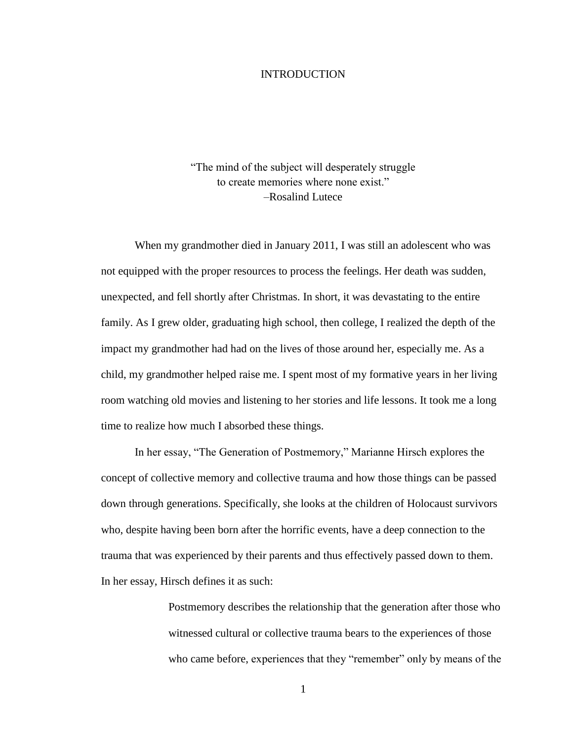# INTRODUCTION

> "The mind of the subject will desperately struggle
> to create memories where none exist."
> –Rosalind Lutece

When my grandmother died in January 2011, I was still an adolescent who was not equipped with the proper resources to process the feelings. Her death was sudden, unexpected, and fell shortly after Christmas. In short, it was devastating to the entire family. As I grew older, graduating high school, then college, I realized the depth of the impact my grandmother had had on the lives of those around her, especially me. As a child, my grandmother helped raise me. I spent most of my formative years in her living room watching old movies and listening to her stories and life lessons. It took me a long time to realize how much I absorbed these things.

In her essay, "The Generation of Postmemory," Marianne Hirsch explores the concept of collective memory and collective trauma and how those things can be passed down through generations. Specifically, she looks at the children of Holocaust survivors who, despite having been born after the horrific events, have a deep connection to the trauma that was experienced by their parents and thus effectively passed down to them. In her essay, Hirsch defines it as such:

> Postmemory describes the relationship that the generation after those who witnessed cultural or collective trauma bears to the experiences of those who came before, experiences that they "remember" only by means of the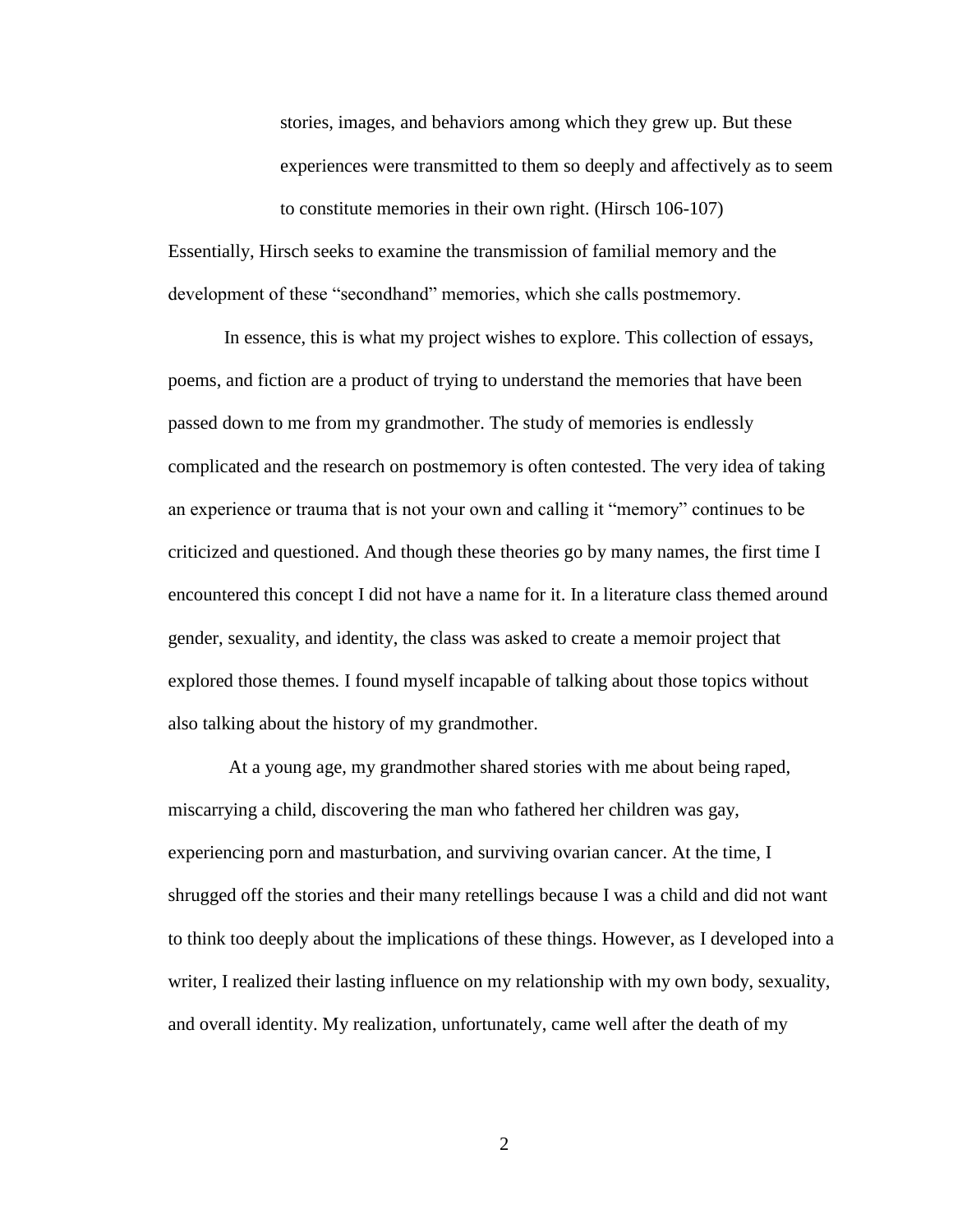> stories, images, and behaviors among which they grew up. But these experiences were transmitted to them so deeply and affectively as to seem to constitute memories in their own right. (Hirsch 106-107)

Essentially, Hirsch seeks to examine the transmission of familial memory and the development of these "secondhand" memories, which she calls postmemory.

In essence, this is what my project wishes to explore. This collection of essays, poems, and fiction are a product of trying to understand the memories that have been passed down to me from my grandmother. The study of memories is endlessly complicated and the research on postmemory is often contested. The very idea of taking an experience or trauma that is not your own and calling it "memory" continues to be criticized and questioned. And though these theories go by many names, the first time I encountered this concept I did not have a name for it. In a literature class themed around gender, sexuality, and identity, the class was asked to create a memoir project that explored those themes. I found myself incapable of talking about those topics without also talking about the history of my grandmother.

At a young age, my grandmother shared stories with me about being raped, miscarrying a child, discovering the man who fathered her children was gay, experiencing porn and masturbation, and surviving ovarian cancer. At the time, I shrugged off the stories and their many retellings because I was a child and did not want to think too deeply about the implications of these things. However, as I developed into a writer, I realized their lasting influence on my relationship with my own body, sexuality, and overall identity. My realization, unfortunately, came well after the death of my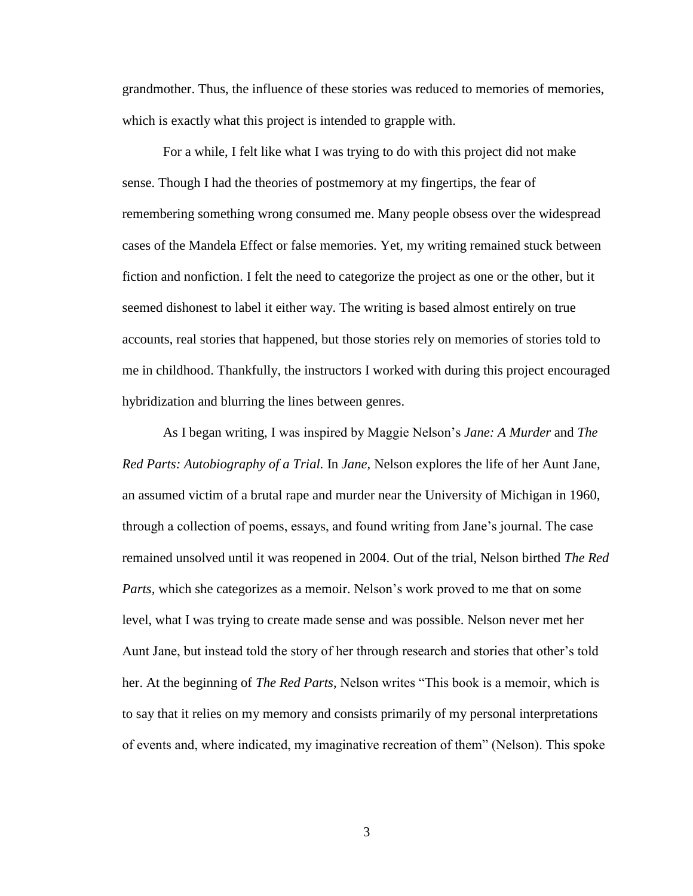grandmother. Thus, the influence of these stories was reduced to memories of memories, which is exactly what this project is intended to grapple with.

For a while, I felt like what I was trying to do with this project did not make sense. Though I had the theories of postmemory at my fingertips, the fear of remembering something wrong consumed me. Many people obsess over the widespread cases of the Mandela Effect or false memories. Yet, my writing remained stuck between fiction and nonfiction. I felt the need to categorize the project as one or the other, but it seemed dishonest to label it either way. The writing is based almost entirely on true accounts, real stories that happened, but those stories rely on memories of stories told to me in childhood. Thankfully, the instructors I worked with during this project encouraged hybridization and blurring the lines between genres.

As I began writing, I was inspired by Maggie Nelson's *Jane: A Murder* and *The Red Parts: Autobiography of a Trial.* In *Jane*, Nelson explores the life of her Aunt Jane, an assumed victim of a brutal rape and murder near the University of Michigan in 1960, through a collection of poems, essays, and found writing from Jane's journal. The case remained unsolved until it was reopened in 2004. Out of the trial, Nelson birthed *The Red Parts*, which she categorizes as a memoir. Nelson's work proved to me that on some level, what I was trying to create made sense and was possible. Nelson never met her Aunt Jane, but instead told the story of her through research and stories that other's told her. At the beginning of *The Red Parts*, Nelson writes "This book is a memoir, which is to say that it relies on my memory and consists primarily of my personal interpretations of events and, where indicated, my imaginative recreation of them" (Nelson). This spoke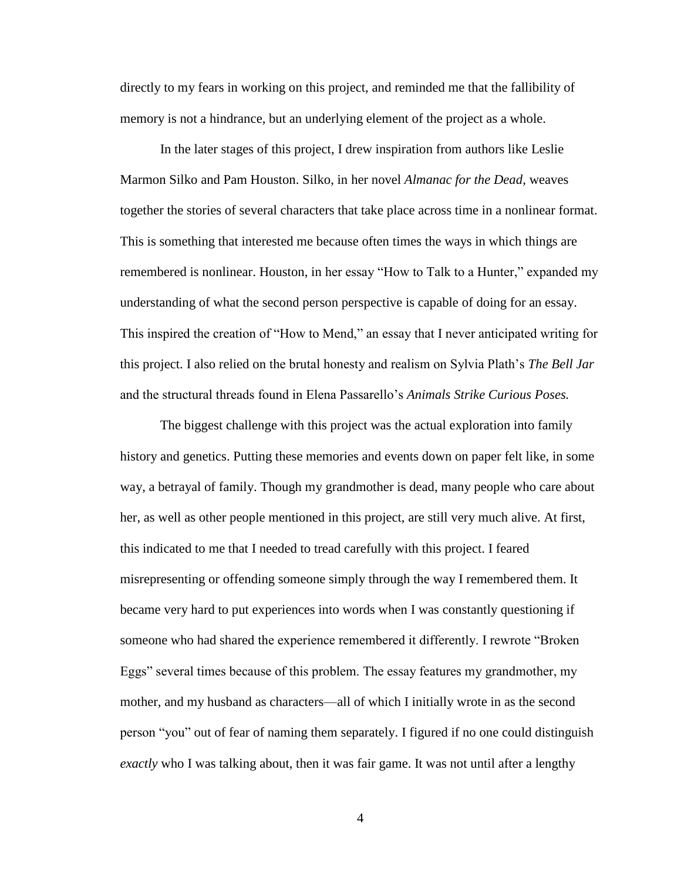directly to my fears in working on this project, and reminded me that the fallibility of memory is not a hindrance, but an underlying element of the project as a whole.

In the later stages of this project, I drew inspiration from authors like Leslie Marmon Silko and Pam Houston. Silko, in her novel *Almanac for the Dead,* weaves together the stories of several characters that take place across time in a nonlinear format. This is something that interested me because often times the ways in which things are remembered is nonlinear. Houston, in her essay "How to Talk to a Hunter," expanded my understanding of what the second person perspective is capable of doing for an essay. This inspired the creation of "How to Mend," an essay that I never anticipated writing for this project. I also relied on the brutal honesty and realism on Sylvia Plath's *The Bell Jar* and the structural threads found in Elena Passarello's *Animals Strike Curious Poses.*

The biggest challenge with this project was the actual exploration into family history and genetics. Putting these memories and events down on paper felt like, in some way, a betrayal of family. Though my grandmother is dead, many people who care about her, as well as other people mentioned in this project, are still very much alive. At first, this indicated to me that I needed to tread carefully with this project. I feared misrepresenting or offending someone simply through the way I remembered them. It became very hard to put experiences into words when I was constantly questioning if someone who had shared the experience remembered it differently. I rewrote "Broken Eggs" several times because of this problem. The essay features my grandmother, my mother, and my husband as characters—all of which I initially wrote in as the second person "you" out of fear of naming them separately. I figured if no one could distinguish *exactly* who I was talking about, then it was fair game. It was not until after a lengthy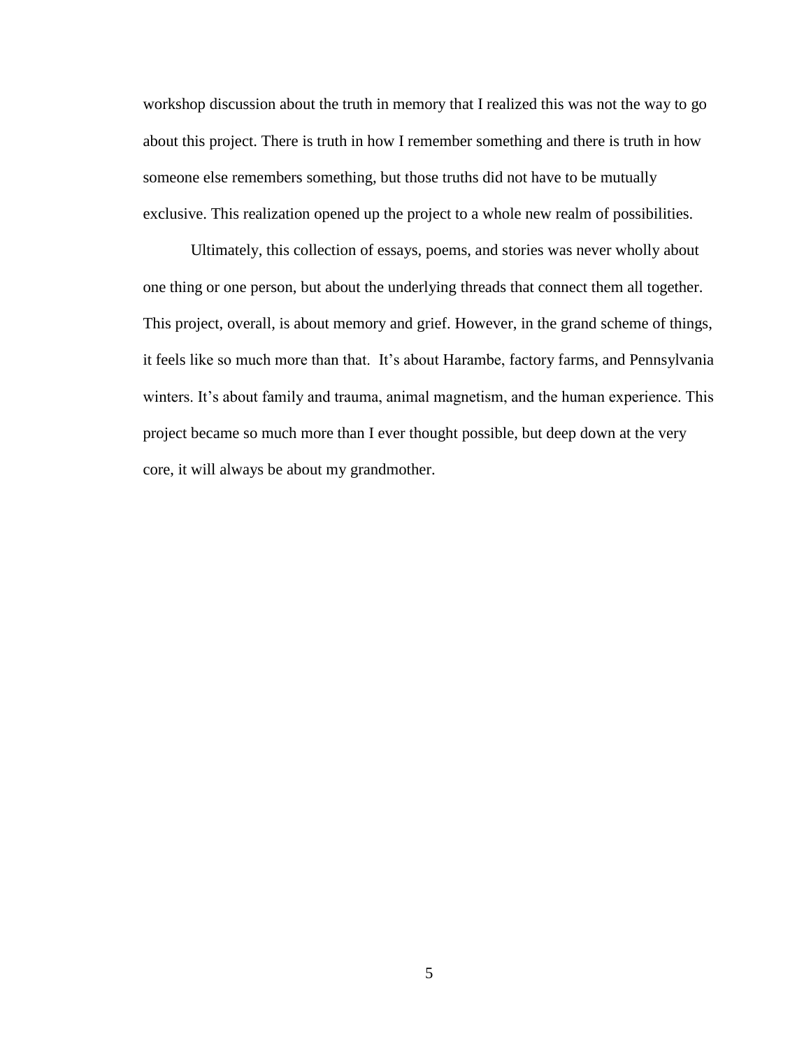workshop discussion about the truth in memory that I realized this was not the way to go about this project. There is truth in how I remember something and there is truth in how someone else remembers something, but those truths did not have to be mutually exclusive. This realization opened up the project to a whole new realm of possibilities.

Ultimately, this collection of essays, poems, and stories was never wholly about one thing or one person, but about the underlying threads that connect them all together. This project, overall, is about memory and grief. However, in the grand scheme of things, it feels like so much more than that. It's about Harambe, factory farms, and Pennsylvania winters. It's about family and trauma, animal magnetism, and the human experience. This project became so much more than I ever thought possible, but deep down at the very core, it will always be about my grandmother.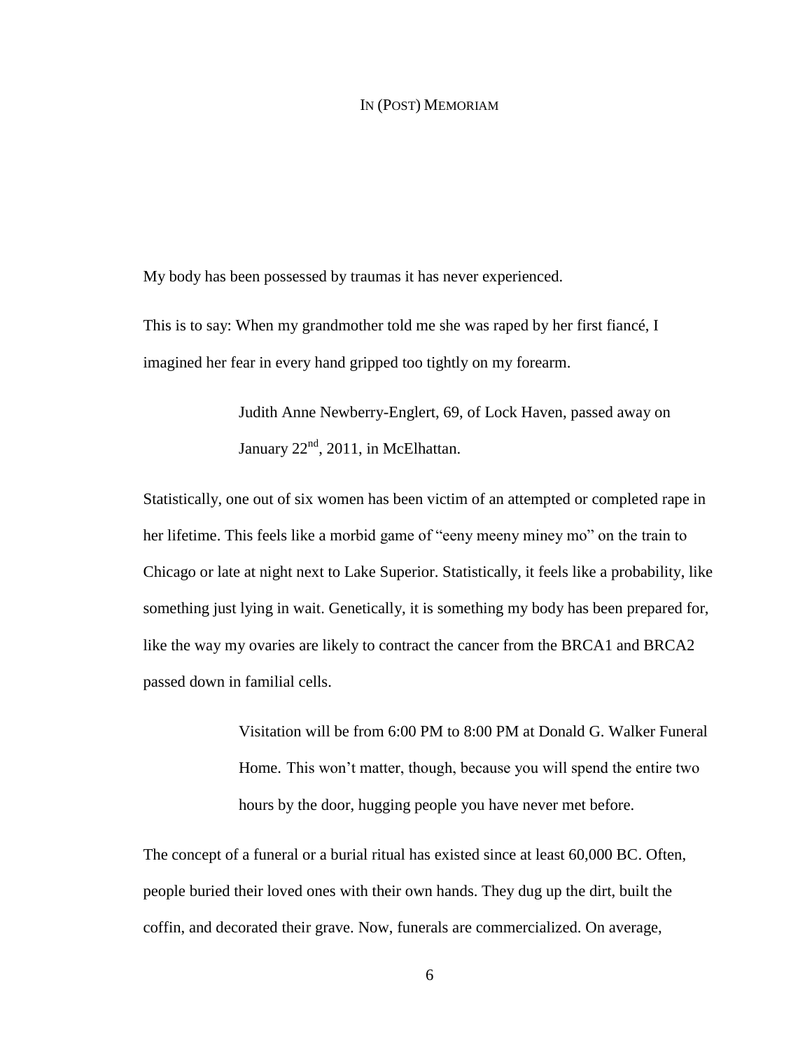## IN (POST) MEMORIAM

My body has been possessed by traumas it has never experienced.

This is to say: When my grandmother told me she was raped by her first fiancé, I imagined her fear in every hand gripped too tightly on my forearm.

> Judith Anne Newberry-Englert, 69, of Lock Haven, passed away on January 22nd, 2011, in McElhattan.

Statistically, one out of six women has been victim of an attempted or completed rape in her lifetime. This feels like a morbid game of "eeny meeny miney mo" on the train to Chicago or late at night next to Lake Superior. Statistically, it feels like a probability, like something just lying in wait. Genetically, it is something my body has been prepared for, like the way my ovaries are likely to contract the cancer from the BRCA1 and BRCA2 passed down in familial cells.

> Visitation will be from 6:00 PM to 8:00 PM at Donald G. Walker Funeral Home. This won't matter, though, because you will spend the entire two hours by the door, hugging people you have never met before.

The concept of a funeral or a burial ritual has existed since at least 60,000 BC. Often, people buried their loved ones with their own hands. They dug up the dirt, built the coffin, and decorated their grave. Now, funerals are commercialized. On average,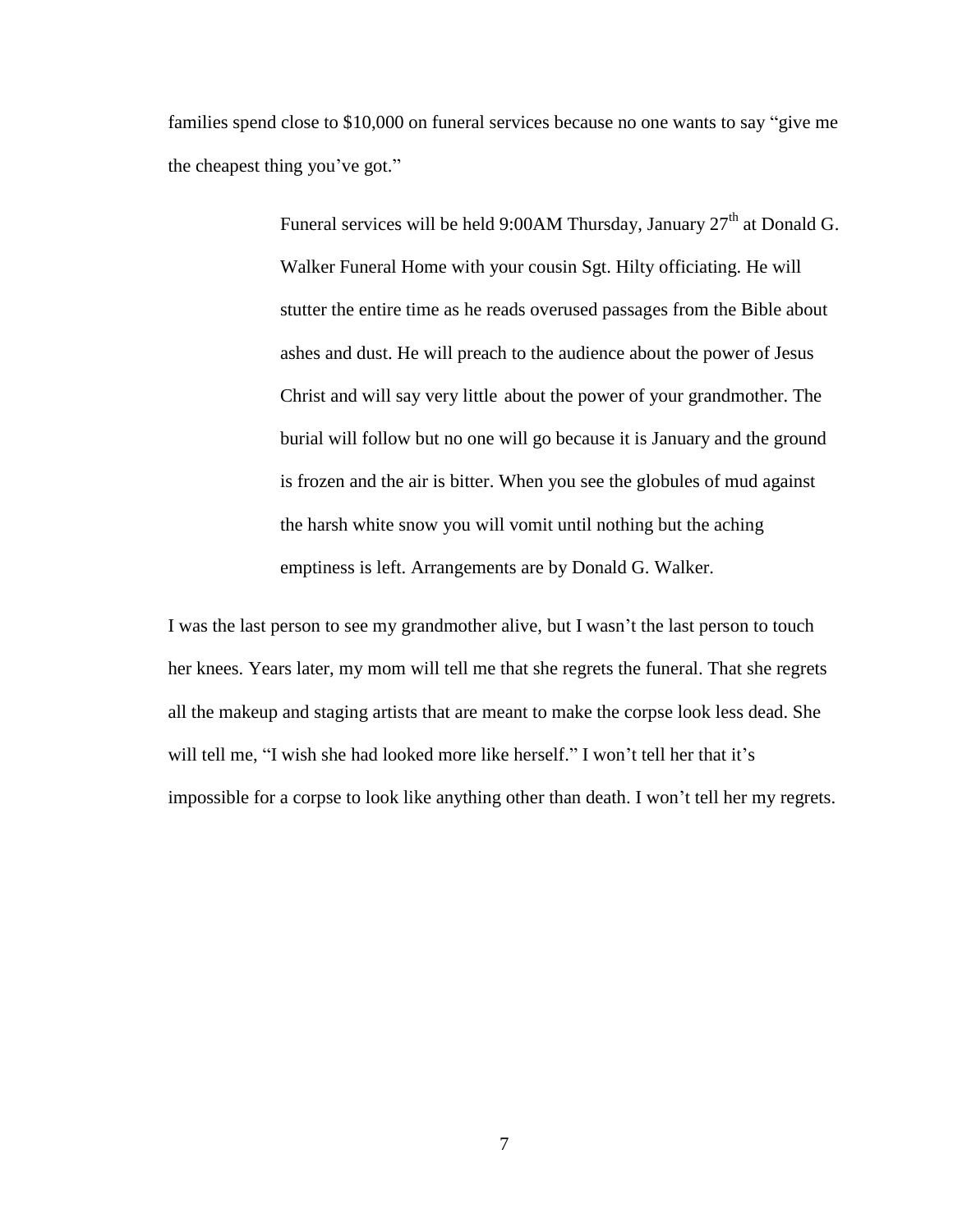families spend close to $10,000 on funeral services because no one wants to say "give me the cheapest thing you've got."

> Funeral services will be held 9:00AM Thursday, January 27th at Donald G. Walker Funeral Home with your cousin Sgt. Hilty officiating. He will stutter the entire time as he reads overused passages from the Bible about ashes and dust. He will preach to the audience about the power of Jesus Christ and will say very little about the power of your grandmother. The burial will follow but no one will go because it is January and the ground is frozen and the air is bitter. When you see the globules of mud against the harsh white snow you will vomit until nothing but the aching emptiness is left. Arrangements are by Donald G. Walker.

I was the last person to see my grandmother alive, but I wasn't the last person to touch her knees. Years later, my mom will tell me that she regrets the funeral. That she regrets all the makeup and staging artists that are meant to make the corpse look less dead. She will tell me, "I wish she had looked more like herself." I won't tell her that it's impossible for a corpse to look like anything other than death. I won't tell her my regrets.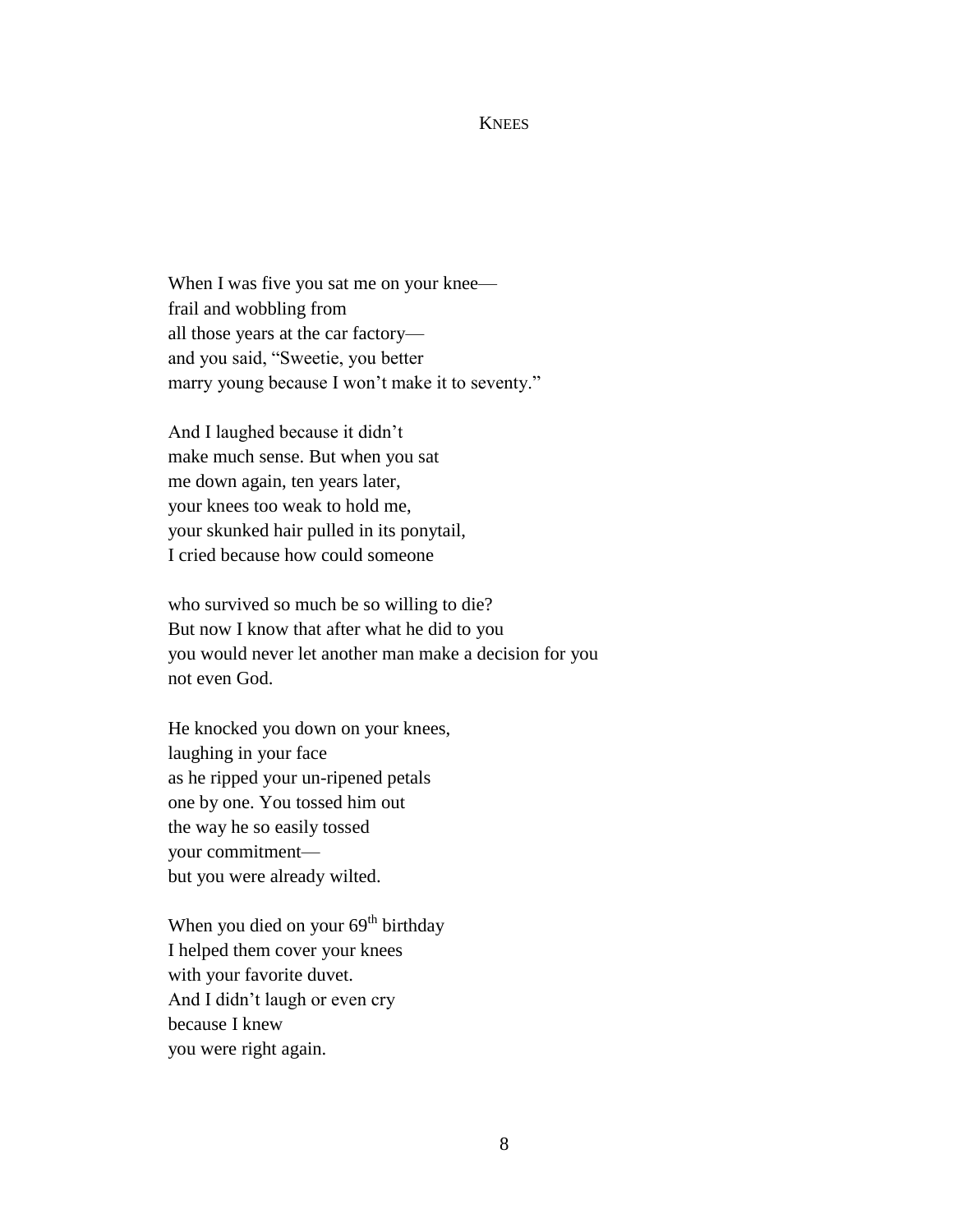# Knees

When I was five you sat me on your knee—
frail and wobbling from
all those years at the car factory—
and you said, “Sweetie, you better
marry young because I won’t make it to seventy.”

And I laughed because it didn’t
make much sense. But when you sat
me down again, ten years later,
your knees too weak to hold me,
your skunked hair pulled in its ponytail,
I cried because how could someone

who survived so much be so willing to die?
But now I know that after what he did to you
you would never let another man make a decision for you
not even God.

He knocked you down on your knees,
laughing in your face
as he ripped your un-ripened petals
one by one. You tossed him out
the way he so easily tossed
your commitment—
but you were already wilted.

When you died on your 69th birthday
I helped them cover your knees
with your favorite duvet.
And I didn’t laugh or even cry
because I knew
you were right again.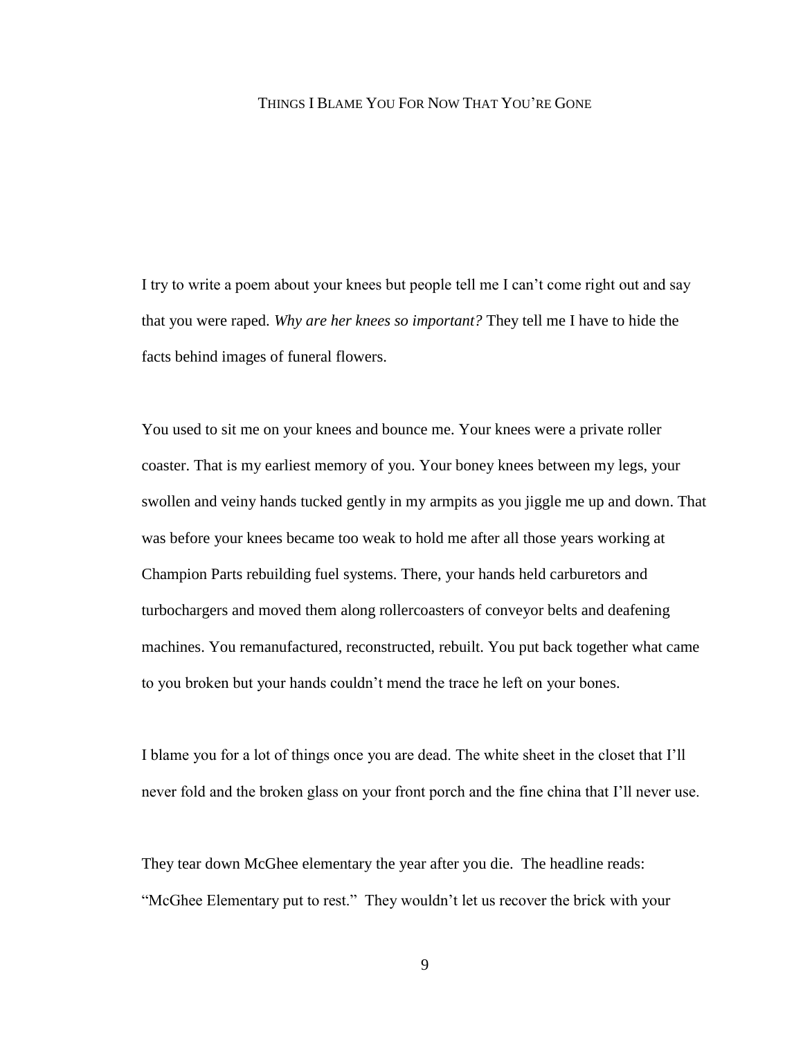# Things I Blame You For Now That You're Gone

I try to write a poem about your knees but people tell me I can't come right out and say that you were raped. *Why are her knees so important?* They tell me I have to hide the facts behind images of funeral flowers.

You used to sit me on your knees and bounce me. Your knees were a private roller coaster. That is my earliest memory of you. Your boney knees between my legs, your swollen and veiny hands tucked gently in my armpits as you jiggle me up and down. That was before your knees became too weak to hold me after all those years working at Champion Parts rebuilding fuel systems. There, your hands held carburetors and turbochargers and moved them along rollercoasters of conveyor belts and deafening machines. You remanufactured, reconstructed, rebuilt. You put back together what came to you broken but your hands couldn't mend the trace he left on your bones.

I blame you for a lot of things once you are dead. The white sheet in the closet that I'll never fold and the broken glass on your front porch and the fine china that I'll never use.

They tear down McGhee elementary the year after you die. The headline reads: "McGhee Elementary put to rest." They wouldn't let us recover the brick with your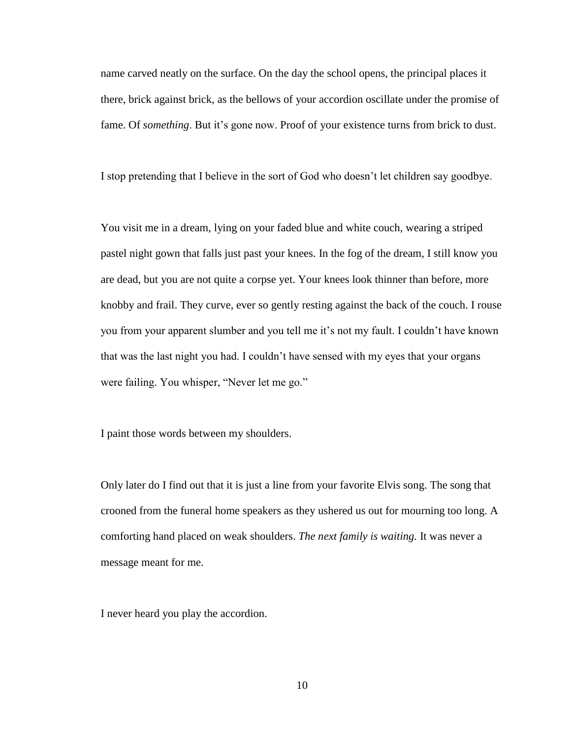name carved neatly on the surface. On the day the school opens, the principal places it there, brick against brick, as the bellows of your accordion oscillate under the promise of fame. Of *something*. But it's gone now. Proof of your existence turns from brick to dust.

I stop pretending that I believe in the sort of God who doesn't let children say goodbye.

You visit me in a dream, lying on your faded blue and white couch, wearing a striped pastel night gown that falls just past your knees. In the fog of the dream, I still know you are dead, but you are not quite a corpse yet. Your knees look thinner than before, more knobby and frail. They curve, ever so gently resting against the back of the couch. I rouse you from your apparent slumber and you tell me it's not my fault. I couldn't have known that was the last night you had. I couldn't have sensed with my eyes that your organs were failing. You whisper, "Never let me go."

I paint those words between my shoulders.

Only later do I find out that it is just a line from your favorite Elvis song. The song that crooned from the funeral home speakers as they ushered us out for mourning too long. A comforting hand placed on weak shoulders. *The next family is waiting.* It was never a message meant for me.

I never heard you play the accordion.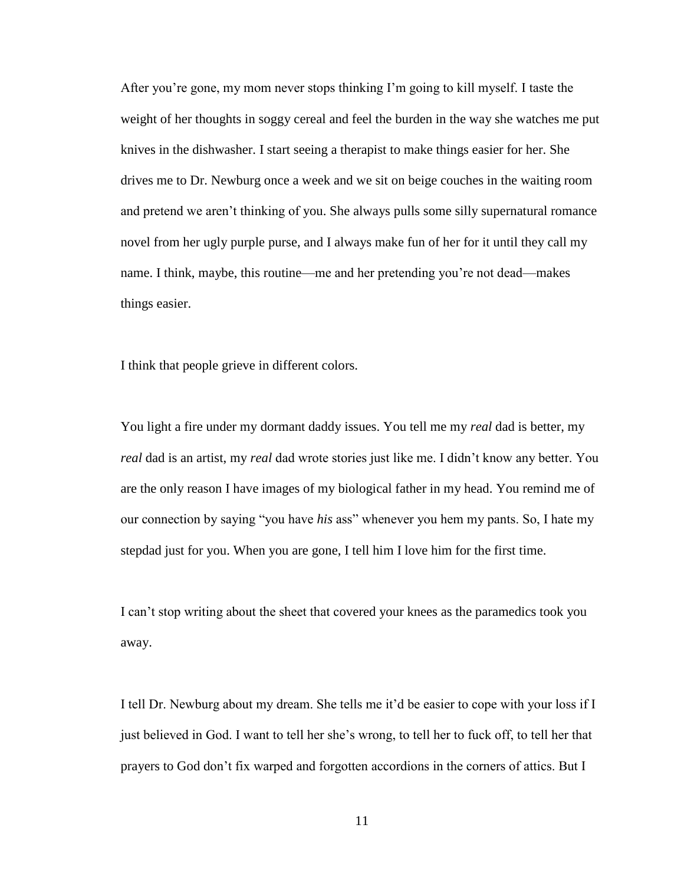After you're gone, my mom never stops thinking I'm going to kill myself. I taste the weight of her thoughts in soggy cereal and feel the burden in the way she watches me put knives in the dishwasher. I start seeing a therapist to make things easier for her. She drives me to Dr. Newburg once a week and we sit on beige couches in the waiting room and pretend we aren't thinking of you. She always pulls some silly supernatural romance novel from her ugly purple purse, and I always make fun of her for it until they call my name. I think, maybe, this routine—me and her pretending you're not dead—makes things easier.

I think that people grieve in different colors.

You light a fire under my dormant daddy issues. You tell me my *real* dad is better, my *real* dad is an artist, my *real* dad wrote stories just like me. I didn't know any better. You are the only reason I have images of my biological father in my head. You remind me of our connection by saying "you have *his* ass" whenever you hem my pants. So, I hate my stepdad just for you. When you are gone, I tell him I love him for the first time.

I can't stop writing about the sheet that covered your knees as the paramedics took you away.

I tell Dr. Newburg about my dream. She tells me it'd be easier to cope with your loss if I just believed in God. I want to tell her she's wrong, to tell her to fuck off, to tell her that prayers to God don't fix warped and forgotten accordions in the corners of attics. But I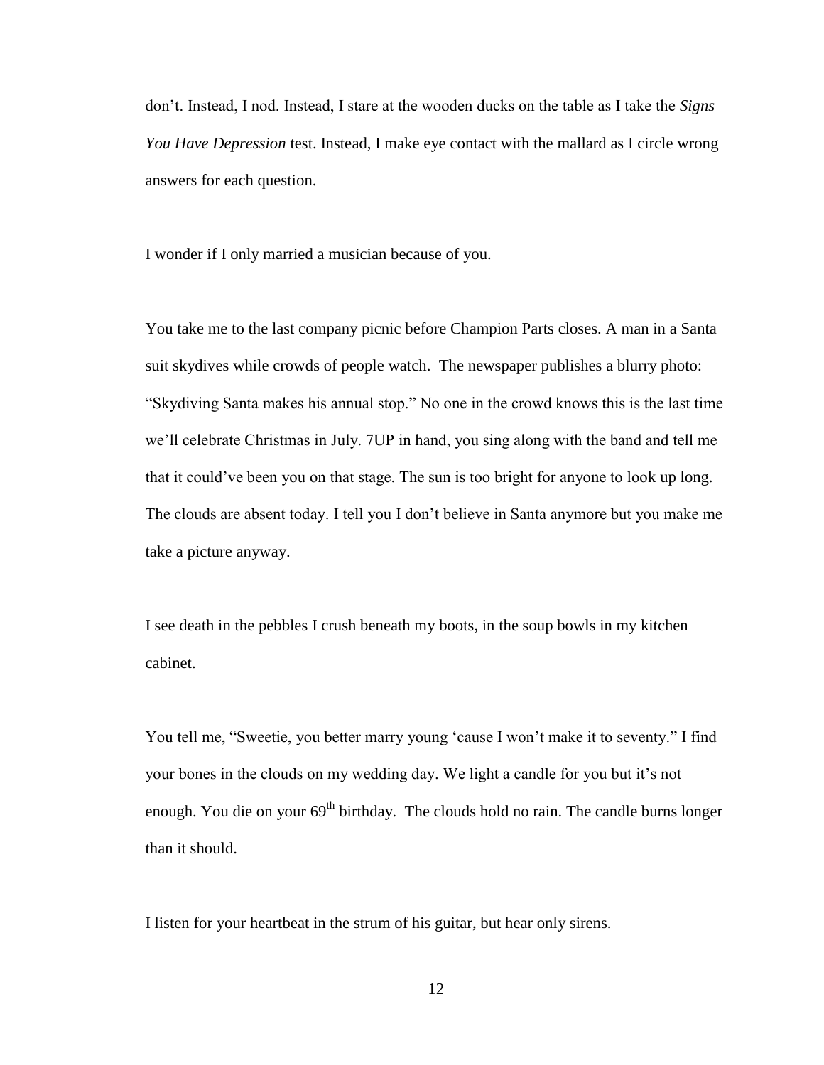don't. Instead, I nod. Instead, I stare at the wooden ducks on the table as I take the *Signs You Have Depression* test. Instead, I make eye contact with the mallard as I circle wrong answers for each question.

I wonder if I only married a musician because of you.

You take me to the last company picnic before Champion Parts closes. A man in a Santa suit skydives while crowds of people watch. The newspaper publishes a blurry photo: "Skydiving Santa makes his annual stop." No one in the crowd knows this is the last time we'll celebrate Christmas in July. 7UP in hand, you sing along with the band and tell me that it could've been you on that stage. The sun is too bright for anyone to look up long. The clouds are absent today. I tell you I don't believe in Santa anymore but you make me take a picture anyway.

I see death in the pebbles I crush beneath my boots, in the soup bowls in my kitchen cabinet.

You tell me, "Sweetie, you better marry young 'cause I won't make it to seventy." I find your bones in the clouds on my wedding day. We light a candle for you but it's not enough. You die on your 69th birthday. The clouds hold no rain. The candle burns longer than it should.

I listen for your heartbeat in the strum of his guitar, but hear only sirens.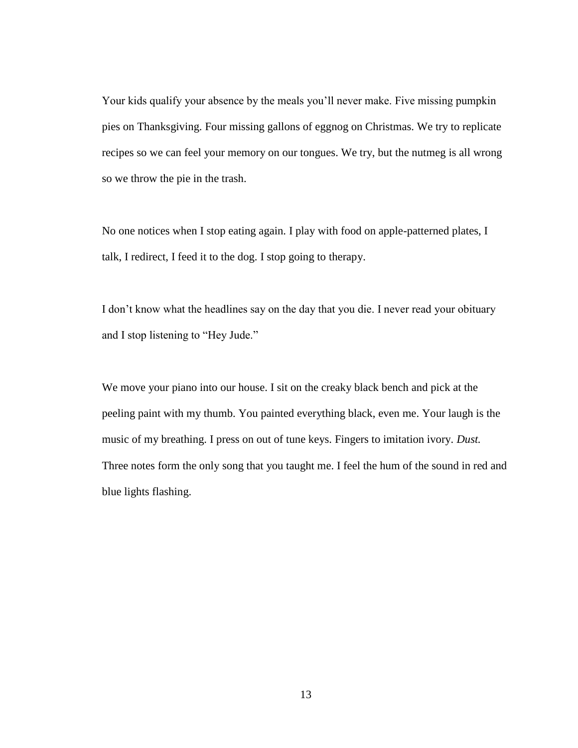Your kids qualify your absence by the meals you'll never make. Five missing pumpkin pies on Thanksgiving. Four missing gallons of eggnog on Christmas. We try to replicate recipes so we can feel your memory on our tongues. We try, but the nutmeg is all wrong so we throw the pie in the trash.

No one notices when I stop eating again. I play with food on apple-patterned plates, I talk, I redirect, I feed it to the dog. I stop going to therapy.

I don't know what the headlines say on the day that you die. I never read your obituary and I stop listening to "Hey Jude."

We move your piano into our house. I sit on the creaky black bench and pick at the peeling paint with my thumb. You painted everything black, even me. Your laugh is the music of my breathing. I press on out of tune keys. Fingers to imitation ivory. *Dust.* Three notes form the only song that you taught me. I feel the hum of the sound in red and blue lights flashing.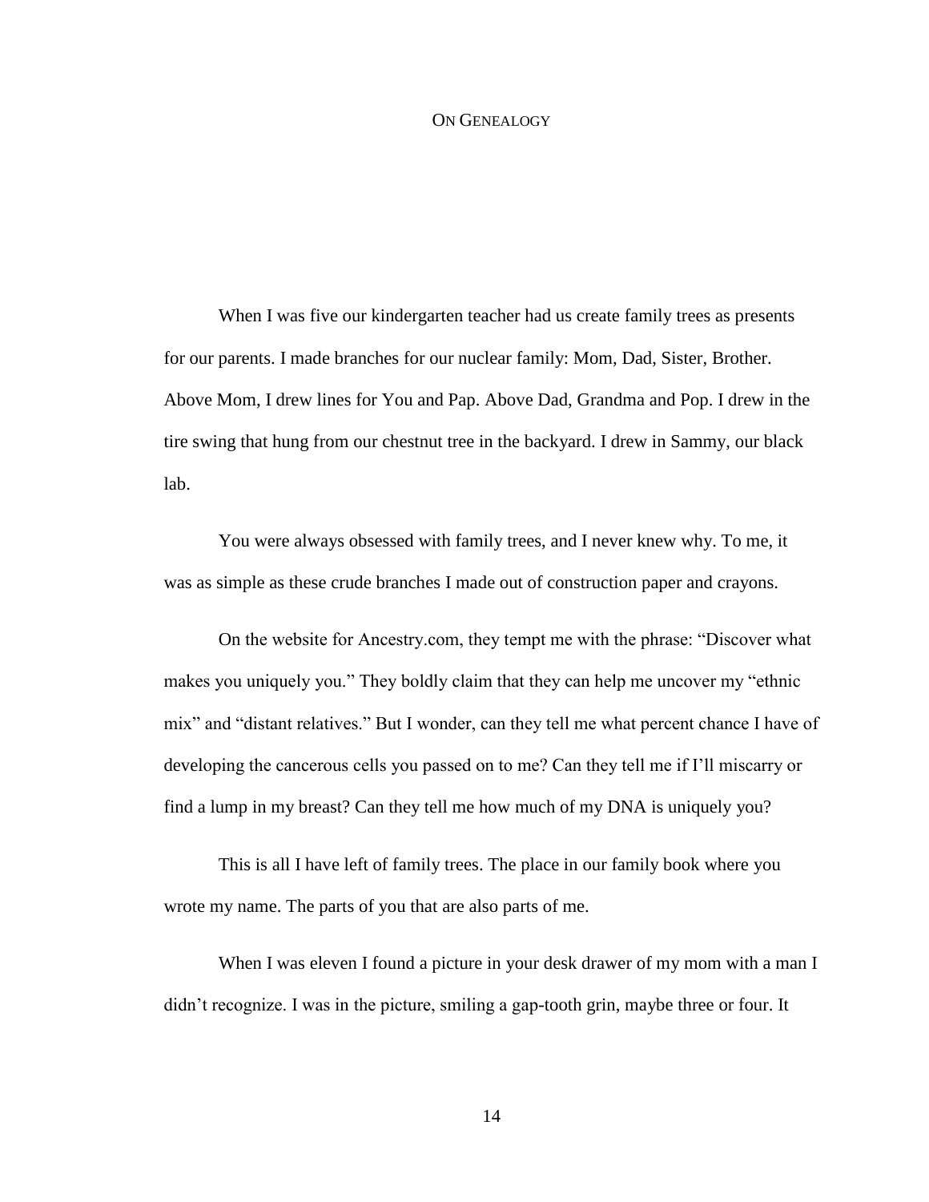## On Genealogy

When I was five our kindergarten teacher had us create family trees as presents for our parents. I made branches for our nuclear family: Mom, Dad, Sister, Brother. Above Mom, I drew lines for You and Pap. Above Dad, Grandma and Pop. I drew in the tire swing that hung from our chestnut tree in the backyard. I drew in Sammy, our black lab.

You were always obsessed with family trees, and I never knew why. To me, it was as simple as these crude branches I made out of construction paper and crayons.

On the website for Ancestry.com, they tempt me with the phrase: "Discover what makes you uniquely you." They boldly claim that they can help me uncover my "ethnic mix" and "distant relatives." But I wonder, can they tell me what percent chance I have of developing the cancerous cells you passed on to me? Can they tell me if I'll miscarry or find a lump in my breast? Can they tell me how much of my DNA is uniquely you?

This is all I have left of family trees. The place in our family book where you wrote my name. The parts of you that are also parts of me.

When I was eleven I found a picture in your desk drawer of my mom with a man I didn't recognize. I was in the picture, smiling a gap-tooth grin, maybe three or four. It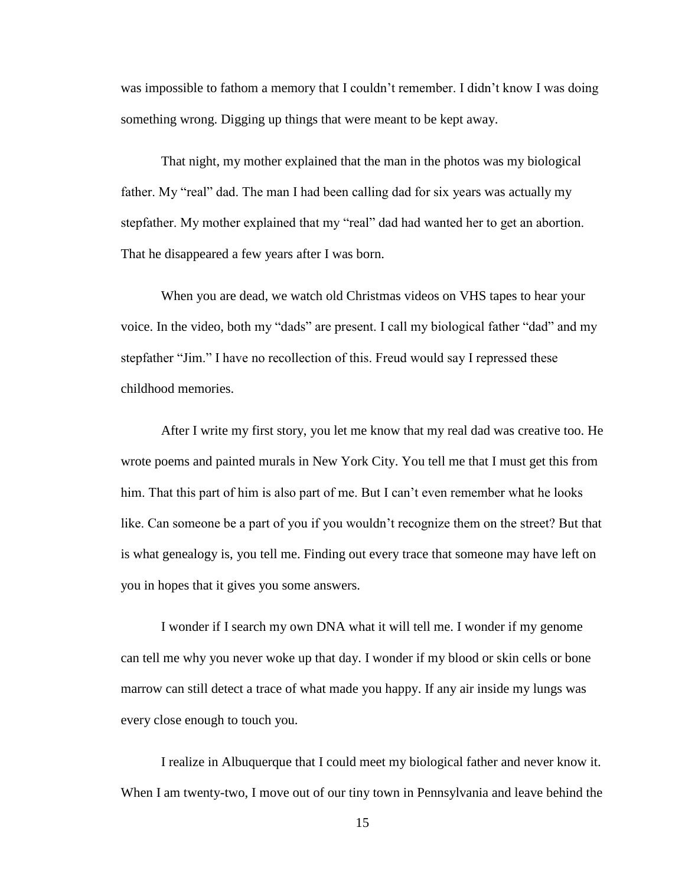was impossible to fathom a memory that I couldn't remember. I didn't know I was doing something wrong. Digging up things that were meant to be kept away.

That night, my mother explained that the man in the photos was my biological father. My "real" dad. The man I had been calling dad for six years was actually my stepfather. My mother explained that my "real" dad had wanted her to get an abortion. That he disappeared a few years after I was born.

When you are dead, we watch old Christmas videos on VHS tapes to hear your voice. In the video, both my "dads" are present. I call my biological father "dad" and my stepfather "Jim." I have no recollection of this. Freud would say I repressed these childhood memories.

After I write my first story, you let me know that my real dad was creative too. He wrote poems and painted murals in New York City. You tell me that I must get this from him. That this part of him is also part of me. But I can't even remember what he looks like. Can someone be a part of you if you wouldn't recognize them on the street? But that is what genealogy is, you tell me. Finding out every trace that someone may have left on you in hopes that it gives you some answers.

I wonder if I search my own DNA what it will tell me. I wonder if my genome can tell me why you never woke up that day. I wonder if my blood or skin cells or bone marrow can still detect a trace of what made you happy. If any air inside my lungs was every close enough to touch you.

I realize in Albuquerque that I could meet my biological father and never know it. When I am twenty-two, I move out of our tiny town in Pennsylvania and leave behind the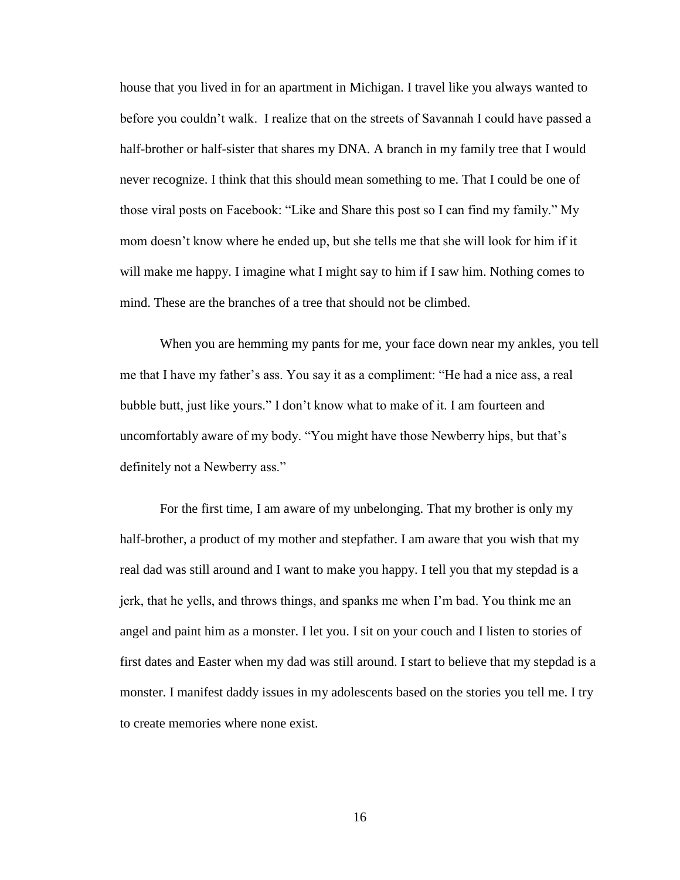house that you lived in for an apartment in Michigan. I travel like you always wanted to before you couldn't walk. I realize that on the streets of Savannah I could have passed a half-brother or half-sister that shares my DNA. A branch in my family tree that I would never recognize. I think that this should mean something to me. That I could be one of those viral posts on Facebook: "Like and Share this post so I can find my family." My mom doesn't know where he ended up, but she tells me that she will look for him if it will make me happy. I imagine what I might say to him if I saw him. Nothing comes to mind. These are the branches of a tree that should not be climbed.

When you are hemming my pants for me, your face down near my ankles, you tell me that I have my father's ass. You say it as a compliment: "He had a nice ass, a real bubble butt, just like yours." I don't know what to make of it. I am fourteen and uncomfortably aware of my body. "You might have those Newberry hips, but that's definitely not a Newberry ass."

For the first time, I am aware of my unbelonging. That my brother is only my half-brother, a product of my mother and stepfather. I am aware that you wish that my real dad was still around and I want to make you happy. I tell you that my stepdad is a jerk, that he yells, and throws things, and spanks me when I'm bad. You think me an angel and paint him as a monster. I let you. I sit on your couch and I listen to stories of first dates and Easter when my dad was still around. I start to believe that my stepdad is a monster. I manifest daddy issues in my adolescents based on the stories you tell me. I try to create memories where none exist.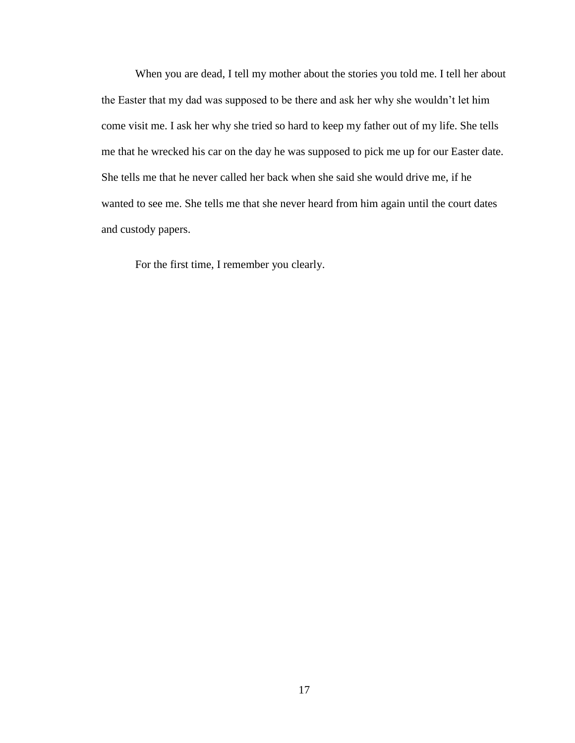When you are dead, I tell my mother about the stories you told me. I tell her about the Easter that my dad was supposed to be there and ask her why she wouldn't let him come visit me. I ask her why she tried so hard to keep my father out of my life. She tells me that he wrecked his car on the day he was supposed to pick me up for our Easter date. She tells me that he never called her back when she said she would drive me, if he wanted to see me. She tells me that she never heard from him again until the court dates and custody papers.

For the first time, I remember you clearly.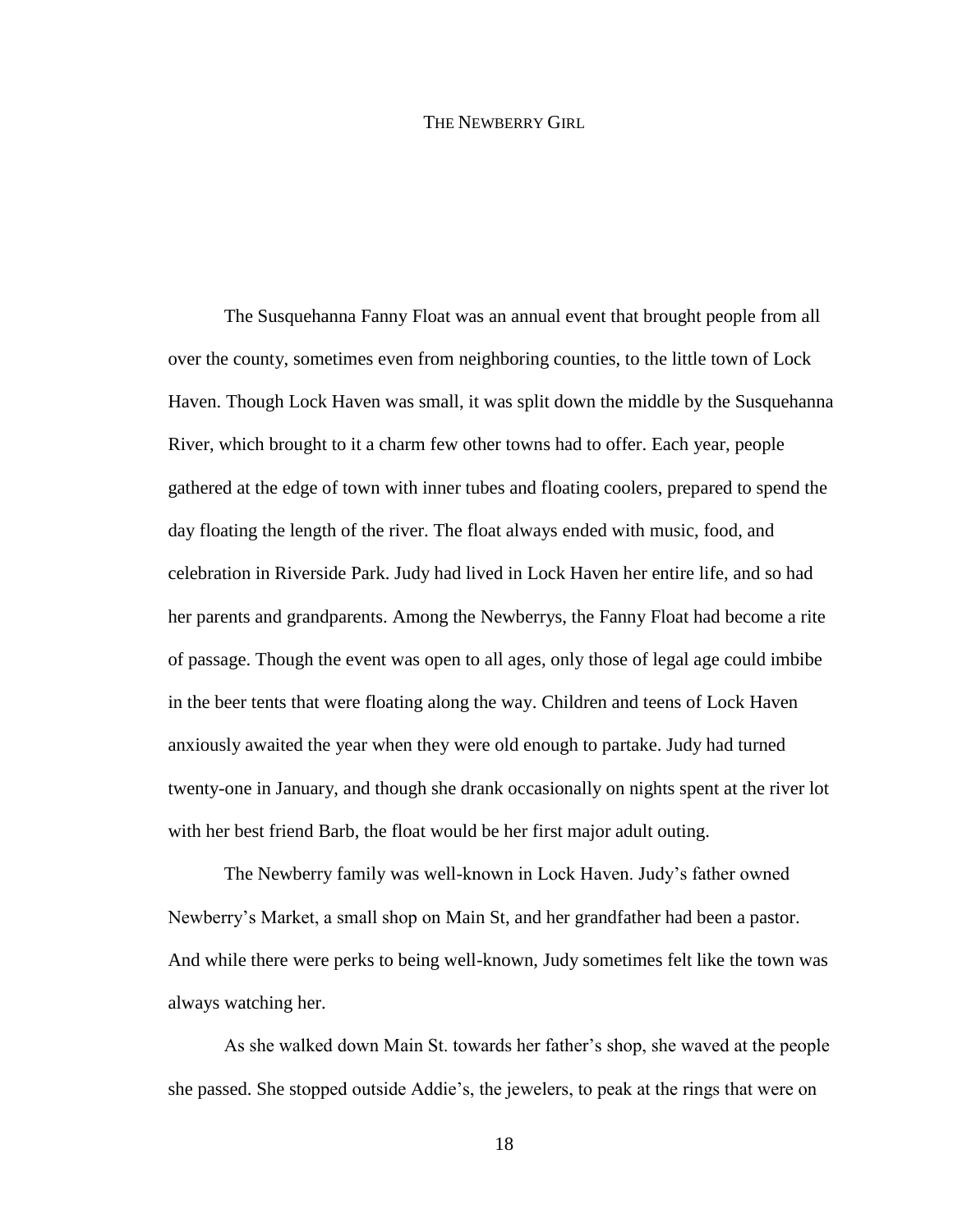# The Newberry Girl

The Susquehanna Fanny Float was an annual event that brought people from all over the county, sometimes even from neighboring counties, to the little town of Lock Haven. Though Lock Haven was small, it was split down the middle by the Susquehanna River, which brought to it a charm few other towns had to offer. Each year, people gathered at the edge of town with inner tubes and floating coolers, prepared to spend the day floating the length of the river. The float always ended with music, food, and celebration in Riverside Park. Judy had lived in Lock Haven her entire life, and so had her parents and grandparents. Among the Newberrys, the Fanny Float had become a rite of passage. Though the event was open to all ages, only those of legal age could imbibe in the beer tents that were floating along the way. Children and teens of Lock Haven anxiously awaited the year when they were old enough to partake. Judy had turned twenty-one in January, and though she drank occasionally on nights spent at the river lot with her best friend Barb, the float would be her first major adult outing.

The Newberry family was well-known in Lock Haven. Judy's father owned Newberry's Market, a small shop on Main St, and her grandfather had been a pastor. And while there were perks to being well-known, Judy sometimes felt like the town was always watching her.

As she walked down Main St. towards her father's shop, she waved at the people she passed. She stopped outside Addie's, the jewelers, to peak at the rings that were on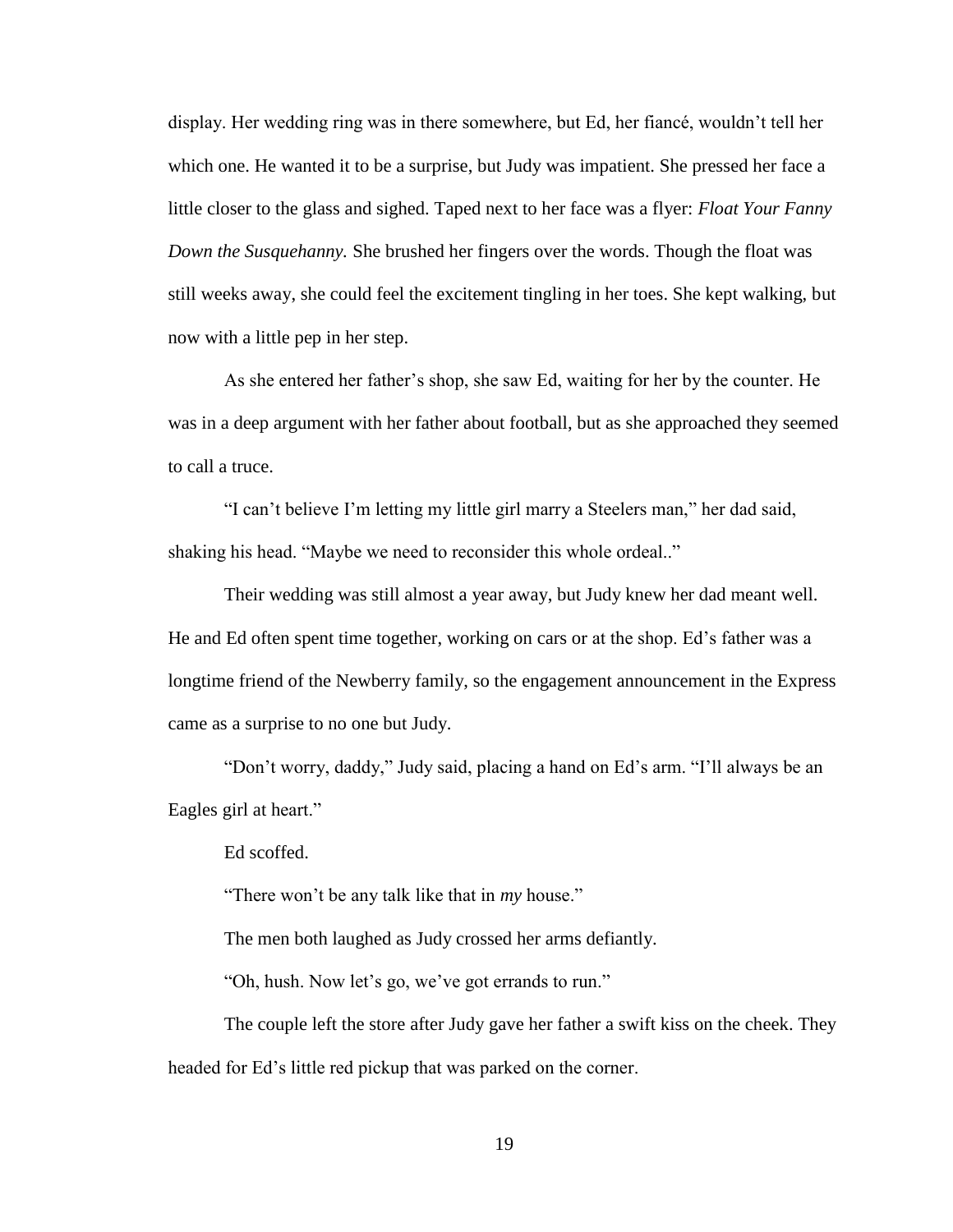display. Her wedding ring was in there somewhere, but Ed, her fiancé, wouldn't tell her which one. He wanted it to be a surprise, but Judy was impatient. She pressed her face a little closer to the glass and sighed. Taped next to her face was a flyer: *Float Your Fanny Down the Susquehanny.* She brushed her fingers over the words. Though the float was still weeks away, she could feel the excitement tingling in her toes. She kept walking, but now with a little pep in her step.

As she entered her father's shop, she saw Ed, waiting for her by the counter. He was in a deep argument with her father about football, but as she approached they seemed to call a truce.

"I can't believe I'm letting my little girl marry a Steelers man," her dad said, shaking his head. "Maybe we need to reconsider this whole ordeal.."

Their wedding was still almost a year away, but Judy knew her dad meant well. He and Ed often spent time together, working on cars or at the shop. Ed's father was a longtime friend of the Newberry family, so the engagement announcement in the Express came as a surprise to no one but Judy.

"Don't worry, daddy," Judy said, placing a hand on Ed's arm. "I'll always be an Eagles girl at heart."

Ed scoffed.

"There won't be any talk like that in *my* house."

The men both laughed as Judy crossed her arms defiantly.

"Oh, hush. Now let's go, we've got errands to run."

The couple left the store after Judy gave her father a swift kiss on the cheek. They headed for Ed's little red pickup that was parked on the corner.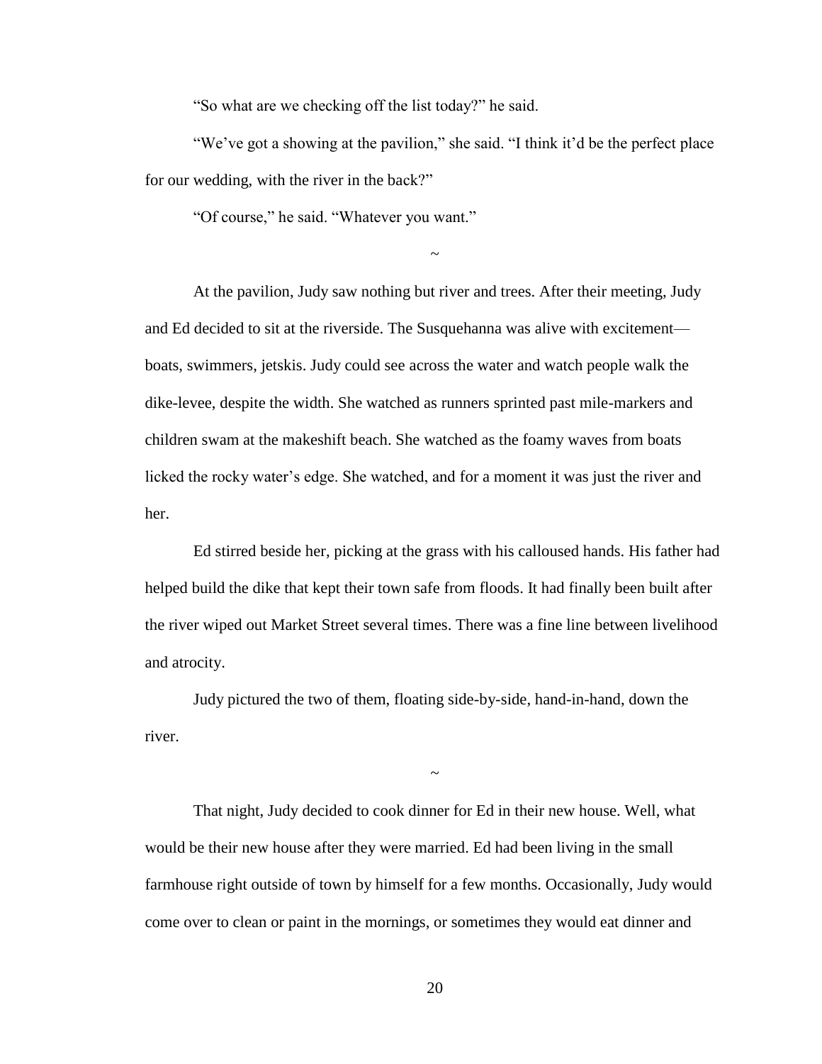"So what are we checking off the list today?" he said.

"We've got a showing at the pavilion," she said. "I think it'd be the perfect place for our wedding, with the river in the back?"

"Of course," he said. "Whatever you want."

~

At the pavilion, Judy saw nothing but river and trees. After their meeting, Judy and Ed decided to sit at the riverside. The Susquehanna was alive with excitement—boats, swimmers, jetskis. Judy could see across the water and watch people walk the dike-levee, despite the width. She watched as runners sprinted past mile-markers and children swam at the makeshift beach. She watched as the foamy waves from boats licked the rocky water's edge. She watched, and for a moment it was just the river and her.

Ed stirred beside her, picking at the grass with his calloused hands. His father had helped build the dike that kept their town safe from floods. It had finally been built after the river wiped out Market Street several times. There was a fine line between livelihood and atrocity.

Judy pictured the two of them, floating side-by-side, hand-in-hand, down the river.

~

That night, Judy decided to cook dinner for Ed in their new house. Well, what would be their new house after they were married. Ed had been living in the small farmhouse right outside of town by himself for a few months. Occasionally, Judy would come over to clean or paint in the mornings, or sometimes they would eat dinner and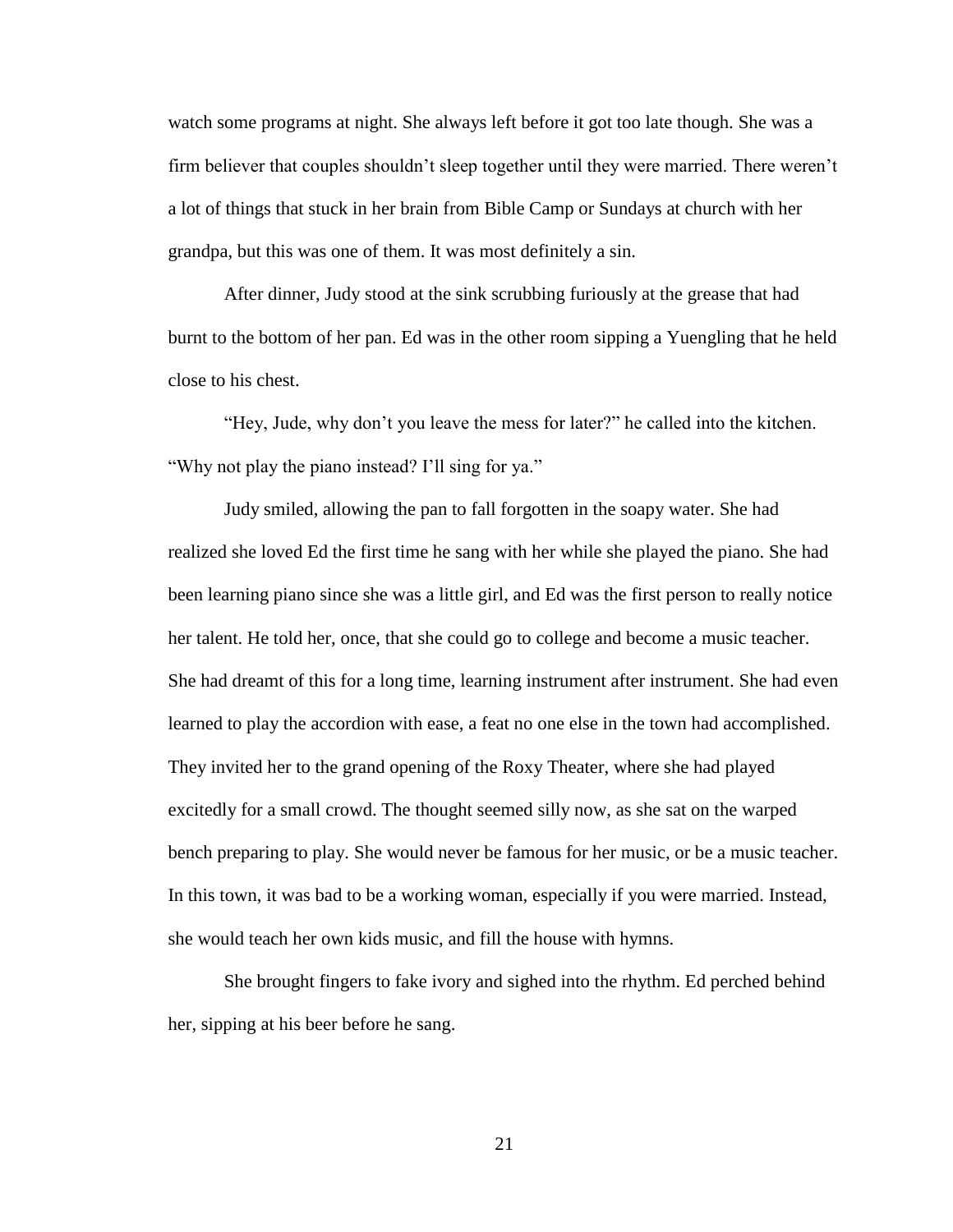watch some programs at night. She always left before it got too late though. She was a firm believer that couples shouldn't sleep together until they were married. There weren't a lot of things that stuck in her brain from Bible Camp or Sundays at church with her grandpa, but this was one of them. It was most definitely a sin.

After dinner, Judy stood at the sink scrubbing furiously at the grease that had burnt to the bottom of her pan. Ed was in the other room sipping a Yuengling that he held close to his chest.

"Hey, Jude, why don't you leave the mess for later?" he called into the kitchen. "Why not play the piano instead? I'll sing for ya."

Judy smiled, allowing the pan to fall forgotten in the soapy water. She had realized she loved Ed the first time he sang with her while she played the piano. She had been learning piano since she was a little girl, and Ed was the first person to really notice her talent. He told her, once, that she could go to college and become a music teacher. She had dreamt of this for a long time, learning instrument after instrument. She had even learned to play the accordion with ease, a feat no one else in the town had accomplished. They invited her to the grand opening of the Roxy Theater, where she had played excitedly for a small crowd. The thought seemed silly now, as she sat on the warped bench preparing to play. She would never be famous for her music, or be a music teacher. In this town, it was bad to be a working woman, especially if you were married. Instead, she would teach her own kids music, and fill the house with hymns.

She brought fingers to fake ivory and sighed into the rhythm. Ed perched behind her, sipping at his beer before he sang.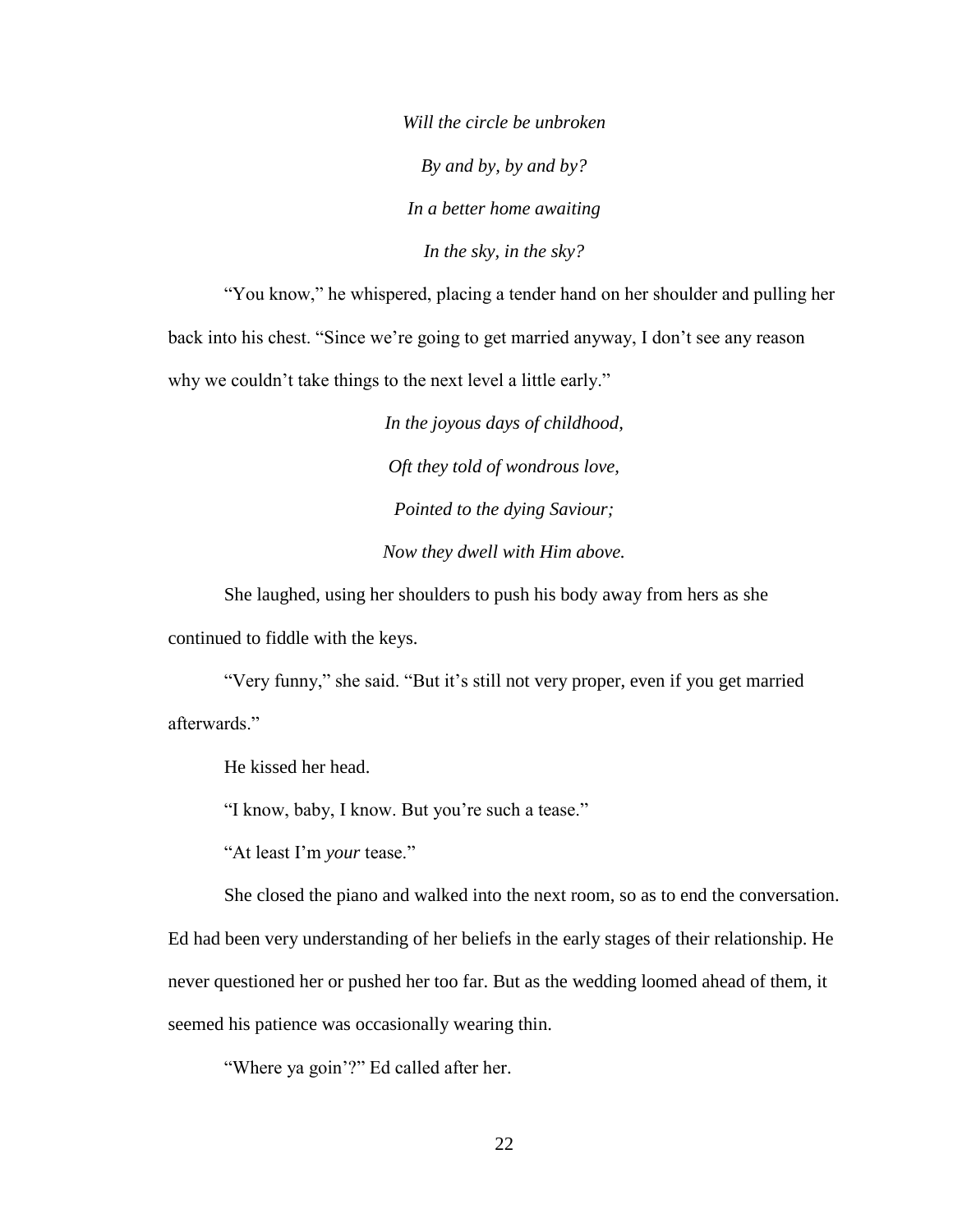*Will the circle be unbroken*

*By and by, by and by?*

*In a better home awaiting*

*In the sky, in the sky?*

"You know," he whispered, placing a tender hand on her shoulder and pulling her back into his chest. "Since we're going to get married anyway, I don't see any reason why we couldn't take things to the next level a little early."

*In the joyous days of childhood,*

*Oft they told of wondrous love,*

*Pointed to the dying Saviour;*

*Now they dwell with Him above.*

She laughed, using her shoulders to push his body away from hers as she continued to fiddle with the keys.

"Very funny," she said. "But it's still not very proper, even if you get married afterwards."

He kissed her head.

"I know, baby, I know. But you're such a tease."

"At least I'm *your* tease."

She closed the piano and walked into the next room, so as to end the conversation. Ed had been very understanding of her beliefs in the early stages of their relationship. He never questioned her or pushed her too far. But as the wedding loomed ahead of them, it seemed his patience was occasionally wearing thin.

"Where ya goin'?" Ed called after her.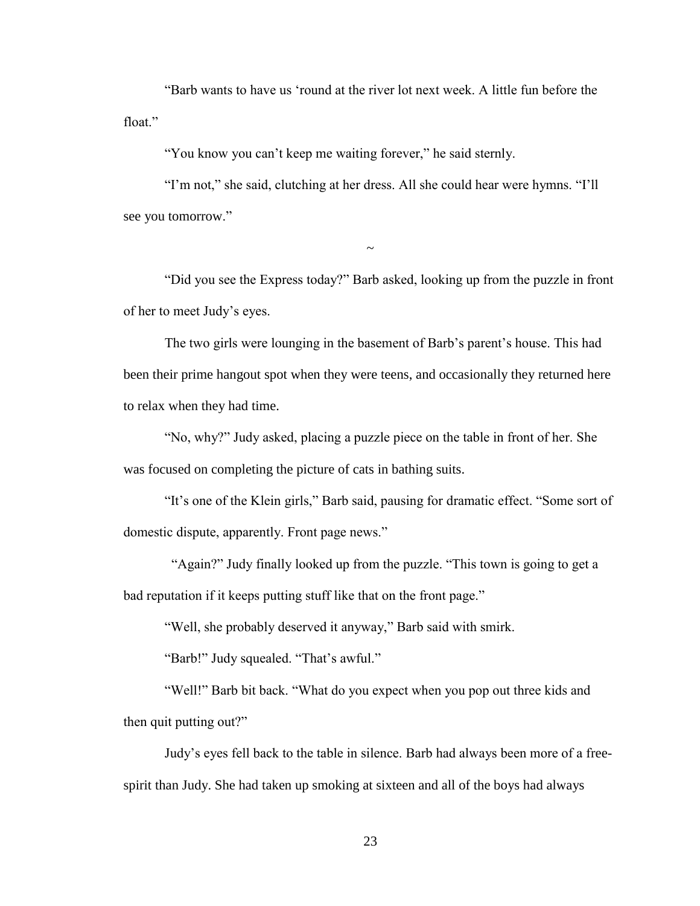"Barb wants to have us 'round at the river lot next week. A little fun before the float."

"You know you can't keep me waiting forever," he said sternly.

"I'm not," she said, clutching at her dress. All she could hear were hymns. "I'll see you tomorrow."

~

"Did you see the Express today?" Barb asked, looking up from the puzzle in front of her to meet Judy's eyes.

The two girls were lounging in the basement of Barb's parent's house. This had been their prime hangout spot when they were teens, and occasionally they returned here to relax when they had time.

"No, why?" Judy asked, placing a puzzle piece on the table in front of her. She was focused on completing the picture of cats in bathing suits.

"It's one of the Klein girls," Barb said, pausing for dramatic effect. "Some sort of domestic dispute, apparently. Front page news."

"Again?" Judy finally looked up from the puzzle. "This town is going to get a bad reputation if it keeps putting stuff like that on the front page."

"Well, she probably deserved it anyway," Barb said with smirk.

"Barb!" Judy squealed. "That's awful."

"Well!" Barb bit back. "What do you expect when you pop out three kids and then quit putting out?"

Judy's eyes fell back to the table in silence. Barb had always been more of a free-spirit than Judy. She had taken up smoking at sixteen and all of the boys had always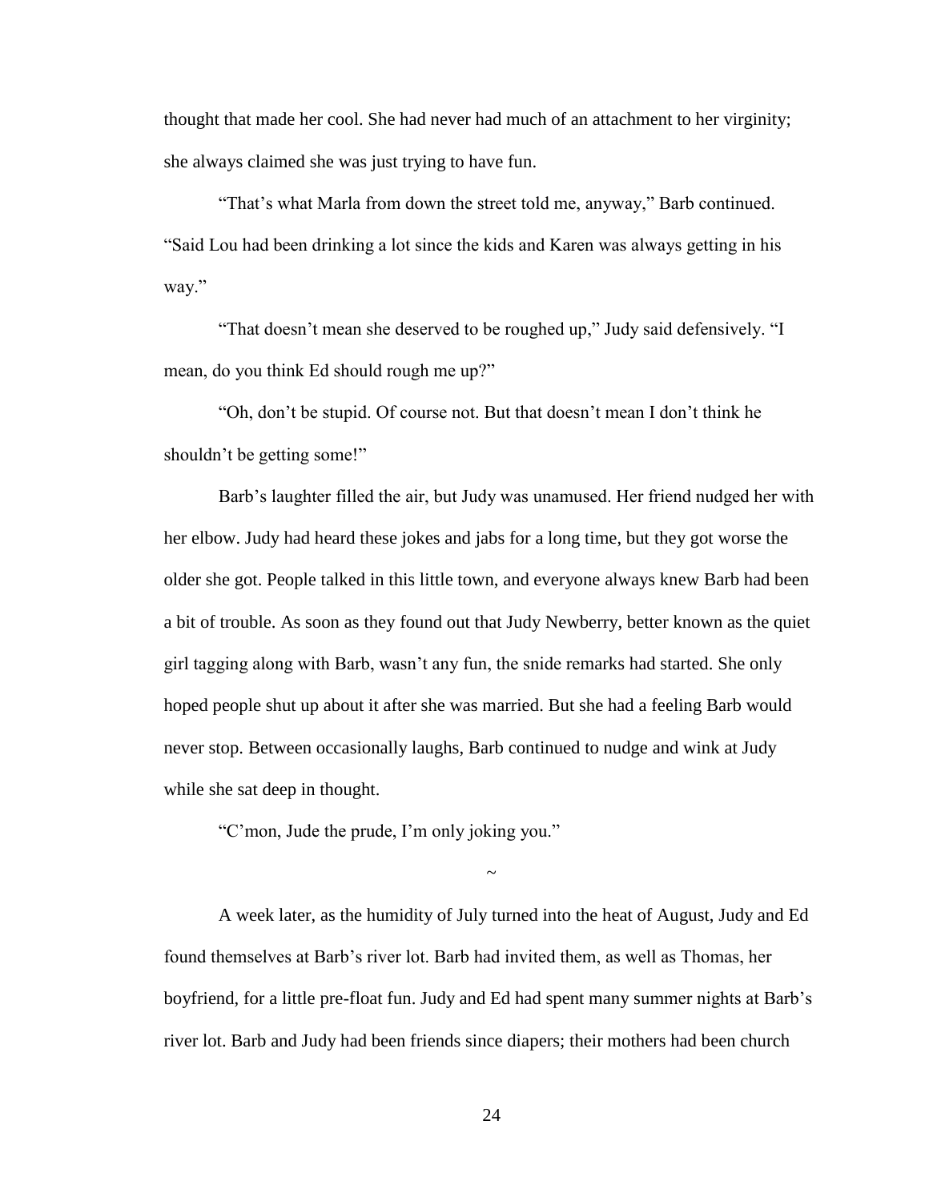thought that made her cool. She had never had much of an attachment to her virginity; she always claimed she was just trying to have fun.

"That's what Marla from down the street told me, anyway," Barb continued. "Said Lou had been drinking a lot since the kids and Karen was always getting in his way."

"That doesn't mean she deserved to be roughed up," Judy said defensively. "I mean, do you think Ed should rough me up?"

"Oh, don't be stupid. Of course not. But that doesn't mean I don't think he shouldn't be getting some!"

Barb's laughter filled the air, but Judy was unamused. Her friend nudged her with her elbow. Judy had heard these jokes and jabs for a long time, but they got worse the older she got. People talked in this little town, and everyone always knew Barb had been a bit of trouble. As soon as they found out that Judy Newberry, better known as the quiet girl tagging along with Barb, wasn't any fun, the snide remarks had started. She only hoped people shut up about it after she was married. But she had a feeling Barb would never stop. Between occasionally laughs, Barb continued to nudge and wink at Judy while she sat deep in thought.

"C'mon, Jude the prude, I'm only joking you."

~

A week later, as the humidity of July turned into the heat of August, Judy and Ed found themselves at Barb's river lot. Barb had invited them, as well as Thomas, her boyfriend, for a little pre-float fun. Judy and Ed had spent many summer nights at Barb's river lot. Barb and Judy had been friends since diapers; their mothers had been church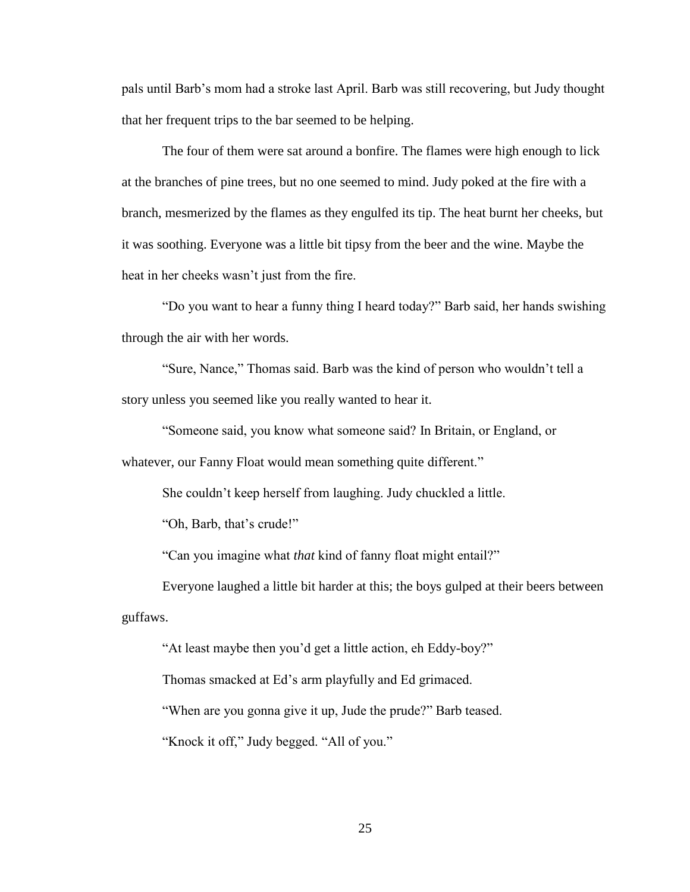pals until Barb's mom had a stroke last April. Barb was still recovering, but Judy thought that her frequent trips to the bar seemed to be helping.

The four of them were sat around a bonfire. The flames were high enough to lick at the branches of pine trees, but no one seemed to mind. Judy poked at the fire with a branch, mesmerized by the flames as they engulfed its tip. The heat burnt her cheeks, but it was soothing. Everyone was a little bit tipsy from the beer and the wine. Maybe the heat in her cheeks wasn't just from the fire.

"Do you want to hear a funny thing I heard today?" Barb said, her hands swishing through the air with her words.

"Sure, Nance," Thomas said. Barb was the kind of person who wouldn't tell a story unless you seemed like you really wanted to hear it.

"Someone said, you know what someone said? In Britain, or England, or whatever, our Fanny Float would mean something quite different."

She couldn't keep herself from laughing. Judy chuckled a little.

"Oh, Barb, that's crude!"

"Can you imagine what *that* kind of fanny float might entail?"

Everyone laughed a little bit harder at this; the boys gulped at their beers between guffaws.

"At least maybe then you'd get a little action, eh Eddy-boy?"

Thomas smacked at Ed's arm playfully and Ed grimaced.

"When are you gonna give it up, Jude the prude?" Barb teased.

"Knock it off," Judy begged. "All of you."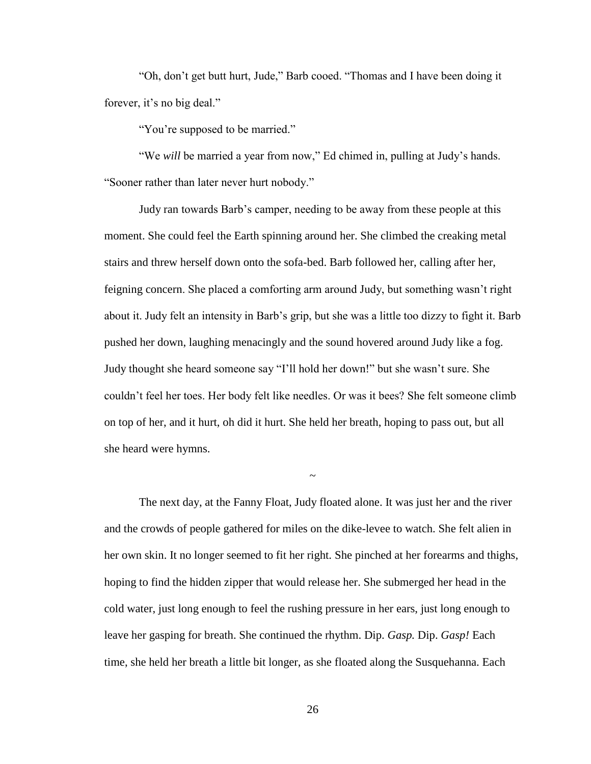"Oh, don't get butt hurt, Jude," Barb cooed. "Thomas and I have been doing it forever, it's no big deal."

"You're supposed to be married."

"We *will* be married a year from now," Ed chimed in, pulling at Judy's hands. "Sooner rather than later never hurt nobody."

Judy ran towards Barb's camper, needing to be away from these people at this moment. She could feel the Earth spinning around her. She climbed the creaking metal stairs and threw herself down onto the sofa-bed. Barb followed her, calling after her, feigning concern. She placed a comforting arm around Judy, but something wasn't right about it. Judy felt an intensity in Barb's grip, but she was a little too dizzy to fight it. Barb pushed her down, laughing menacingly and the sound hovered around Judy like a fog. Judy thought she heard someone say "I'll hold her down!" but she wasn't sure. She couldn't feel her toes. Her body felt like needles. Or was it bees? She felt someone climb on top of her, and it hurt, oh did it hurt. She held her breath, hoping to pass out, but all she heard were hymns.

~

The next day, at the Fanny Float, Judy floated alone. It was just her and the river and the crowds of people gathered for miles on the dike-levee to watch. She felt alien in her own skin. It no longer seemed to fit her right. She pinched at her forearms and thighs, hoping to find the hidden zipper that would release her. She submerged her head in the cold water, just long enough to feel the rushing pressure in her ears, just long enough to leave her gasping for breath. She continued the rhythm. Dip. *Gasp.* Dip. *Gasp!* Each time, she held her breath a little bit longer, as she floated along the Susquehanna. Each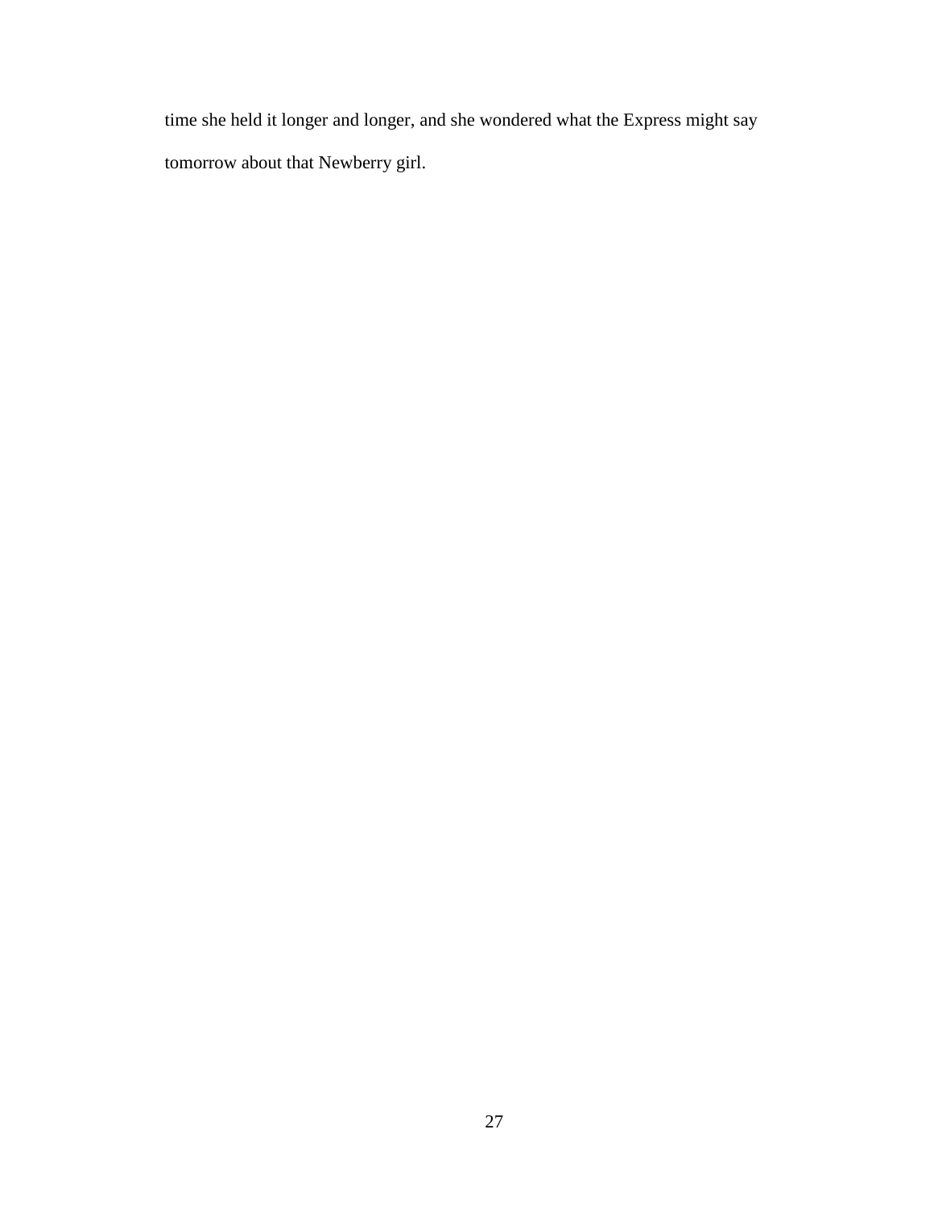time she held it longer and longer, and she wondered what the Express might say tomorrow about that Newberry girl.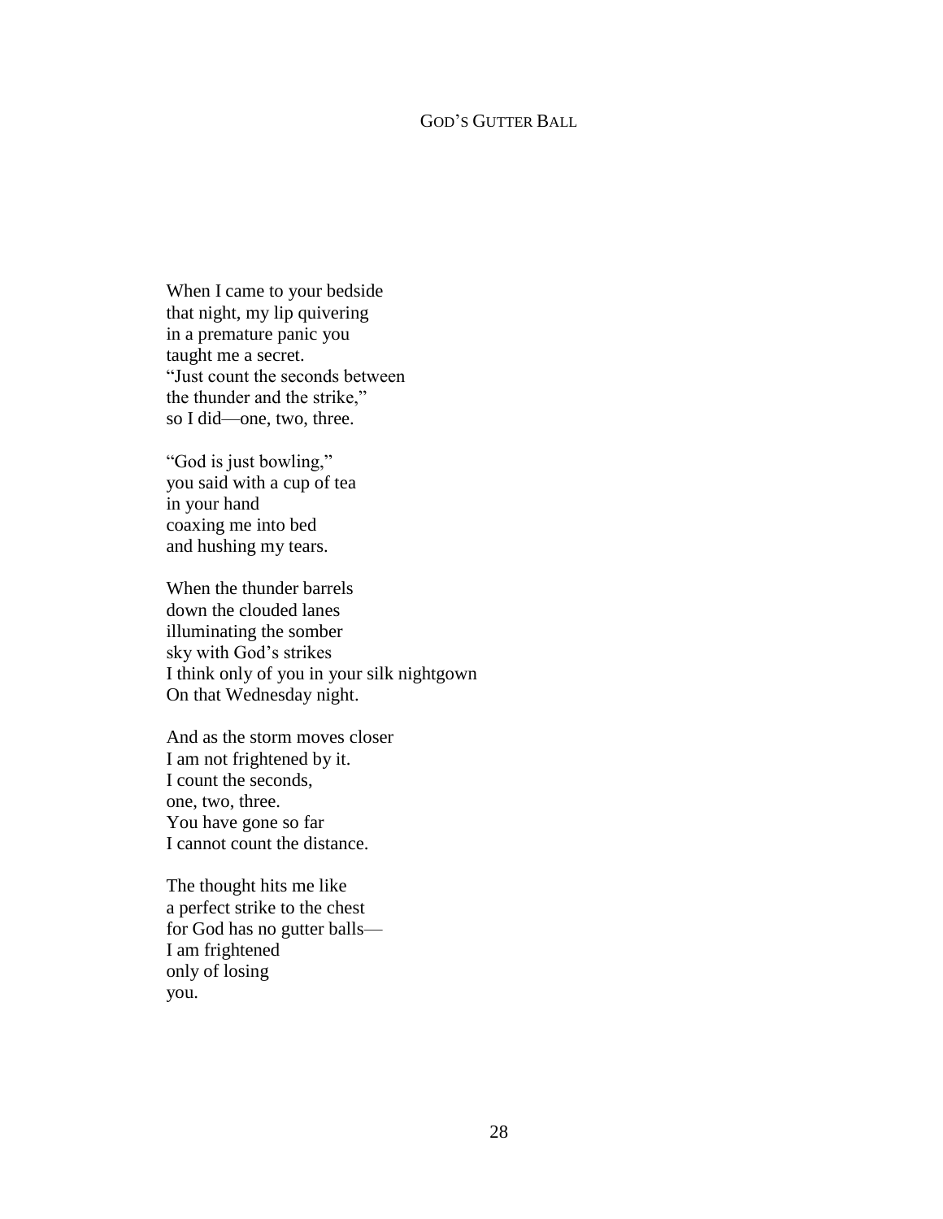## God's Gutter Ball

When I came to your bedside  
that night, my lip quivering  
in a premature panic you  
taught me a secret.  
"Just count the seconds between  
the thunder and the strike,"  
so I did—one, two, three.

"God is just bowling,"  
you said with a cup of tea  
in your hand  
coaxing me into bed  
and hushing my tears.

When the thunder barrels  
down the clouded lanes  
illuminating the somber  
sky with God's strikes  
I think only of you in your silk nightgown  
On that Wednesday night.

And as the storm moves closer  
I am not frightened by it.  
I count the seconds,  
one, two, three.  
You have gone so far  
I cannot count the distance.

The thought hits me like  
a perfect strike to the chest  
for God has no gutter balls—  
I am frightened  
only of losing  
you.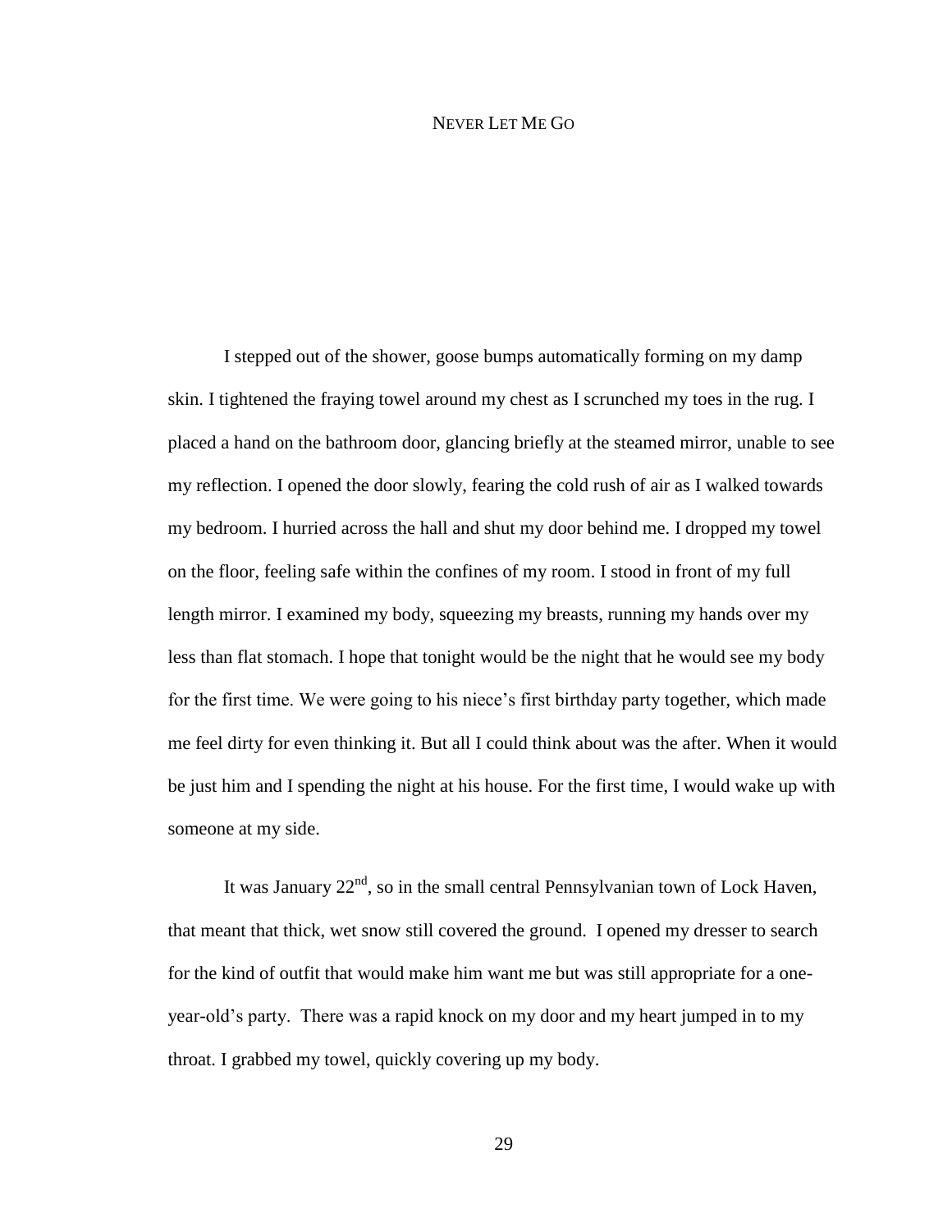# Never Let Me Go

I stepped out of the shower, goose bumps automatically forming on my damp skin. I tightened the fraying towel around my chest as I scrunched my toes in the rug. I placed a hand on the bathroom door, glancing briefly at the steamed mirror, unable to see my reflection. I opened the door slowly, fearing the cold rush of air as I walked towards my bedroom. I hurried across the hall and shut my door behind me. I dropped my towel on the floor, feeling safe within the confines of my room. I stood in front of my full length mirror. I examined my body, squeezing my breasts, running my hands over my less than flat stomach. I hope that tonight would be the night that he would see my body for the first time. We were going to his niece's first birthday party together, which made me feel dirty for even thinking it. But all I could think about was the after. When it would be just him and I spending the night at his house. For the first time, I would wake up with someone at my side.

It was January 22nd, so in the small central Pennsylvanian town of Lock Haven, that meant that thick, wet snow still covered the ground. I opened my dresser to search for the kind of outfit that would make him want me but was still appropriate for a one-year-old's party. There was a rapid knock on my door and my heart jumped in to my throat. I grabbed my towel, quickly covering up my body.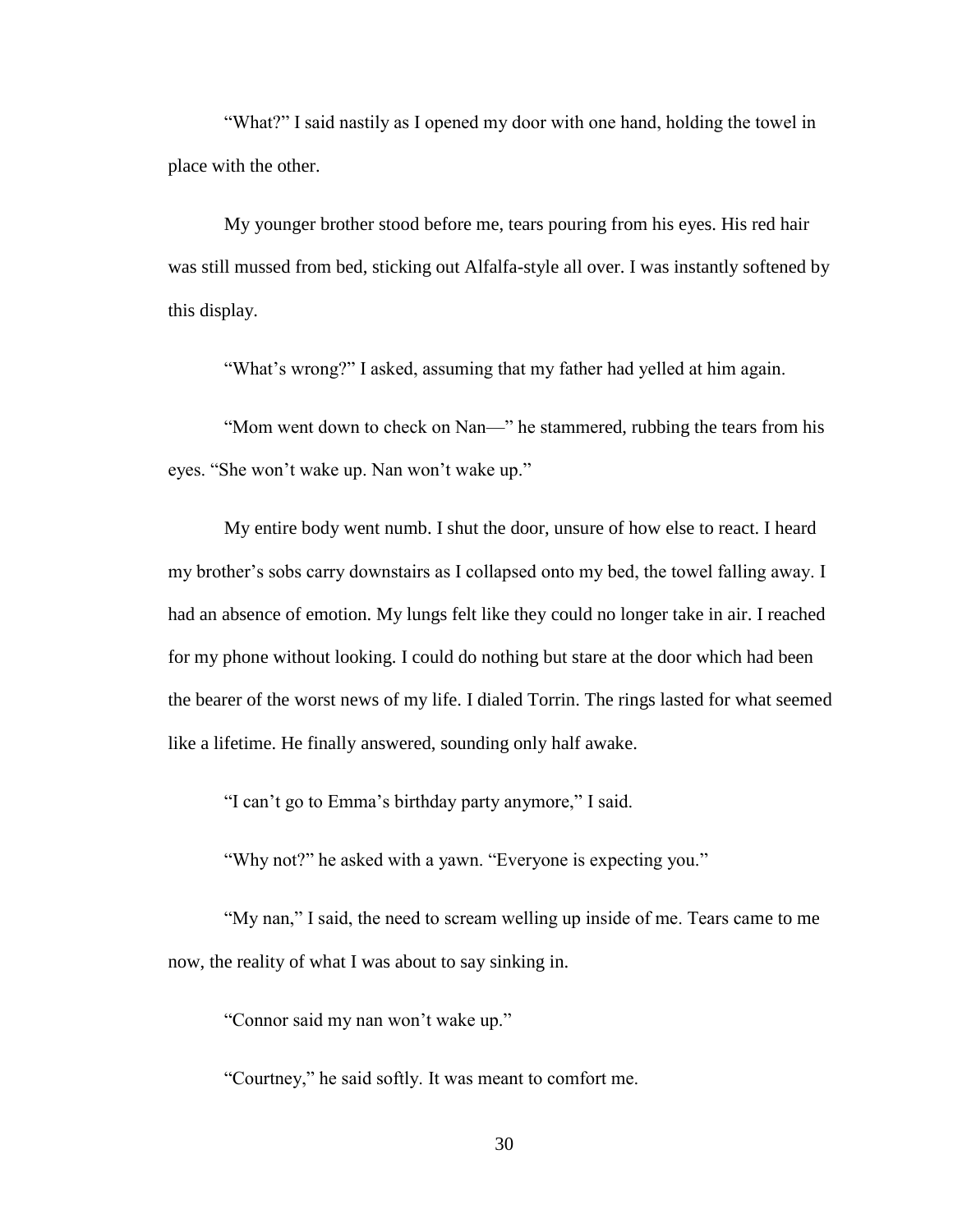"What?" I said nastily as I opened my door with one hand, holding the towel in place with the other.

My younger brother stood before me, tears pouring from his eyes. His red hair was still mussed from bed, sticking out Alfalfa-style all over. I was instantly softened by this display.

"What's wrong?" I asked, assuming that my father had yelled at him again.

"Mom went down to check on Nan—" he stammered, rubbing the tears from his eyes. "She won't wake up. Nan won't wake up."

My entire body went numb. I shut the door, unsure of how else to react. I heard my brother's sobs carry downstairs as I collapsed onto my bed, the towel falling away. I had an absence of emotion. My lungs felt like they could no longer take in air. I reached for my phone without looking. I could do nothing but stare at the door which had been the bearer of the worst news of my life. I dialed Torrin. The rings lasted for what seemed like a lifetime. He finally answered, sounding only half awake.

"I can't go to Emma's birthday party anymore," I said.

"Why not?" he asked with a yawn. "Everyone is expecting you."

"My nan," I said, the need to scream welling up inside of me. Tears came to me now, the reality of what I was about to say sinking in.

"Connor said my nan won't wake up."

"Courtney," he said softly. It was meant to comfort me.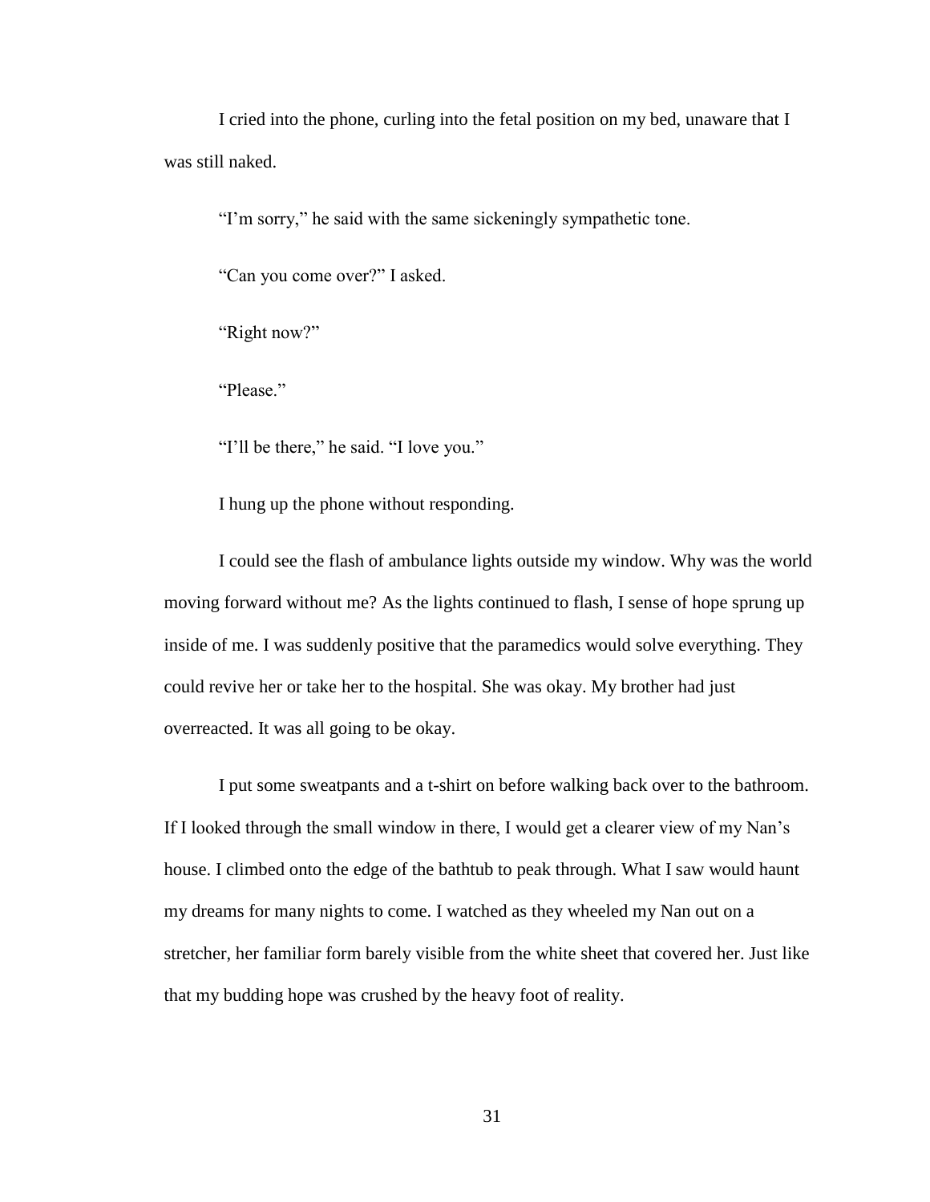I cried into the phone, curling into the fetal position on my bed, unaware that I was still naked.

"I'm sorry," he said with the same sickeningly sympathetic tone.

"Can you come over?" I asked.

"Right now?"

"Please."

"I'll be there," he said. "I love you."

I hung up the phone without responding.

I could see the flash of ambulance lights outside my window. Why was the world moving forward without me? As the lights continued to flash, I sense of hope sprung up inside of me. I was suddenly positive that the paramedics would solve everything. They could revive her or take her to the hospital. She was okay. My brother had just overreacted. It was all going to be okay.

I put some sweatpants and a t-shirt on before walking back over to the bathroom. If I looked through the small window in there, I would get a clearer view of my Nan's house. I climbed onto the edge of the bathtub to peak through. What I saw would haunt my dreams for many nights to come. I watched as they wheeled my Nan out on a stretcher, her familiar form barely visible from the white sheet that covered her. Just like that my budding hope was crushed by the heavy foot of reality.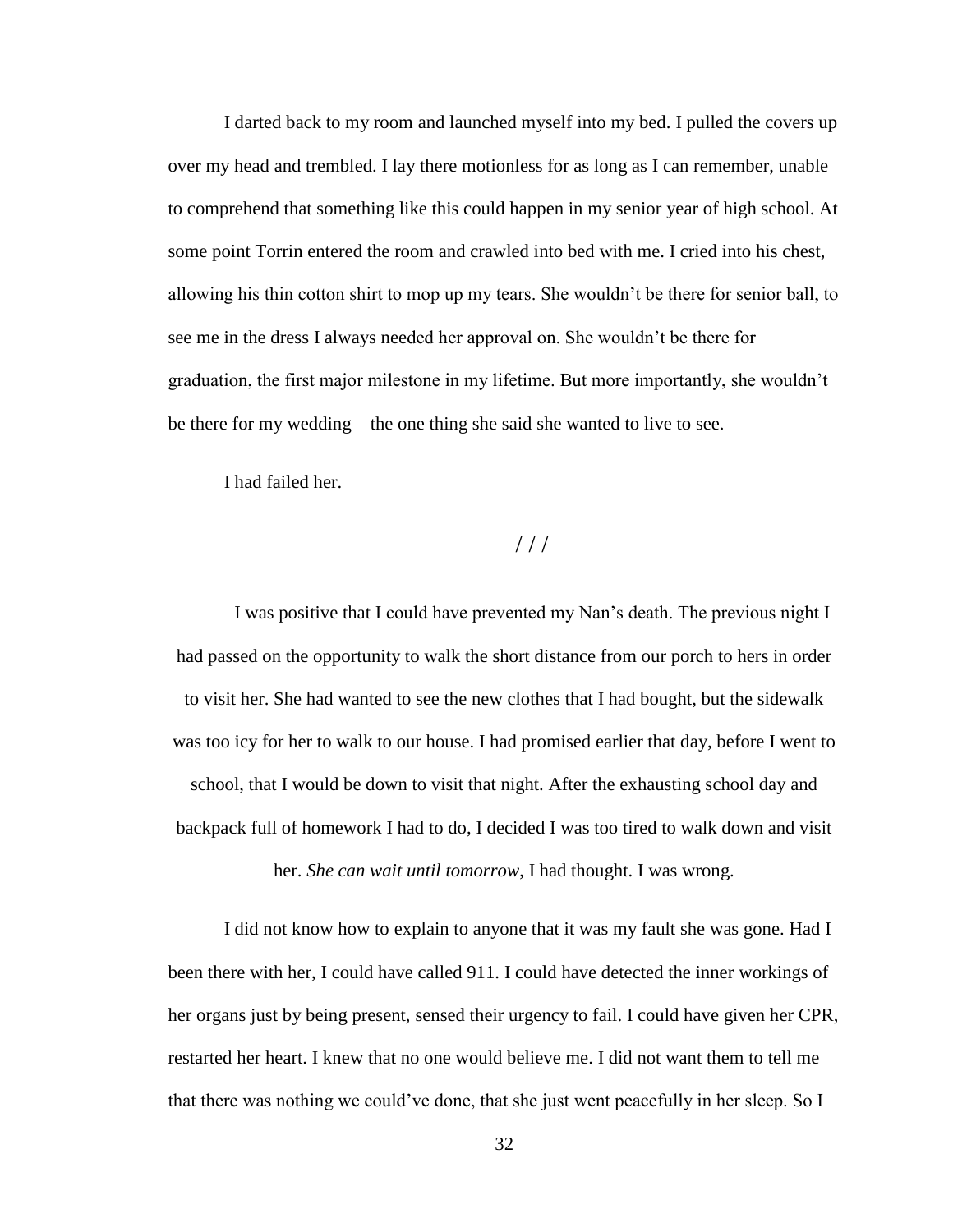I darted back to my room and launched myself into my bed. I pulled the covers up over my head and trembled. I lay there motionless for as long as I can remember, unable to comprehend that something like this could happen in my senior year of high school. At some point Torrin entered the room and crawled into bed with me. I cried into his chest, allowing his thin cotton shirt to mop up my tears. She wouldn't be there for senior ball, to see me in the dress I always needed her approval on. She wouldn't be there for graduation, the first major milestone in my lifetime. But more importantly, she wouldn't be there for my wedding—the one thing she said she wanted to live to see.

I had failed her.

/ / /

I was positive that I could have prevented my Nan's death. The previous night I had passed on the opportunity to walk the short distance from our porch to hers in order to visit her. She had wanted to see the new clothes that I had bought, but the sidewalk was too icy for her to walk to our house. I had promised earlier that day, before I went to school, that I would be down to visit that night. After the exhausting school day and backpack full of homework I had to do, I decided I was too tired to walk down and visit her. *She can wait until tomorrow*, I had thought. I was wrong.

I did not know how to explain to anyone that it was my fault she was gone. Had I been there with her, I could have called 911. I could have detected the inner workings of her organs just by being present, sensed their urgency to fail. I could have given her CPR, restarted her heart. I knew that no one would believe me. I did not want them to tell me that there was nothing we could've done, that she just went peacefully in her sleep. So I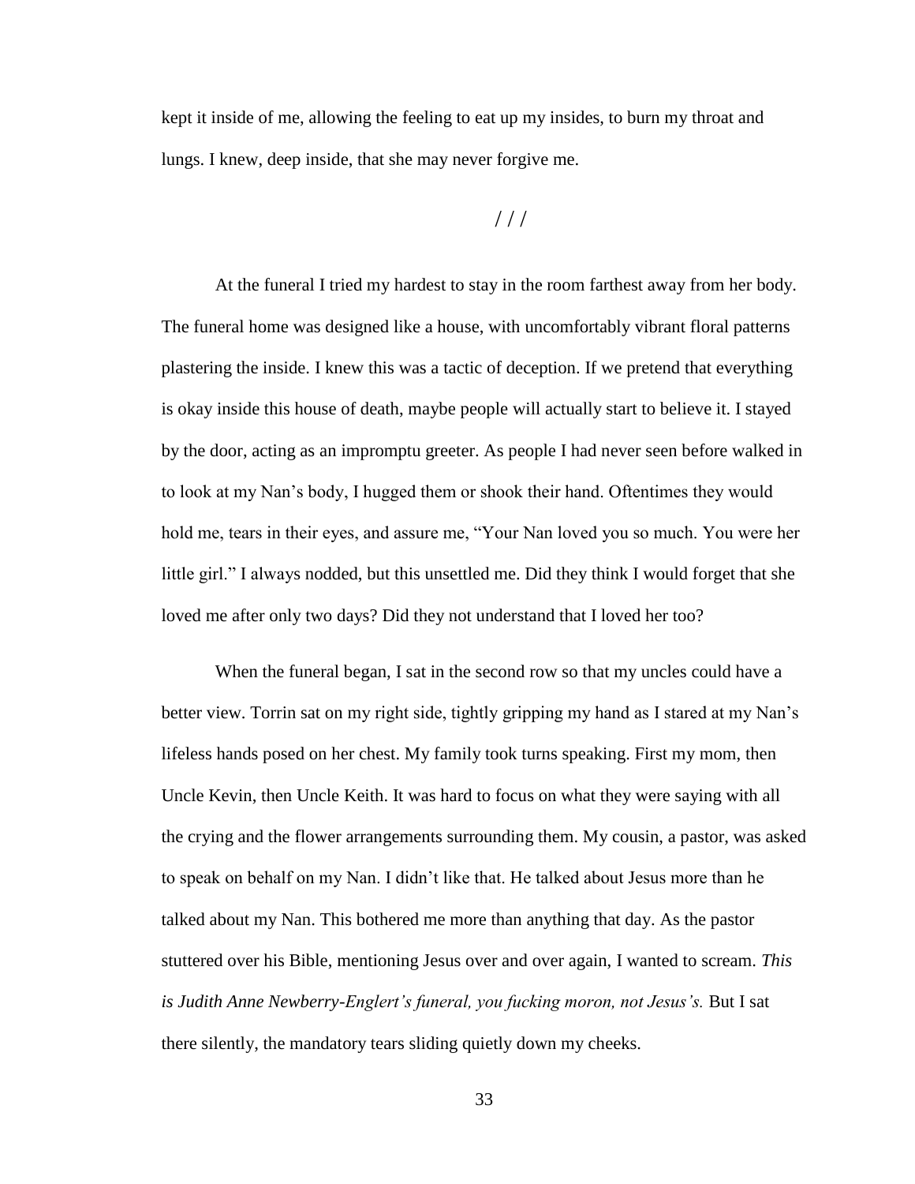kept it inside of me, allowing the feeling to eat up my insides, to burn my throat and lungs. I knew, deep inside, that she may never forgive me.

/ / /

At the funeral I tried my hardest to stay in the room farthest away from her body. The funeral home was designed like a house, with uncomfortably vibrant floral patterns plastering the inside. I knew this was a tactic of deception. If we pretend that everything is okay inside this house of death, maybe people will actually start to believe it. I stayed by the door, acting as an impromptu greeter. As people I had never seen before walked in to look at my Nan's body, I hugged them or shook their hand. Oftentimes they would hold me, tears in their eyes, and assure me, "Your Nan loved you so much. You were her little girl." I always nodded, but this unsettled me. Did they think I would forget that she loved me after only two days? Did they not understand that I loved her too?

When the funeral began, I sat in the second row so that my uncles could have a better view. Torrin sat on my right side, tightly gripping my hand as I stared at my Nan's lifeless hands posed on her chest. My family took turns speaking. First my mom, then Uncle Kevin, then Uncle Keith. It was hard to focus on what they were saying with all the crying and the flower arrangements surrounding them. My cousin, a pastor, was asked to speak on behalf on my Nan. I didn't like that. He talked about Jesus more than he talked about my Nan. This bothered me more than anything that day. As the pastor stuttered over his Bible, mentioning Jesus over and over again, I wanted to scream. *This is Judith Anne Newberry-Englert's funeral, you fucking moron, not Jesus's.* But I sat there silently, the mandatory tears sliding quietly down my cheeks.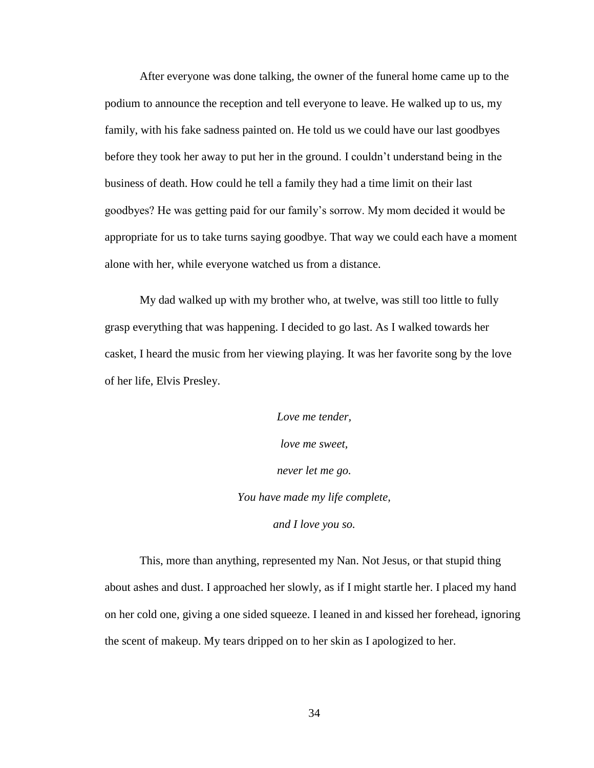After everyone was done talking, the owner of the funeral home came up to the podium to announce the reception and tell everyone to leave. He walked up to us, my family, with his fake sadness painted on. He told us we could have our last goodbyes before they took her away to put her in the ground. I couldn't understand being in the business of death. How could he tell a family they had a time limit on their last goodbyes? He was getting paid for our family's sorrow. My mom decided it would be appropriate for us to take turns saying goodbye. That way we could each have a moment alone with her, while everyone watched us from a distance.

My dad walked up with my brother who, at twelve, was still too little to fully grasp everything that was happening. I decided to go last. As I walked towards her casket, I heard the music from her viewing playing. It was her favorite song by the love of her life, Elvis Presley.

*Love me tender,*

*love me sweet,*

*never let me go.*

*You have made my life complete,*

*and I love you so.*

This, more than anything, represented my Nan. Not Jesus, or that stupid thing about ashes and dust. I approached her slowly, as if I might startle her. I placed my hand on her cold one, giving a one sided squeeze. I leaned in and kissed her forehead, ignoring the scent of makeup. My tears dripped on to her skin as I apologized to her.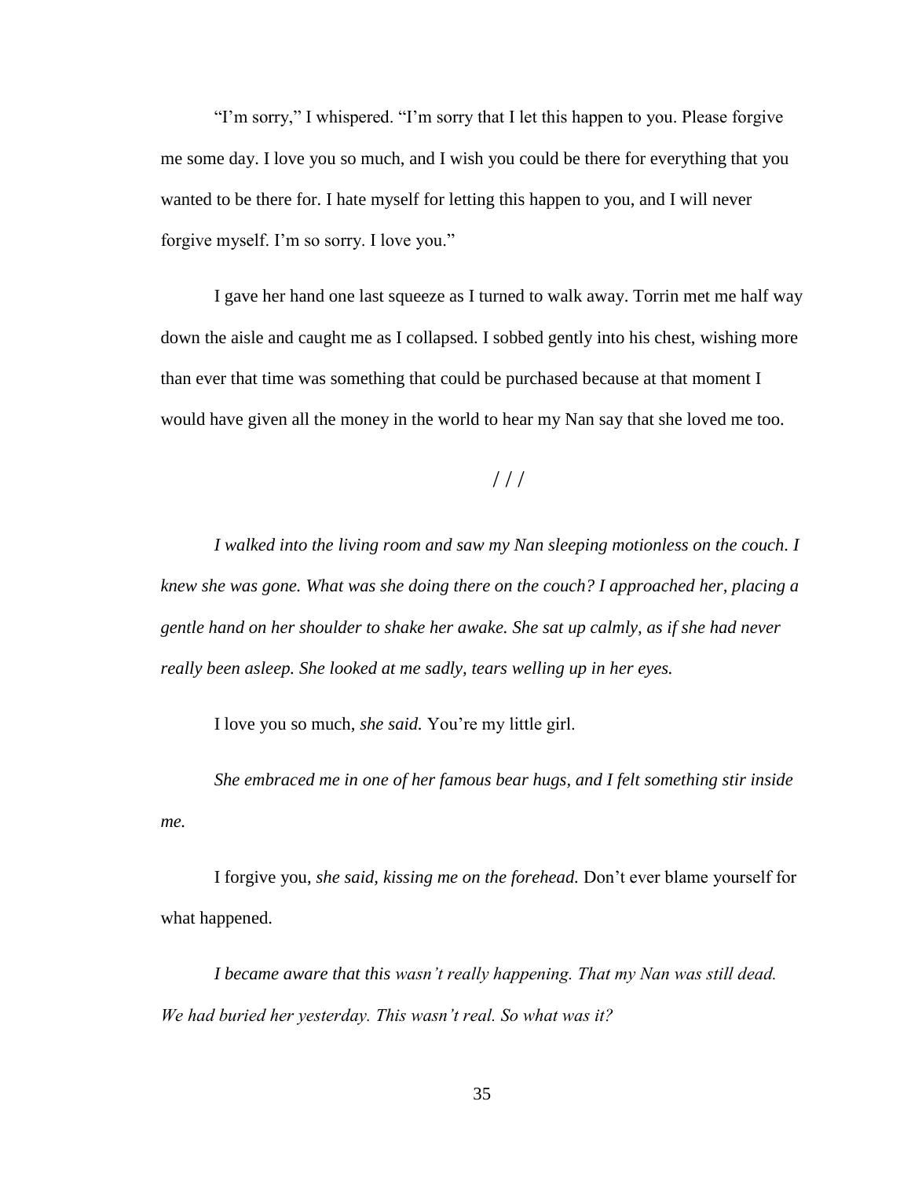"I'm sorry," I whispered. "I'm sorry that I let this happen to you. Please forgive me some day. I love you so much, and I wish you could be there for everything that you wanted to be there for. I hate myself for letting this happen to you, and I will never forgive myself. I'm so sorry. I love you."

I gave her hand one last squeeze as I turned to walk away. Torrin met me half way down the aisle and caught me as I collapsed. I sobbed gently into his chest, wishing more than ever that time was something that could be purchased because at that moment I would have given all the money in the world to hear my Nan say that she loved me too.

/ / /

*I walked into the living room and saw my Nan sleeping motionless on the couch. I knew she was gone. What was she doing there on the couch? I approached her, placing a gentle hand on her shoulder to shake her awake. She sat up calmly, as if she had never really been asleep. She looked at me sadly, tears welling up in her eyes.*

I love you so much, *she said.* You're my little girl.

*She embraced me in one of her famous bear hugs, and I felt something stir inside me.*

I forgive you, *she said, kissing me on the forehead.* Don't ever blame yourself for what happened.

*I became aware that this wasn't really happening. That my Nan was still dead. We had buried her yesterday. This wasn't real. So what was it?*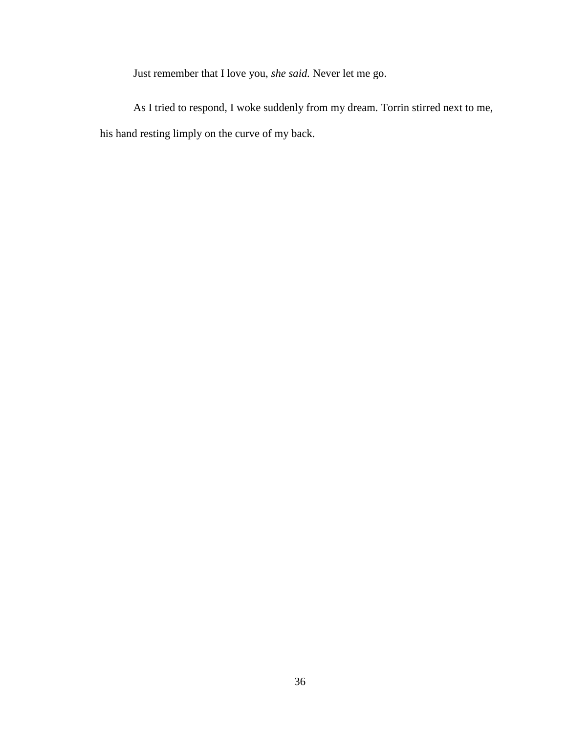Just remember that I love you, *she said.* Never let me go.

As I tried to respond, I woke suddenly from my dream. Torrin stirred next to me, his hand resting limply on the curve of my back.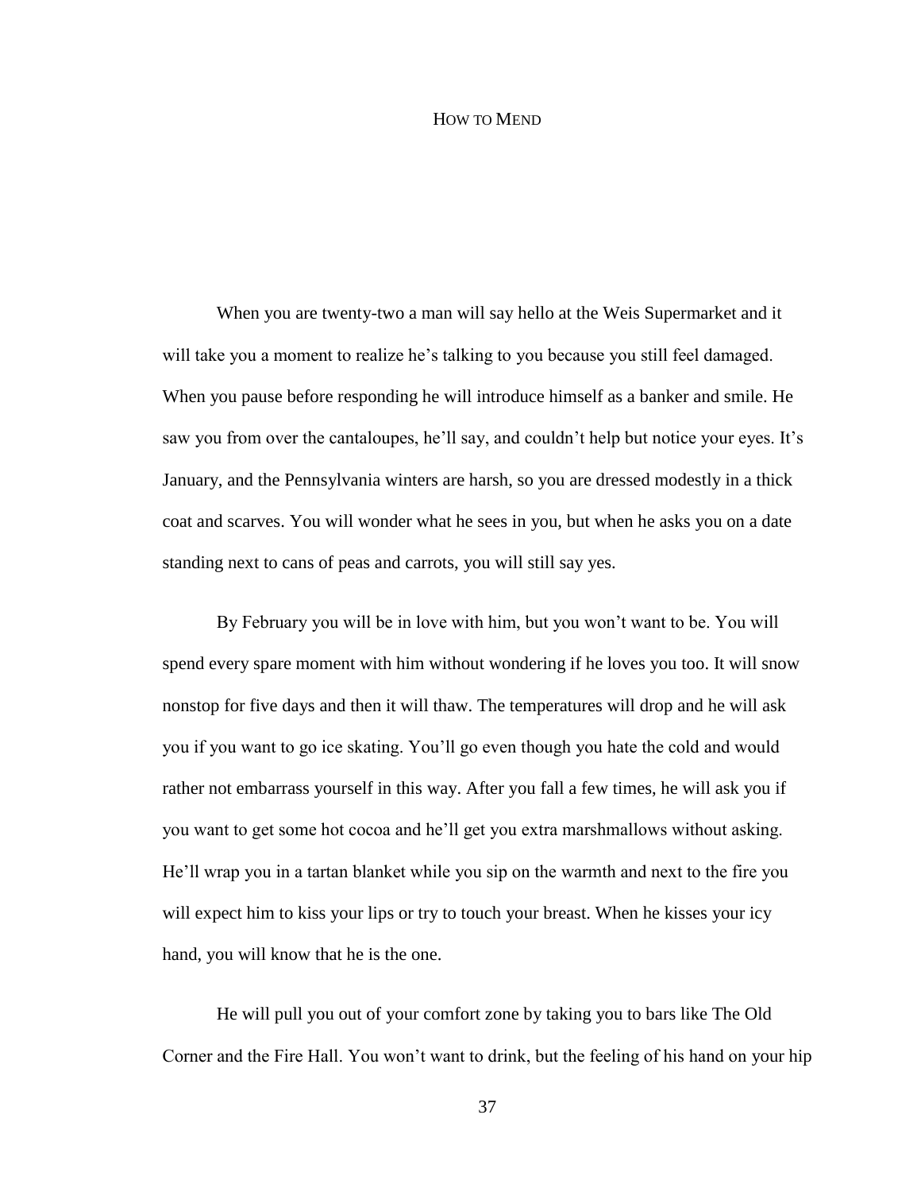# How to Mend

When you are twenty-two a man will say hello at the Weis Supermarket and it will take you a moment to realize he's talking to you because you still feel damaged. When you pause before responding he will introduce himself as a banker and smile. He saw you from over the cantaloupes, he'll say, and couldn't help but notice your eyes. It's January, and the Pennsylvania winters are harsh, so you are dressed modestly in a thick coat and scarves. You will wonder what he sees in you, but when he asks you on a date standing next to cans of peas and carrots, you will still say yes.

By February you will be in love with him, but you won't want to be. You will spend every spare moment with him without wondering if he loves you too. It will snow nonstop for five days and then it will thaw. The temperatures will drop and he will ask you if you want to go ice skating. You'll go even though you hate the cold and would rather not embarrass yourself in this way. After you fall a few times, he will ask you if you want to get some hot cocoa and he'll get you extra marshmallows without asking. He'll wrap you in a tartan blanket while you sip on the warmth and next to the fire you will expect him to kiss your lips or try to touch your breast. When he kisses your icy hand, you will know that he is the one.

He will pull you out of your comfort zone by taking you to bars like The Old Corner and the Fire Hall. You won't want to drink, but the feeling of his hand on your hip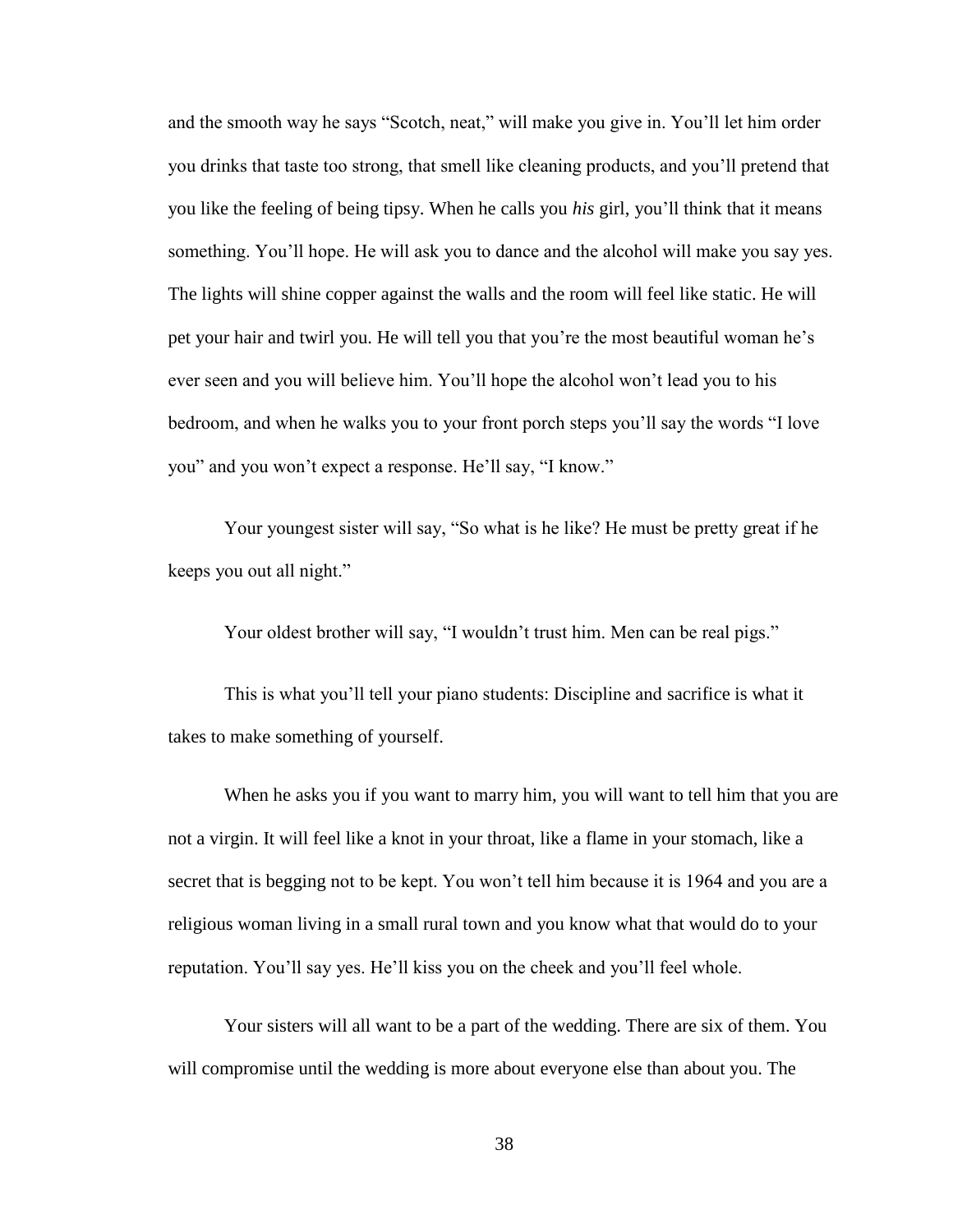and the smooth way he says "Scotch, neat," will make you give in. You'll let him order you drinks that taste too strong, that smell like cleaning products, and you'll pretend that you like the feeling of being tipsy. When he calls you *his* girl, you'll think that it means something. You'll hope. He will ask you to dance and the alcohol will make you say yes. The lights will shine copper against the walls and the room will feel like static. He will pet your hair and twirl you. He will tell you that you're the most beautiful woman he's ever seen and you will believe him. You'll hope the alcohol won't lead you to his bedroom, and when he walks you to your front porch steps you'll say the words "I love you" and you won't expect a response. He'll say, "I know."

Your youngest sister will say, "So what is he like? He must be pretty great if he keeps you out all night."

Your oldest brother will say, "I wouldn't trust him. Men can be real pigs."

This is what you'll tell your piano students: Discipline and sacrifice is what it takes to make something of yourself.

When he asks you if you want to marry him, you will want to tell him that you are not a virgin. It will feel like a knot in your throat, like a flame in your stomach, like a secret that is begging not to be kept. You won't tell him because it is 1964 and you are a religious woman living in a small rural town and you know what that would do to your reputation. You'll say yes. He'll kiss you on the cheek and you'll feel whole.

Your sisters will all want to be a part of the wedding. There are six of them. You will compromise until the wedding is more about everyone else than about you. The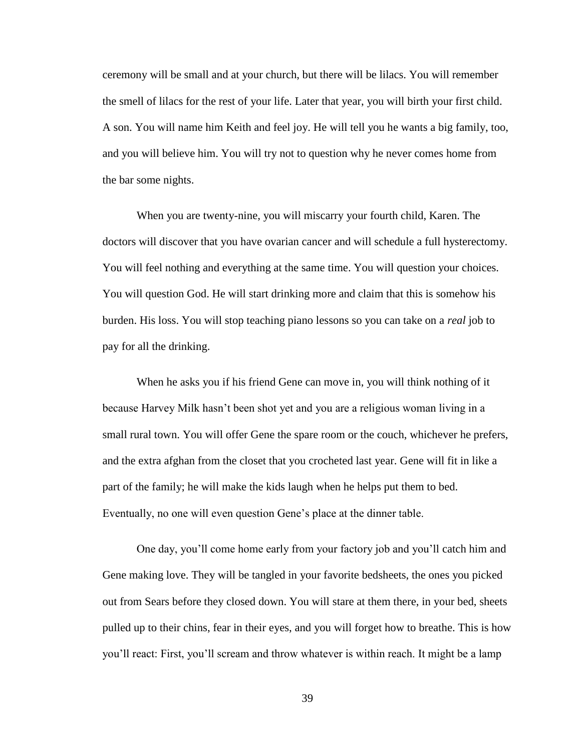ceremony will be small and at your church, but there will be lilacs. You will remember the smell of lilacs for the rest of your life. Later that year, you will birth your first child. A son. You will name him Keith and feel joy. He will tell you he wants a big family, too, and you will believe him. You will try not to question why he never comes home from the bar some nights.

When you are twenty-nine, you will miscarry your fourth child, Karen. The doctors will discover that you have ovarian cancer and will schedule a full hysterectomy. You will feel nothing and everything at the same time. You will question your choices. You will question God. He will start drinking more and claim that this is somehow his burden. His loss. You will stop teaching piano lessons so you can take on a *real* job to pay for all the drinking.

When he asks you if his friend Gene can move in, you will think nothing of it because Harvey Milk hasn't been shot yet and you are a religious woman living in a small rural town. You will offer Gene the spare room or the couch, whichever he prefers, and the extra afghan from the closet that you crocheted last year. Gene will fit in like a part of the family; he will make the kids laugh when he helps put them to bed. Eventually, no one will even question Gene's place at the dinner table.

One day, you'll come home early from your factory job and you'll catch him and Gene making love. They will be tangled in your favorite bedsheets, the ones you picked out from Sears before they closed down. You will stare at them there, in your bed, sheets pulled up to their chins, fear in their eyes, and you will forget how to breathe. This is how you'll react: First, you'll scream and throw whatever is within reach. It might be a lamp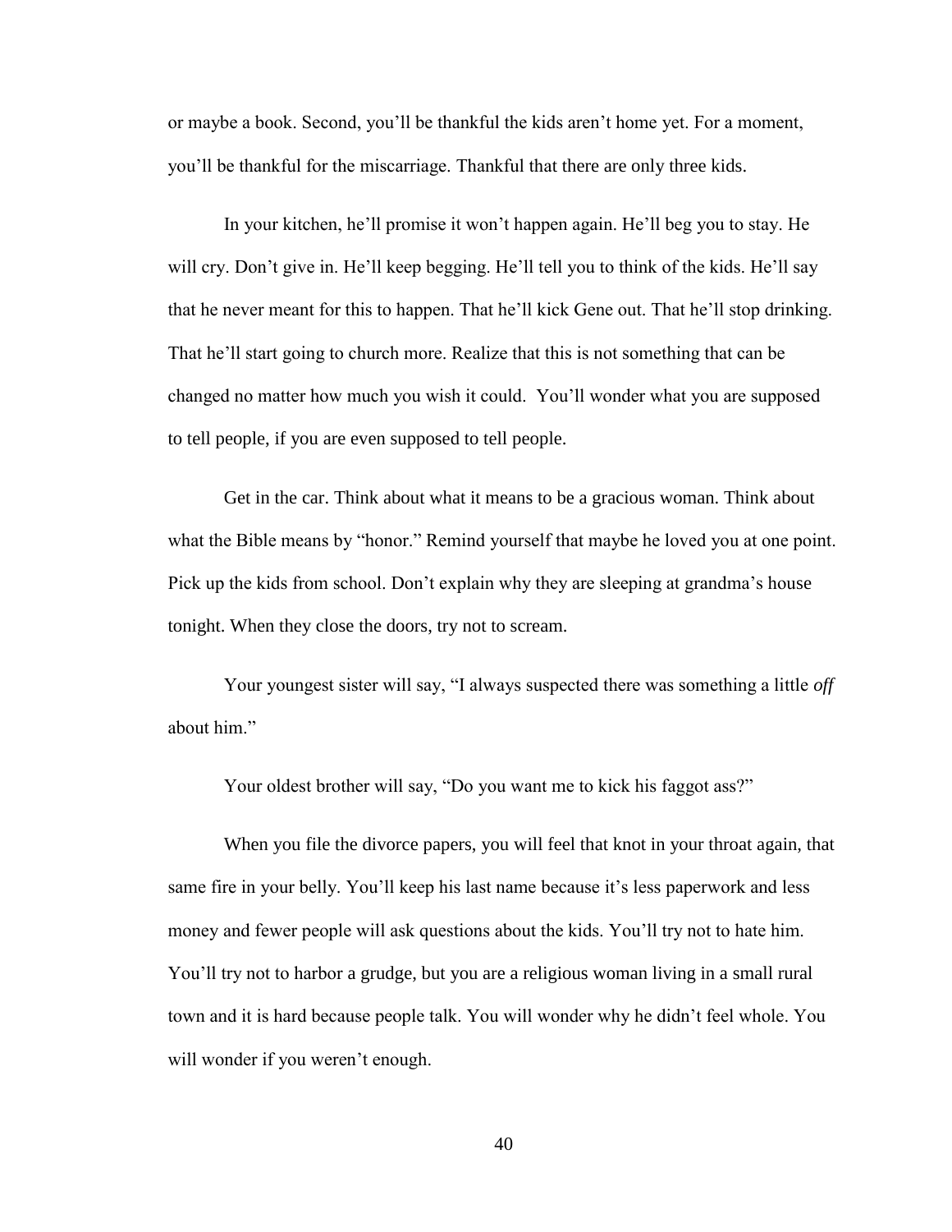or maybe a book. Second, you'll be thankful the kids aren't home yet. For a moment, you'll be thankful for the miscarriage. Thankful that there are only three kids.

In your kitchen, he'll promise it won't happen again. He'll beg you to stay. He will cry. Don't give in. He'll keep begging. He'll tell you to think of the kids. He'll say that he never meant for this to happen. That he'll kick Gene out. That he'll stop drinking. That he'll start going to church more. Realize that this is not something that can be changed no matter how much you wish it could. You'll wonder what you are supposed to tell people, if you are even supposed to tell people.

Get in the car. Think about what it means to be a gracious woman. Think about what the Bible means by "honor." Remind yourself that maybe he loved you at one point. Pick up the kids from school. Don't explain why they are sleeping at grandma's house tonight. When they close the doors, try not to scream.

Your youngest sister will say, "I always suspected there was something a little *off* about him."

Your oldest brother will say, "Do you want me to kick his faggot ass?"

When you file the divorce papers, you will feel that knot in your throat again, that same fire in your belly. You'll keep his last name because it's less paperwork and less money and fewer people will ask questions about the kids. You'll try not to hate him. You'll try not to harbor a grudge, but you are a religious woman living in a small rural town and it is hard because people talk. You will wonder why he didn't feel whole. You will wonder if you weren't enough.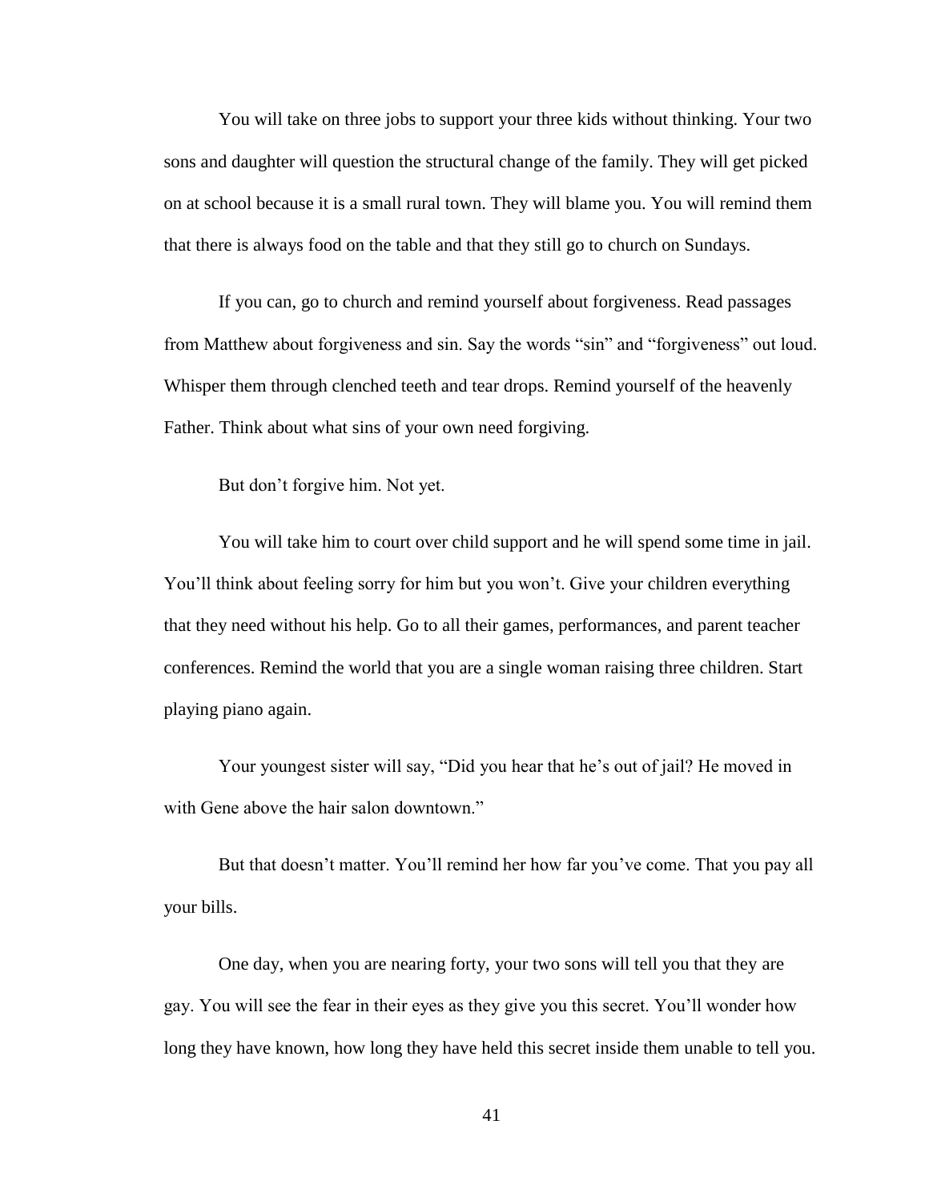You will take on three jobs to support your three kids without thinking. Your two sons and daughter will question the structural change of the family. They will get picked on at school because it is a small rural town. They will blame you. You will remind them that there is always food on the table and that they still go to church on Sundays.

If you can, go to church and remind yourself about forgiveness. Read passages from Matthew about forgiveness and sin. Say the words "sin" and "forgiveness" out loud. Whisper them through clenched teeth and tear drops. Remind yourself of the heavenly Father. Think about what sins of your own need forgiving.

But don't forgive him. Not yet.

You will take him to court over child support and he will spend some time in jail. You'll think about feeling sorry for him but you won't. Give your children everything that they need without his help. Go to all their games, performances, and parent teacher conferences. Remind the world that you are a single woman raising three children. Start playing piano again.

Your youngest sister will say, "Did you hear that he's out of jail? He moved in with Gene above the hair salon downtown."

But that doesn't matter. You'll remind her how far you've come. That you pay all your bills.

One day, when you are nearing forty, your two sons will tell you that they are gay. You will see the fear in their eyes as they give you this secret. You'll wonder how long they have known, how long they have held this secret inside them unable to tell you.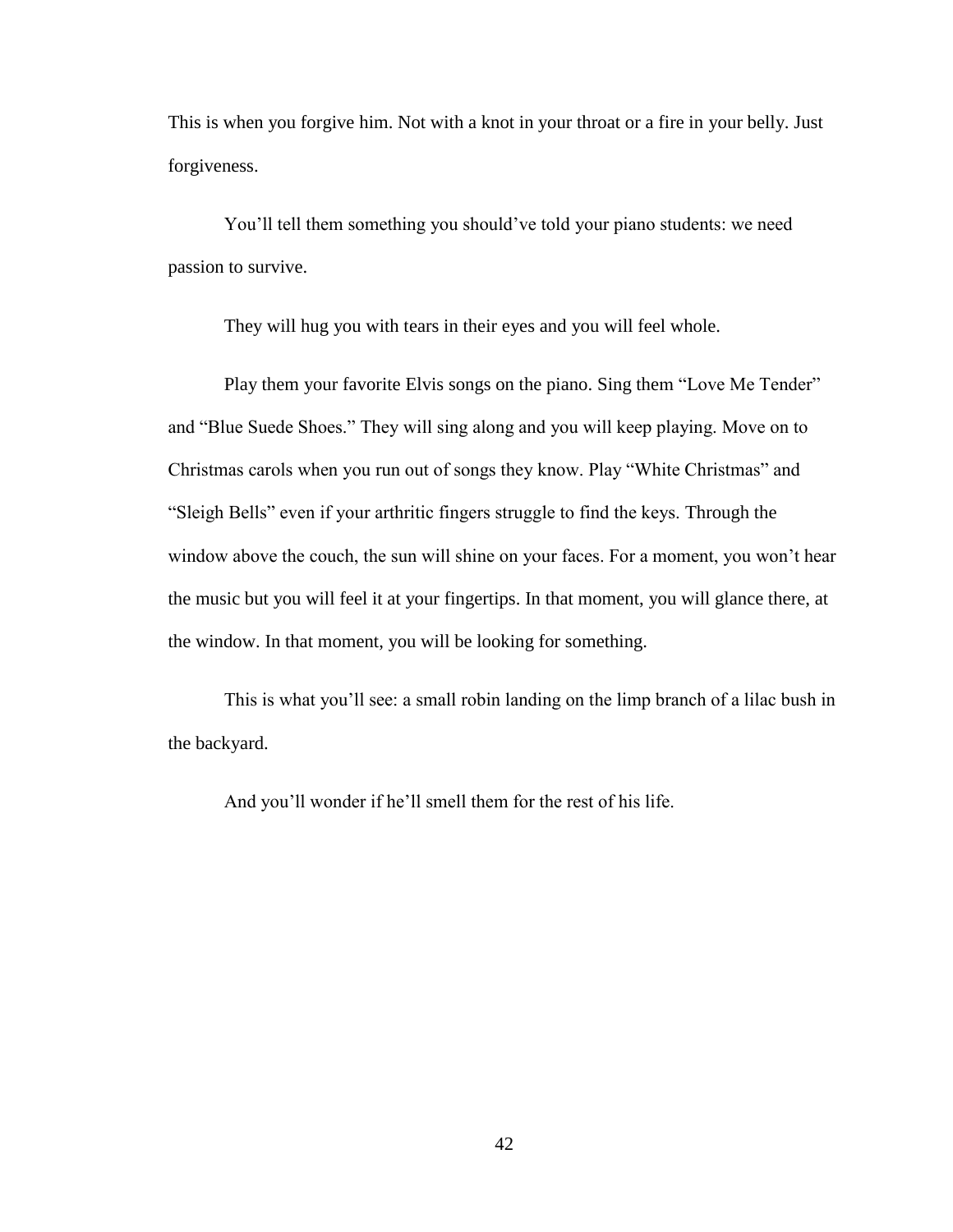This is when you forgive him. Not with a knot in your throat or a fire in your belly. Just forgiveness.

You'll tell them something you should've told your piano students: we need passion to survive.

They will hug you with tears in their eyes and you will feel whole.

Play them your favorite Elvis songs on the piano. Sing them "Love Me Tender" and "Blue Suede Shoes." They will sing along and you will keep playing. Move on to Christmas carols when you run out of songs they know. Play "White Christmas" and "Sleigh Bells" even if your arthritic fingers struggle to find the keys. Through the window above the couch, the sun will shine on your faces. For a moment, you won't hear the music but you will feel it at your fingertips. In that moment, you will glance there, at the window. In that moment, you will be looking for something.

This is what you'll see: a small robin landing on the limp branch of a lilac bush in the backyard.

And you'll wonder if he'll smell them for the rest of his life.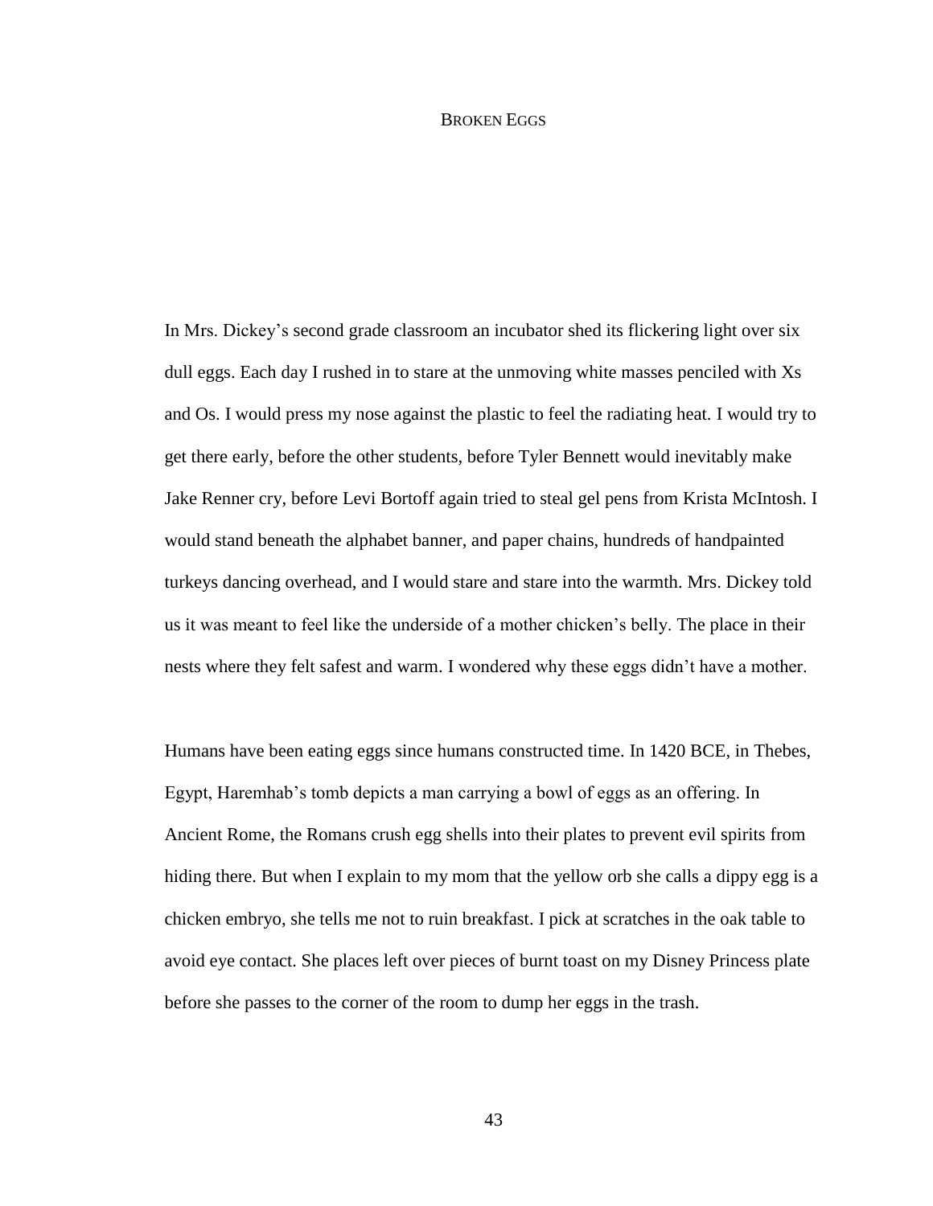# Broken Eggs

In Mrs. Dickey's second grade classroom an incubator shed its flickering light over six dull eggs. Each day I rushed in to stare at the unmoving white masses penciled with Xs and Os. I would press my nose against the plastic to feel the radiating heat. I would try to get there early, before the other students, before Tyler Bennett would inevitably make Jake Renner cry, before Levi Bortoff again tried to steal gel pens from Krista McIntosh. I would stand beneath the alphabet banner, and paper chains, hundreds of handpainted turkeys dancing overhead, and I would stare and stare into the warmth. Mrs. Dickey told us it was meant to feel like the underside of a mother chicken's belly. The place in their nests where they felt safest and warm. I wondered why these eggs didn't have a mother.

Humans have been eating eggs since humans constructed time. In 1420 BCE, in Thebes, Egypt, Haremhab's tomb depicts a man carrying a bowl of eggs as an offering. In Ancient Rome, the Romans crush egg shells into their plates to prevent evil spirits from hiding there. But when I explain to my mom that the yellow orb she calls a dippy egg is a chicken embryo, she tells me not to ruin breakfast. I pick at scratches in the oak table to avoid eye contact. She places left over pieces of burnt toast on my Disney Princess plate before she passes to the corner of the room to dump her eggs in the trash.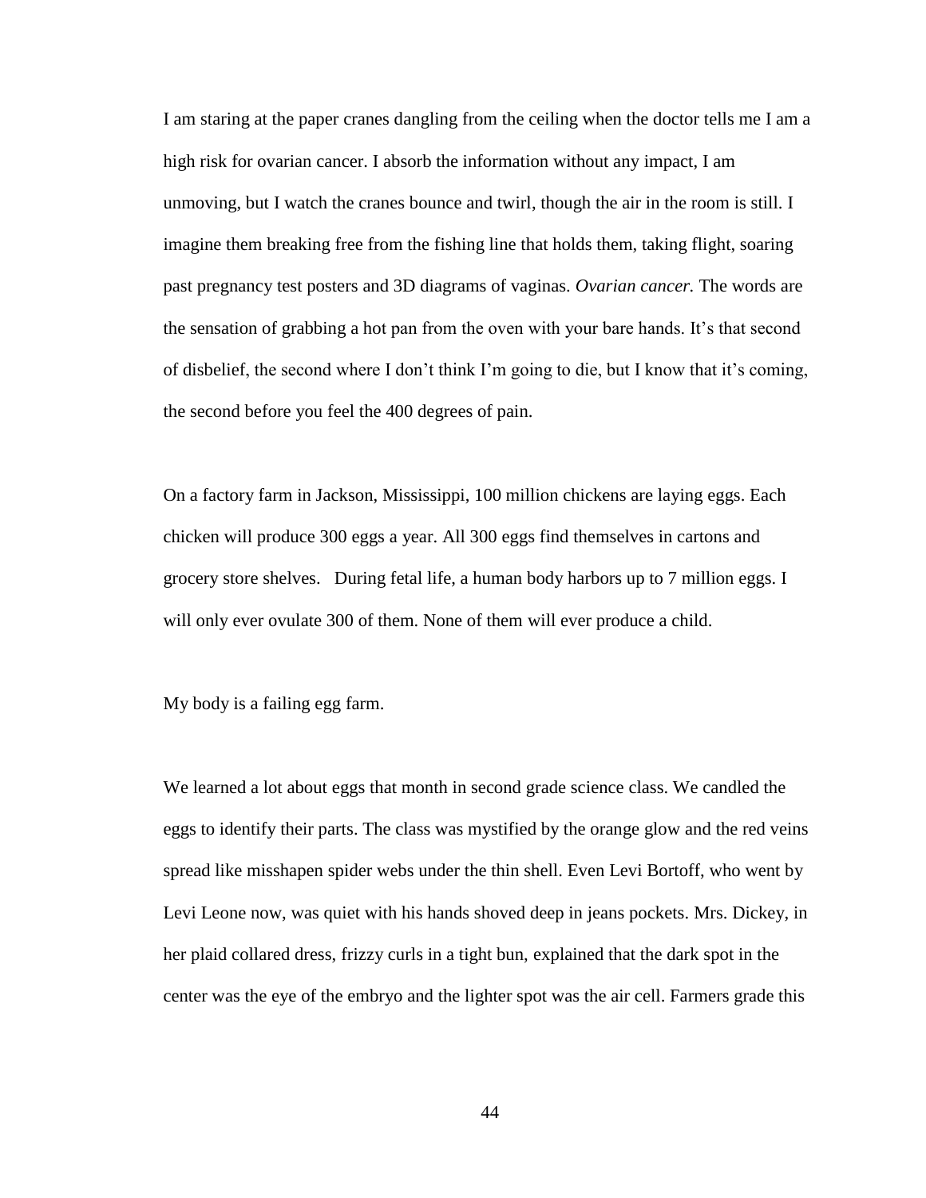I am staring at the paper cranes dangling from the ceiling when the doctor tells me I am a high risk for ovarian cancer. I absorb the information without any impact, I am unmoving, but I watch the cranes bounce and twirl, though the air in the room is still. I imagine them breaking free from the fishing line that holds them, taking flight, soaring past pregnancy test posters and 3D diagrams of vaginas. *Ovarian cancer.* The words are the sensation of grabbing a hot pan from the oven with your bare hands. It's that second of disbelief, the second where I don't think I'm going to die, but I know that it's coming, the second before you feel the 400 degrees of pain.

On a factory farm in Jackson, Mississippi, 100 million chickens are laying eggs. Each chicken will produce 300 eggs a year. All 300 eggs find themselves in cartons and grocery store shelves. During fetal life, a human body harbors up to 7 million eggs. I will only ever ovulate 300 of them. None of them will ever produce a child.

My body is a failing egg farm.

We learned a lot about eggs that month in second grade science class. We candled the eggs to identify their parts. The class was mystified by the orange glow and the red veins spread like misshapen spider webs under the thin shell. Even Levi Bortoff, who went by Levi Leone now, was quiet with his hands shoved deep in jeans pockets. Mrs. Dickey, in her plaid collared dress, frizzy curls in a tight bun, explained that the dark spot in the center was the eye of the embryo and the lighter spot was the air cell. Farmers grade this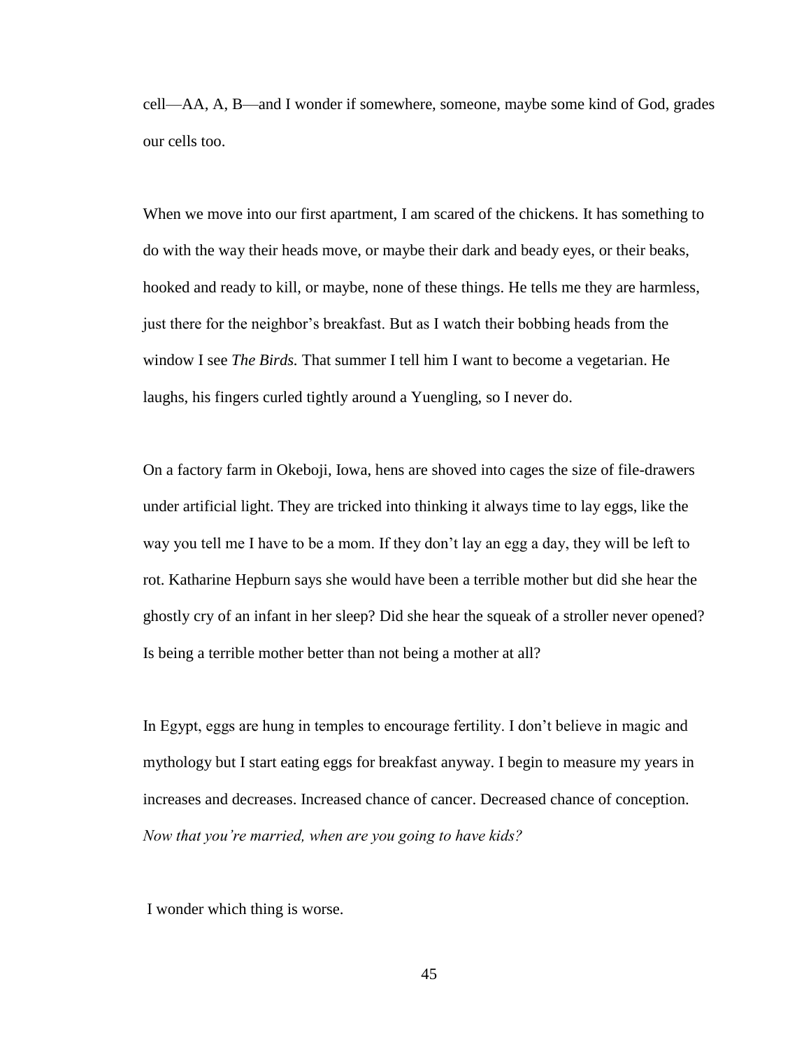cell—AA, A, B—and I wonder if somewhere, someone, maybe some kind of God, grades our cells too.

When we move into our first apartment, I am scared of the chickens. It has something to do with the way their heads move, or maybe their dark and beady eyes, or their beaks, hooked and ready to kill, or maybe, none of these things. He tells me they are harmless, just there for the neighbor's breakfast. But as I watch their bobbing heads from the window I see *The Birds.* That summer I tell him I want to become a vegetarian. He laughs, his fingers curled tightly around a Yuengling, so I never do.

On a factory farm in Okeboji, Iowa, hens are shoved into cages the size of file-drawers under artificial light. They are tricked into thinking it always time to lay eggs, like the way you tell me I have to be a mom. If they don't lay an egg a day, they will be left to rot. Katharine Hepburn says she would have been a terrible mother but did she hear the ghostly cry of an infant in her sleep? Did she hear the squeak of a stroller never opened? Is being a terrible mother better than not being a mother at all?

In Egypt, eggs are hung in temples to encourage fertility. I don't believe in magic and mythology but I start eating eggs for breakfast anyway. I begin to measure my years in increases and decreases. Increased chance of cancer. Decreased chance of conception. *Now that you're married, when are you going to have kids?*

I wonder which thing is worse.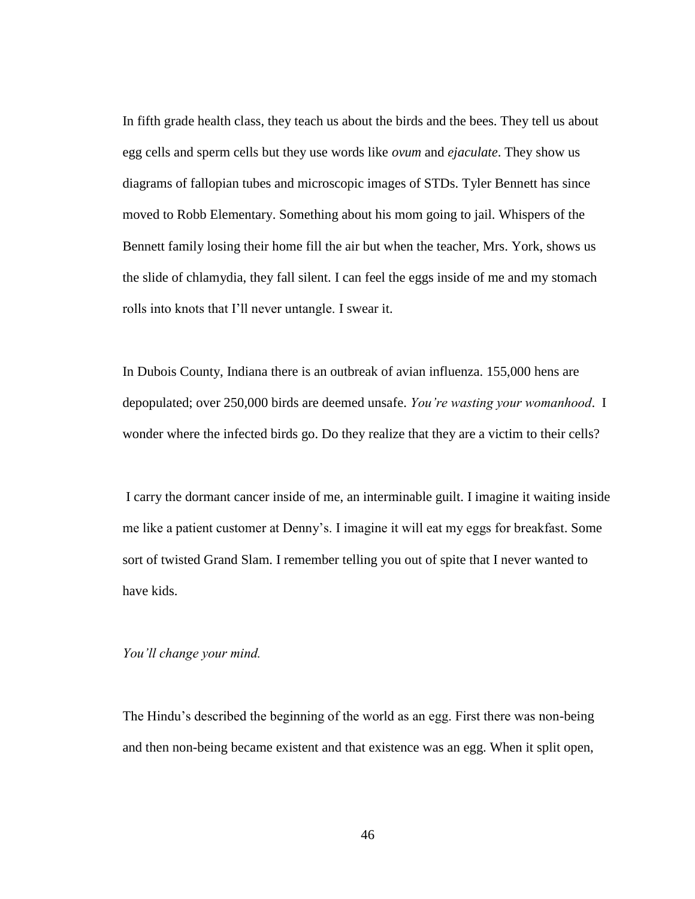In fifth grade health class, they teach us about the birds and the bees. They tell us about egg cells and sperm cells but they use words like *ovum* and *ejaculate*. They show us diagrams of fallopian tubes and microscopic images of STDs. Tyler Bennett has since moved to Robb Elementary. Something about his mom going to jail. Whispers of the Bennett family losing their home fill the air but when the teacher, Mrs. York, shows us the slide of chlamydia, they fall silent. I can feel the eggs inside of me and my stomach rolls into knots that I'll never untangle. I swear it.

In Dubois County, Indiana there is an outbreak of avian influenza. 155,000 hens are depopulated; over 250,000 birds are deemed unsafe. *You're wasting your womanhood*. I wonder where the infected birds go. Do they realize that they are a victim to their cells?

I carry the dormant cancer inside of me, an interminable guilt. I imagine it waiting inside me like a patient customer at Denny's. I imagine it will eat my eggs for breakfast. Some sort of twisted Grand Slam. I remember telling you out of spite that I never wanted to have kids.

*You'll change your mind.*

The Hindu's described the beginning of the world as an egg. First there was non-being and then non-being became existent and that existence was an egg. When it split open,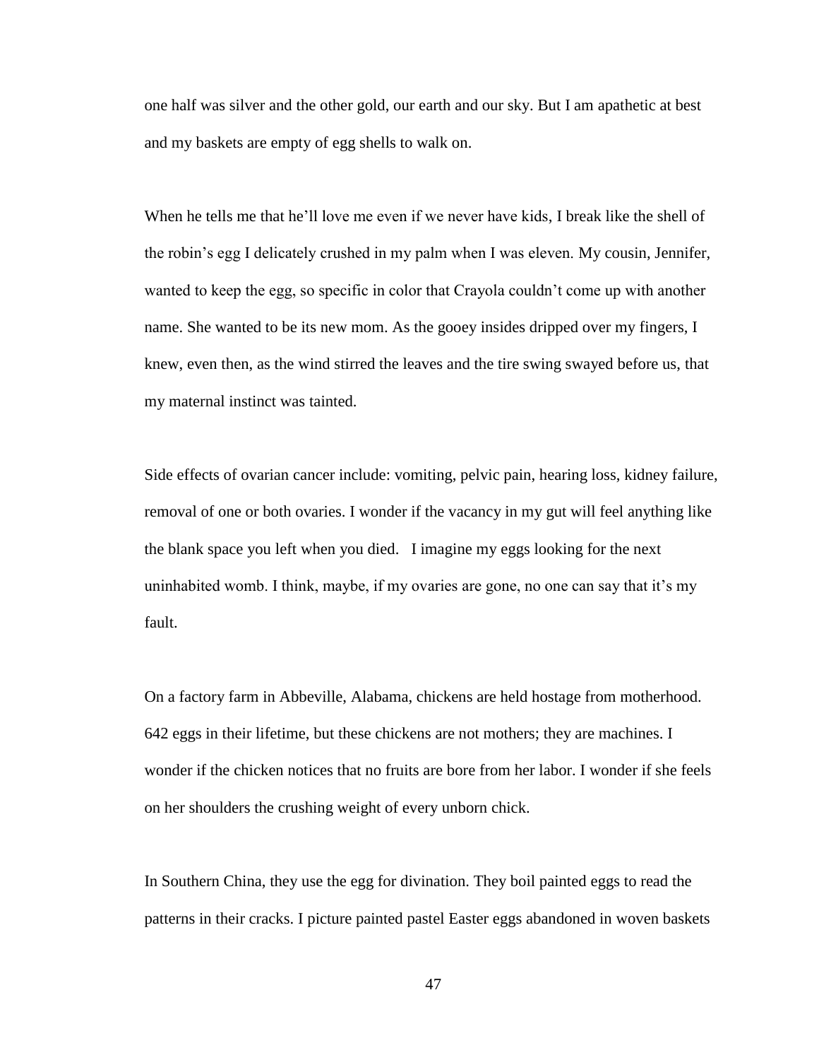one half was silver and the other gold, our earth and our sky. But I am apathetic at best and my baskets are empty of egg shells to walk on.

When he tells me that he'll love me even if we never have kids, I break like the shell of the robin's egg I delicately crushed in my palm when I was eleven. My cousin, Jennifer, wanted to keep the egg, so specific in color that Crayola couldn't come up with another name. She wanted to be its new mom. As the gooey insides dripped over my fingers, I knew, even then, as the wind stirred the leaves and the tire swing swayed before us, that my maternal instinct was tainted.

Side effects of ovarian cancer include: vomiting, pelvic pain, hearing loss, kidney failure, removal of one or both ovaries. I wonder if the vacancy in my gut will feel anything like the blank space you left when you died. I imagine my eggs looking for the next uninhabited womb. I think, maybe, if my ovaries are gone, no one can say that it's my fault.

On a factory farm in Abbeville, Alabama, chickens are held hostage from motherhood. 642 eggs in their lifetime, but these chickens are not mothers; they are machines. I wonder if the chicken notices that no fruits are bore from her labor. I wonder if she feels on her shoulders the crushing weight of every unborn chick.

In Southern China, they use the egg for divination. They boil painted eggs to read the patterns in their cracks. I picture painted pastel Easter eggs abandoned in woven baskets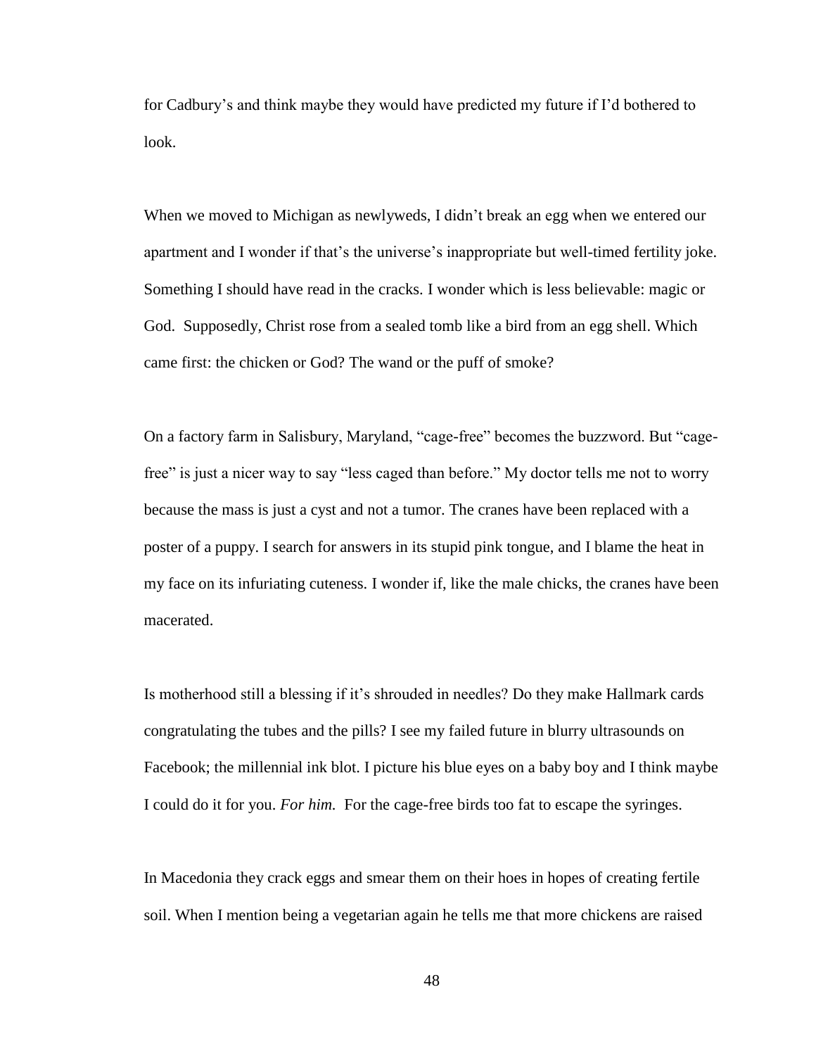for Cadbury's and think maybe they would have predicted my future if I'd bothered to look.

When we moved to Michigan as newlyweds, I didn't break an egg when we entered our apartment and I wonder if that's the universe's inappropriate but well-timed fertility joke. Something I should have read in the cracks. I wonder which is less believable: magic or God. Supposedly, Christ rose from a sealed tomb like a bird from an egg shell. Which came first: the chicken or God? The wand or the puff of smoke?

On a factory farm in Salisbury, Maryland, "cage-free" becomes the buzzword. But "cage-free" is just a nicer way to say "less caged than before." My doctor tells me not to worry because the mass is just a cyst and not a tumor. The cranes have been replaced with a poster of a puppy. I search for answers in its stupid pink tongue, and I blame the heat in my face on its infuriating cuteness. I wonder if, like the male chicks, the cranes have been macerated.

Is motherhood still a blessing if it's shrouded in needles? Do they make Hallmark cards congratulating the tubes and the pills? I see my failed future in blurry ultrasounds on Facebook; the millennial ink blot. I picture his blue eyes on a baby boy and I think maybe I could do it for you. *For him.* For the cage-free birds too fat to escape the syringes.

In Macedonia they crack eggs and smear them on their hoes in hopes of creating fertile soil. When I mention being a vegetarian again he tells me that more chickens are raised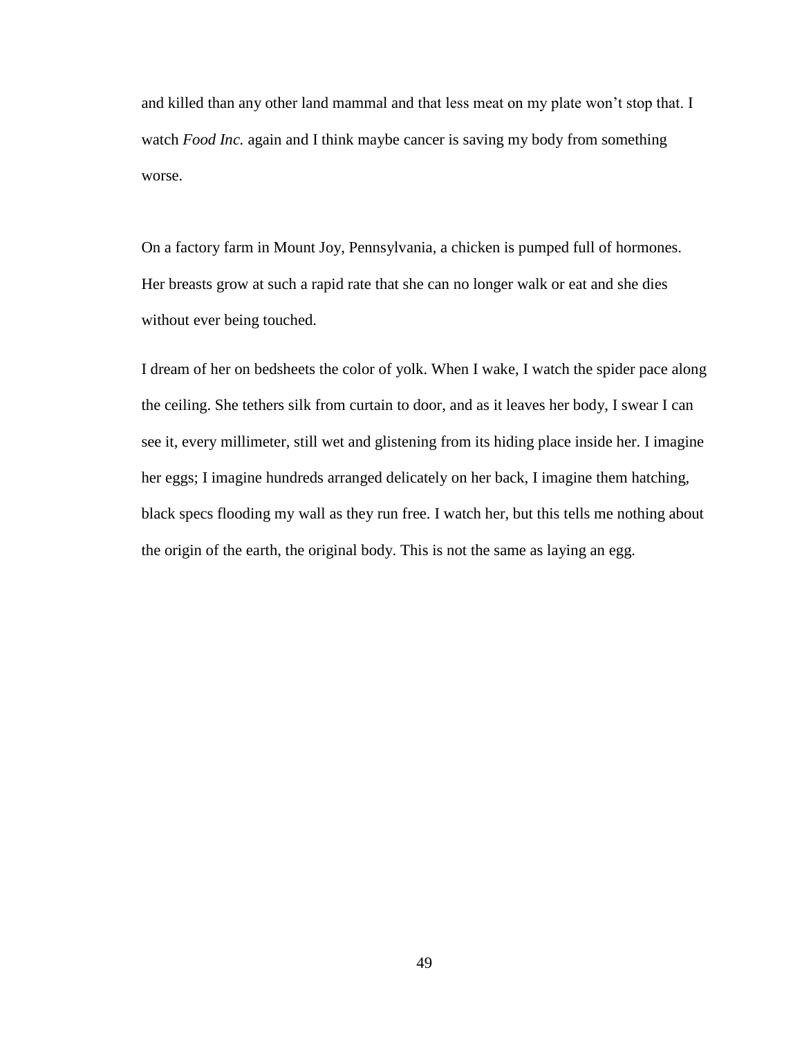and killed than any other land mammal and that less meat on my plate won't stop that. I watch *Food Inc.* again and I think maybe cancer is saving my body from something worse.

On a factory farm in Mount Joy, Pennsylvania, a chicken is pumped full of hormones. Her breasts grow at such a rapid rate that she can no longer walk or eat and she dies without ever being touched.

I dream of her on bedsheets the color of yolk. When I wake, I watch the spider pace along the ceiling. She tethers silk from curtain to door, and as it leaves her body, I swear I can see it, every millimeter, still wet and glistening from its hiding place inside her. I imagine her eggs; I imagine hundreds arranged delicately on her back, I imagine them hatching, black specs flooding my wall as they run free. I watch her, but this tells me nothing about the origin of the earth, the original body. This is not the same as laying an egg.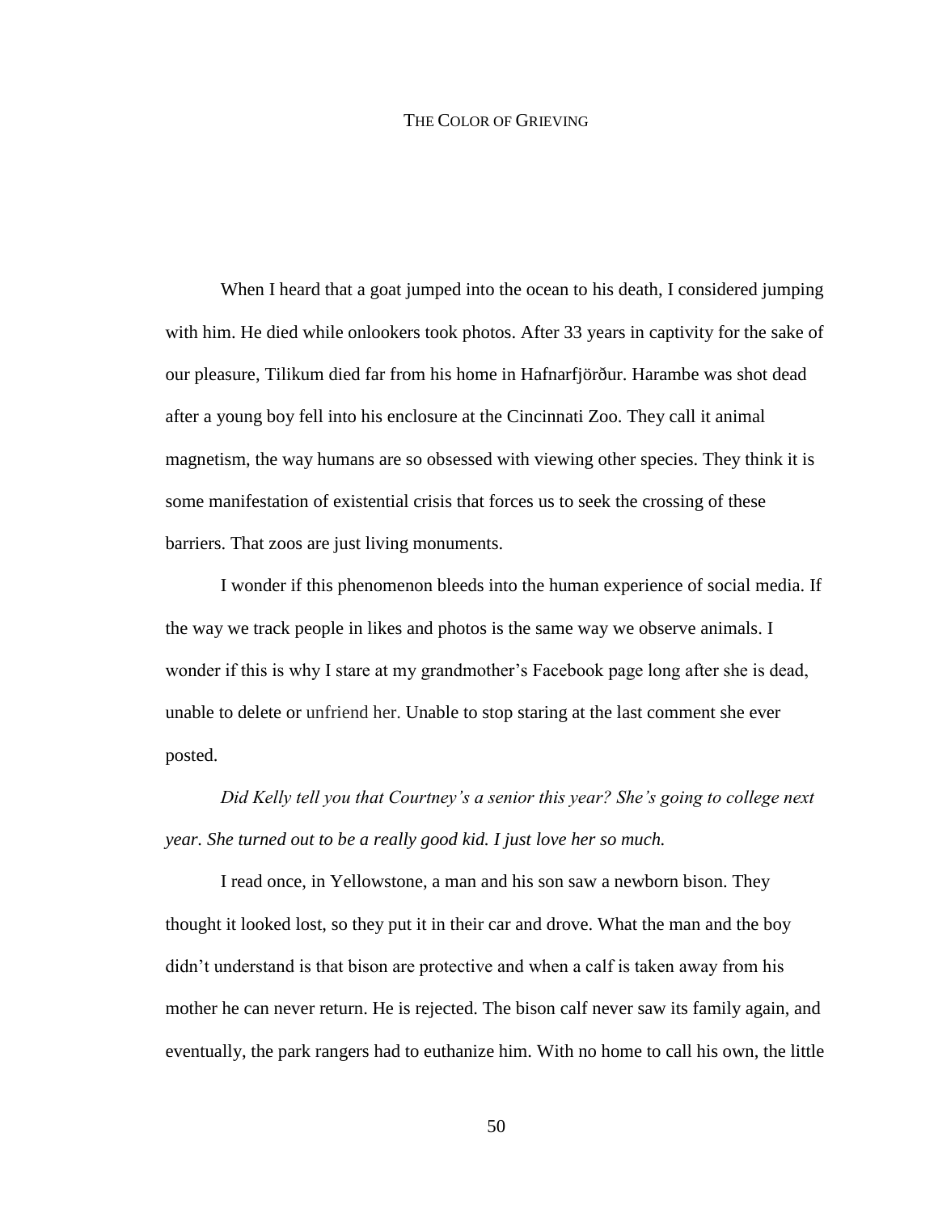# The Color of Grieving

When I heard that a goat jumped into the ocean to his death, I considered jumping with him. He died while onlookers took photos. After 33 years in captivity for the sake of our pleasure, Tilikum died far from his home in Hafnarfjörður. Harambe was shot dead after a young boy fell into his enclosure at the Cincinnati Zoo. They call it animal magnetism, the way humans are so obsessed with viewing other species. They think it is some manifestation of existential crisis that forces us to seek the crossing of these barriers. That zoos are just living monuments.

I wonder if this phenomenon bleeds into the human experience of social media. If the way we track people in likes and photos is the same way we observe animals. I wonder if this is why I stare at my grandmother's Facebook page long after she is dead, unable to delete or unfriend her. Unable to stop staring at the last comment she ever posted.

*Did Kelly tell you that Courtney's a senior this year? She's going to college next year. She turned out to be a really good kid. I just love her so much.*

I read once, in Yellowstone, a man and his son saw a newborn bison. They thought it looked lost, so they put it in their car and drove. What the man and the boy didn't understand is that bison are protective and when a calf is taken away from his mother he can never return. He is rejected. The bison calf never saw its family again, and eventually, the park rangers had to euthanize him. With no home to call his own, the little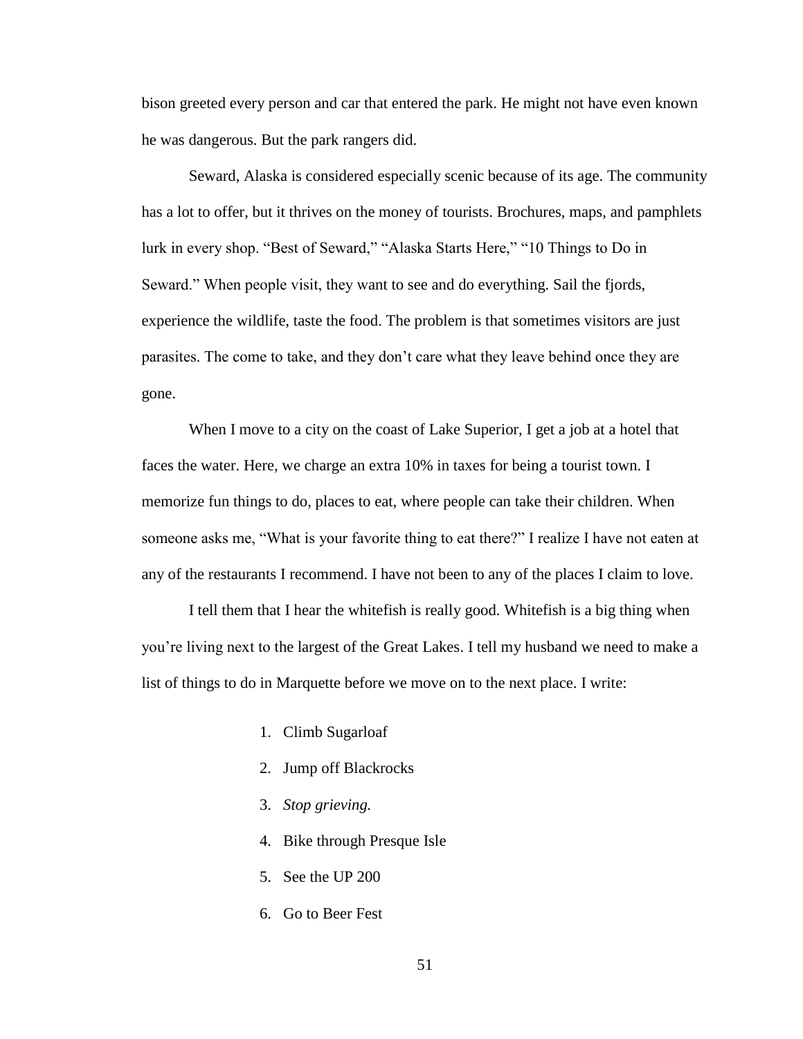bison greeted every person and car that entered the park. He might not have even known he was dangerous. But the park rangers did.

Seward, Alaska is considered especially scenic because of its age. The community has a lot to offer, but it thrives on the money of tourists. Brochures, maps, and pamphlets lurk in every shop. "Best of Seward," "Alaska Starts Here," "10 Things to Do in Seward." When people visit, they want to see and do everything. Sail the fjords, experience the wildlife, taste the food. The problem is that sometimes visitors are just parasites. The come to take, and they don't care what they leave behind once they are gone.

When I move to a city on the coast of Lake Superior, I get a job at a hotel that faces the water. Here, we charge an extra 10% in taxes for being a tourist town. I memorize fun things to do, places to eat, where people can take their children. When someone asks me, "What is your favorite thing to eat there?" I realize I have not eaten at any of the restaurants I recommend. I have not been to any of the places I claim to love.

I tell them that I hear the whitefish is really good. Whitefish is a big thing when you're living next to the largest of the Great Lakes. I tell my husband we need to make a list of things to do in Marquette before we move on to the next place. I write:

1. Climb Sugarloaf
2. Jump off Blackrocks
3. *Stop grieving.*
4. Bike through Presque Isle
5. See the UP 200
6. Go to Beer Fest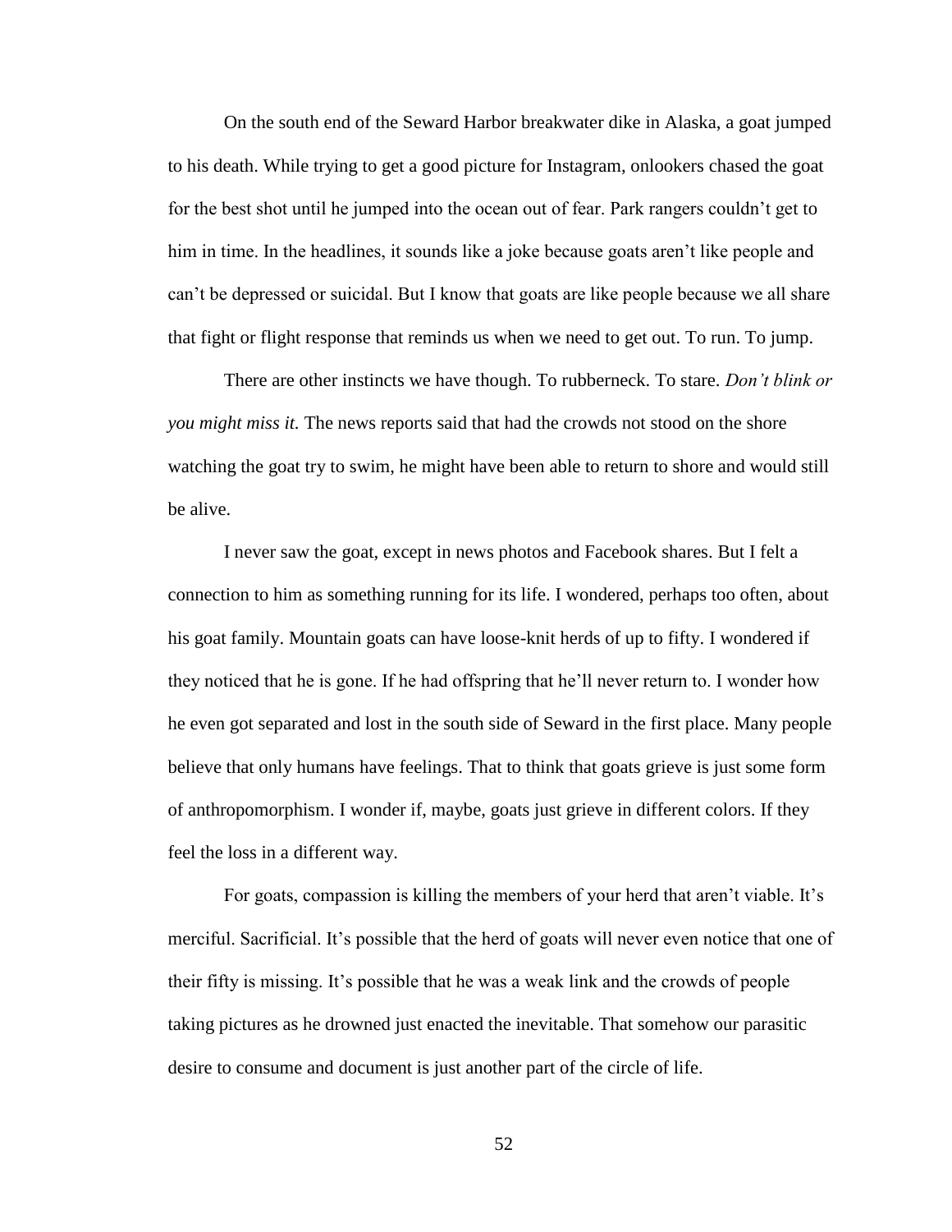On the south end of the Seward Harbor breakwater dike in Alaska, a goat jumped to his death. While trying to get a good picture for Instagram, onlookers chased the goat for the best shot until he jumped into the ocean out of fear. Park rangers couldn't get to him in time. In the headlines, it sounds like a joke because goats aren't like people and can't be depressed or suicidal. But I know that goats are like people because we all share that fight or flight response that reminds us when we need to get out. To run. To jump.

There are other instincts we have though. To rubberneck. To stare. *Don't blink or you might miss it.* The news reports said that had the crowds not stood on the shore watching the goat try to swim, he might have been able to return to shore and would still be alive.

I never saw the goat, except in news photos and Facebook shares. But I felt a connection to him as something running for its life. I wondered, perhaps too often, about his goat family. Mountain goats can have loose-knit herds of up to fifty. I wondered if they noticed that he is gone. If he had offspring that he'll never return to. I wonder how he even got separated and lost in the south side of Seward in the first place. Many people believe that only humans have feelings. That to think that goats grieve is just some form of anthropomorphism. I wonder if, maybe, goats just grieve in different colors. If they feel the loss in a different way.

For goats, compassion is killing the members of your herd that aren't viable. It's merciful. Sacrificial. It's possible that the herd of goats will never even notice that one of their fifty is missing. It's possible that he was a weak link and the crowds of people taking pictures as he drowned just enacted the inevitable. That somehow our parasitic desire to consume and document is just another part of the circle of life.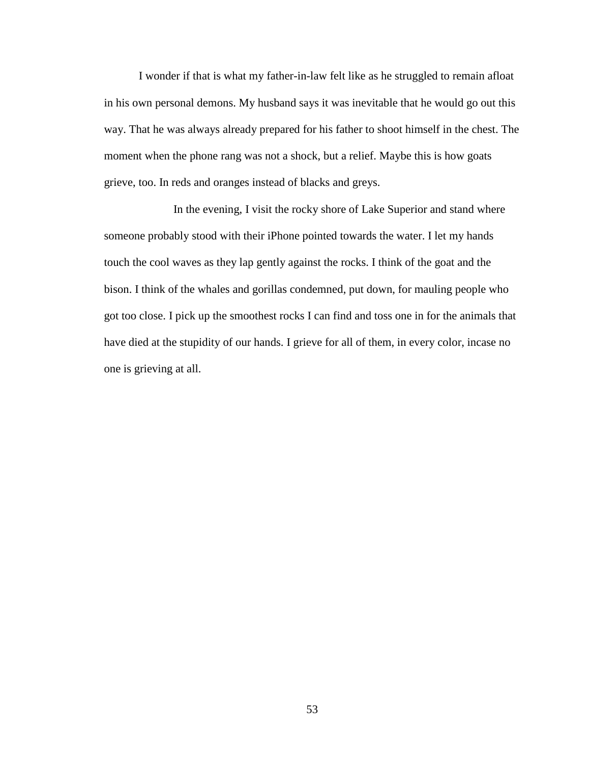I wonder if that is what my father-in-law felt like as he struggled to remain afloat in his own personal demons. My husband says it was inevitable that he would go out this way. That he was always already prepared for his father to shoot himself in the chest. The moment when the phone rang was not a shock, but a relief. Maybe this is how goats grieve, too. In reds and oranges instead of blacks and greys.

In the evening, I visit the rocky shore of Lake Superior and stand where someone probably stood with their iPhone pointed towards the water. I let my hands touch the cool waves as they lap gently against the rocks. I think of the goat and the bison. I think of the whales and gorillas condemned, put down, for mauling people who got too close. I pick up the smoothest rocks I can find and toss one in for the animals that have died at the stupidity of our hands. I grieve for all of them, in every color, incase no one is grieving at all.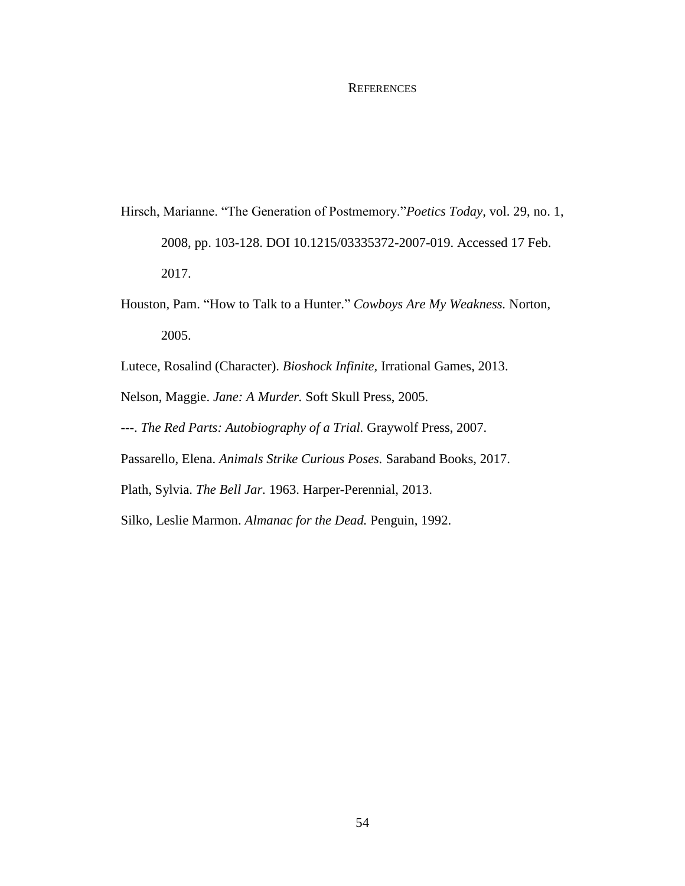# References

Hirsch, Marianne. “The Generation of Postmemory.”*Poetics Today*, vol. 29, no. 1, 2008, pp. 103-128. DOI 10.1215/03335372-2007-019. Accessed 17 Feb. 2017.

Houston, Pam. “How to Talk to a Hunter.” *Cowboys Are My Weakness.* Norton, 2005.

Lutece, Rosalind (Character). *Bioshock Infinite*, Irrational Games, 2013.

Nelson, Maggie. *Jane: A Murder.* Soft Skull Press, 2005.

---. *The Red Parts: Autobiography of a Trial*. Graywolf Press, 2007.

Passarello, Elena. *Animals Strike Curious Poses.* Saraband Books, 2017.

Plath, Sylvia. *The Bell Jar.* 1963. Harper-Perennial, 2013.

Silko, Leslie Marmon. *Almanac for the Dead.* Penguin, 1992.